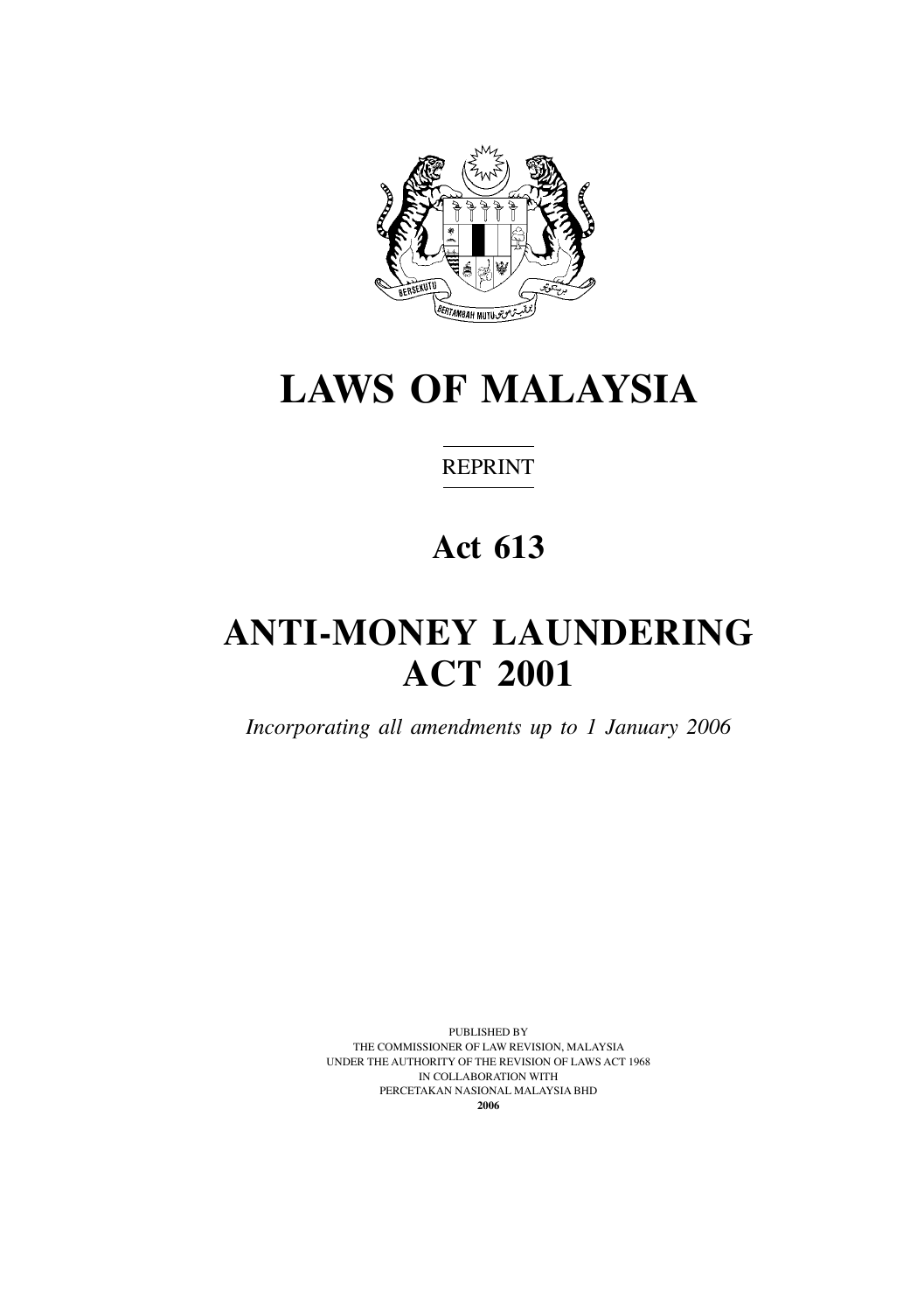# LAWS OF MALAYSIA

REPRINT

## Act 613

# ANTI-MONEY LAUNDERING ACT 2001

*Incorporating all amendments up to 1 January 2006*

PUBLISHED BY
THE COMMISSIONER OF LAW REVISION, MALAYSIA
UNDER THE AUTHORITY OF THE REVISION OF LAWS ACT 1968
IN COLLABORATION WITH
PERCETAKAN NASIONAL MALAYSIA BHD
**2006**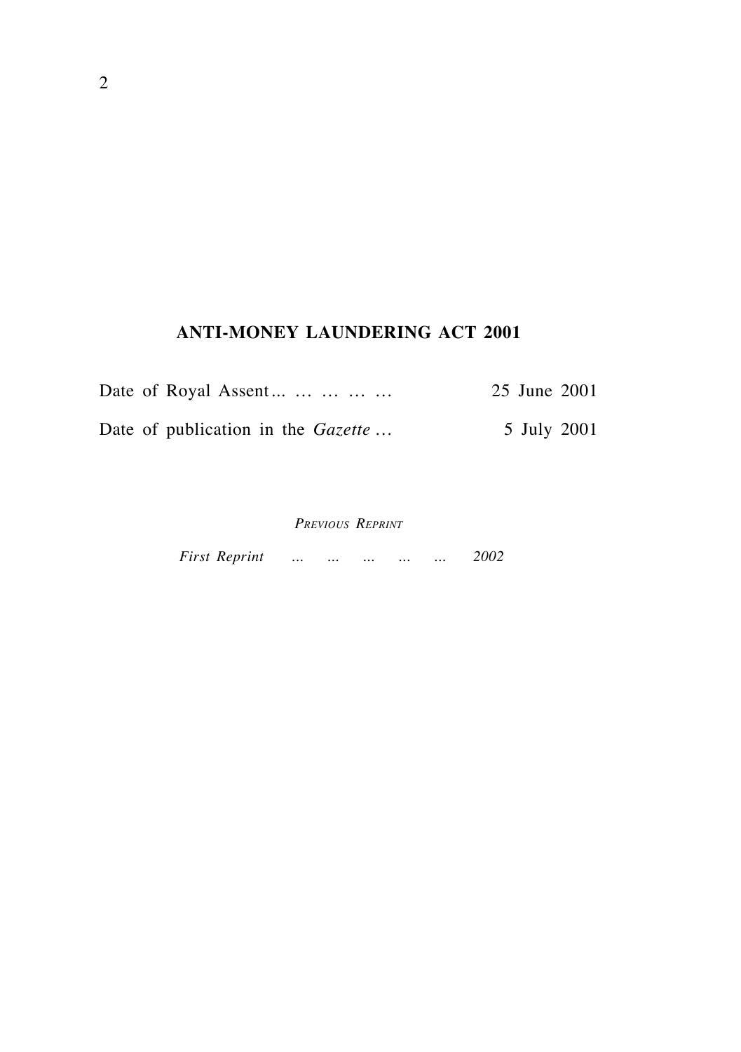**ANTI-MONEY LAUNDERING ACT 2001**

Date of Royal Assent ... … … … … 25 June 2001

Date of publication in the *Gazette* … 5 July 2001

*PREVIOUS REPRINT*

*First Reprint ... ... ... ... ... 2002*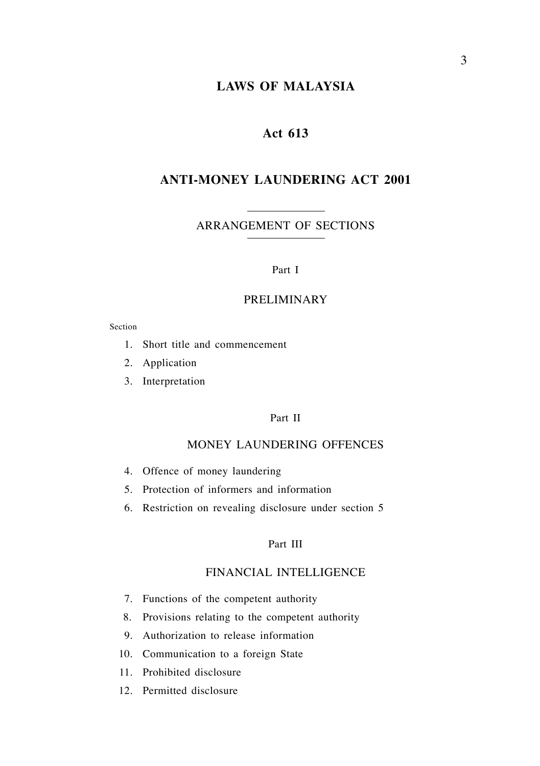# LAWS OF MALAYSIA

## Act 613

## ANTI-MONEY LAUNDERING ACT 2001

ARRANGEMENT OF SECTIONS

Part I

PRELIMINARY

Section

1. Short title and commencement
2. Application
3. Interpretation

Part II

MONEY LAUNDERING OFFENCES

4. Offence of money laundering
5. Protection of informers and information
6. Restriction on revealing disclosure under section 5

Part III

FINANCIAL INTELLIGENCE

7. Functions of the competent authority
8. Provisions relating to the competent authority
9. Authorization to release information
10. Communication to a foreign State
11. Prohibited disclosure
12. Permitted disclosure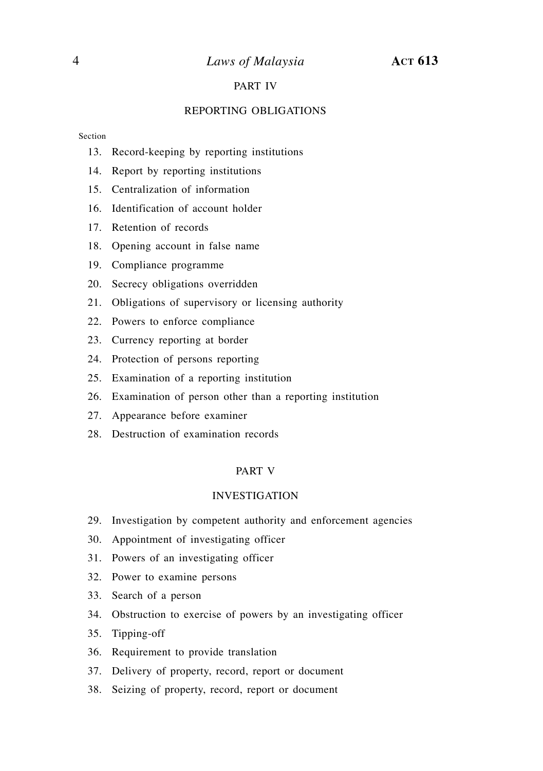## PART IV

## REPORTING OBLIGATIONS

Section

13. Record-keeping by reporting institutions
14. Report by reporting institutions
15. Centralization of information
16. Identification of account holder
17. Retention of records
18. Opening account in false name
19. Compliance programme
20. Secrecy obligations overridden
21. Obligations of supervisory or licensing authority
22. Powers to enforce compliance
23. Currency reporting at border
24. Protection of persons reporting
25. Examination of a reporting institution
26. Examination of person other than a reporting institution
27. Appearance before examiner
28. Destruction of examination records

## PART V

## INVESTIGATION

29. Investigation by competent authority and enforcement agencies
30. Appointment of investigating officer
31. Powers of an investigating officer
32. Power to examine persons
33. Search of a person
34. Obstruction to exercise of powers by an investigating officer
35. Tipping-off
36. Requirement to provide translation
37. Delivery of property, record, report or document
38. Seizing of property, record, report or document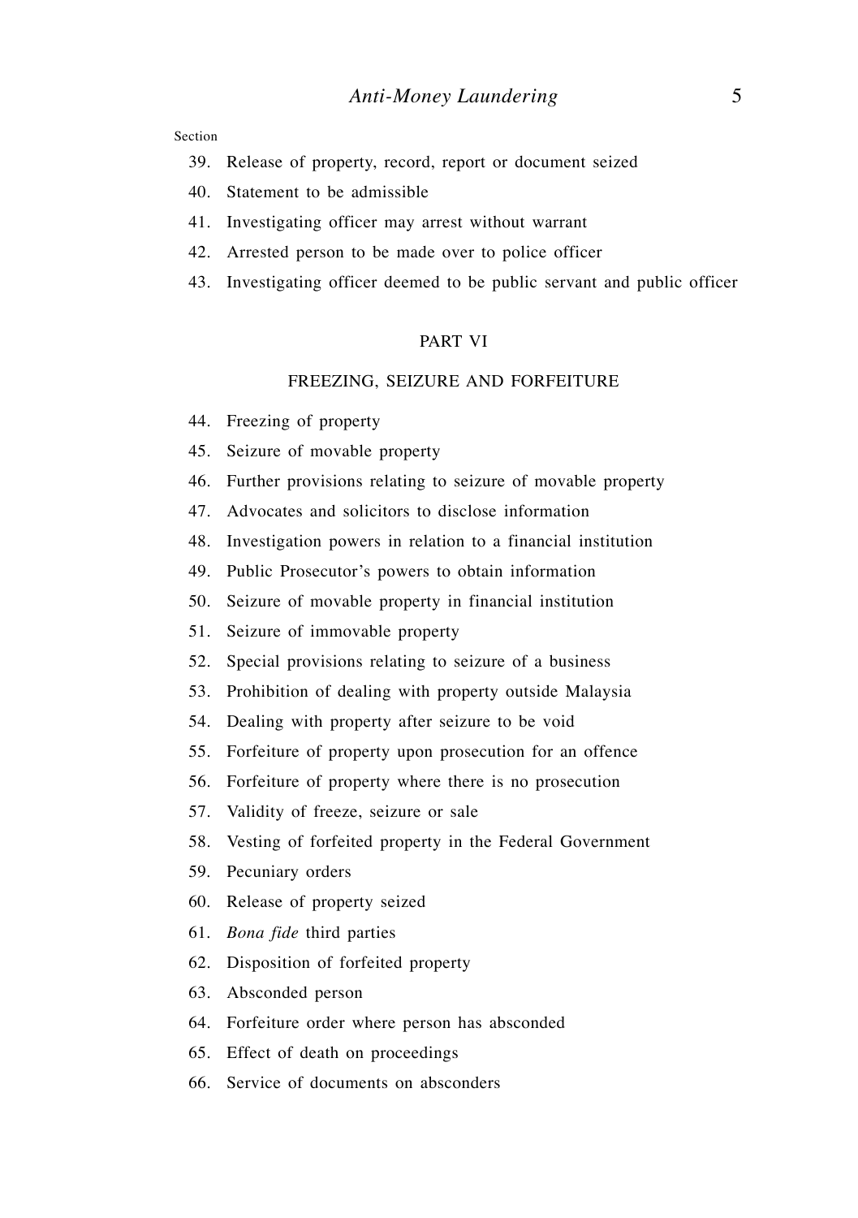Section

39. Release of property, record, report or document seized
40. Statement to be admissible
41. Investigating officer may arrest without warrant
42. Arrested person to be made over to police officer
43. Investigating officer deemed to be public servant and public officer

## PART VI

## FREEZING, SEIZURE AND FORFEITURE

44. Freezing of property
45. Seizure of movable property
46. Further provisions relating to seizure of movable property
47. Advocates and solicitors to disclose information
48. Investigation powers in relation to a financial institution
49. Public Prosecutor's powers to obtain information
50. Seizure of movable property in financial institution
51. Seizure of immovable property
52. Special provisions relating to seizure of a business
53. Prohibition of dealing with property outside Malaysia
54. Dealing with property after seizure to be void
55. Forfeiture of property upon prosecution for an offence
56. Forfeiture of property where there is no prosecution
57. Validity of freeze, seizure or sale
58. Vesting of forfeited property in the Federal Government
59. Pecuniary orders
60. Release of property seized
61. *Bona fide* third parties
62. Disposition of forfeited property
63. Absconded person
64. Forfeiture order where person has absconded
65. Effect of death on proceedings
66. Service of documents on absconders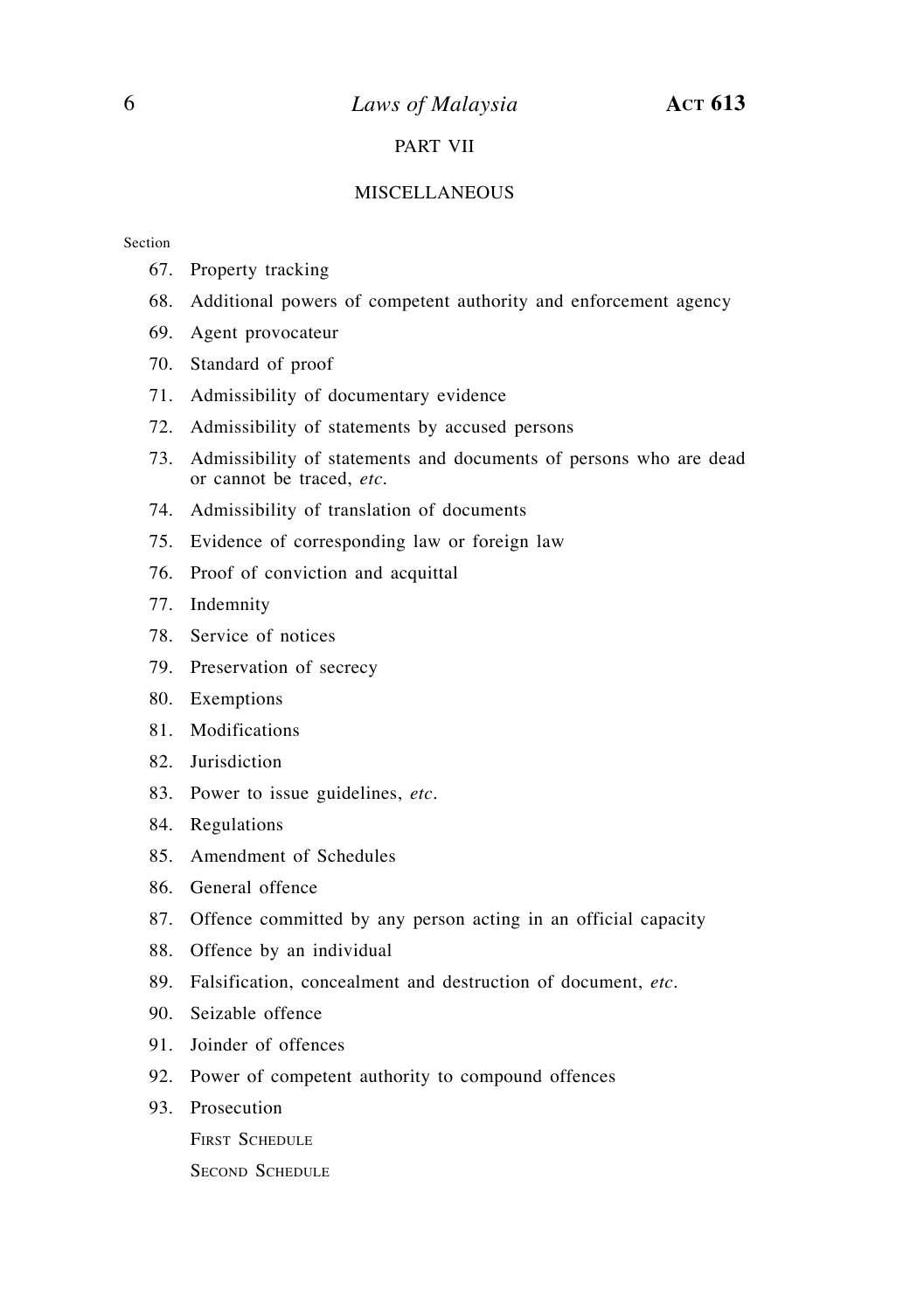## PART VII

## MISCELLANEOUS

Section

67. Property tracking
68. Additional powers of competent authority and enforcement agency
69. Agent provocateur
70. Standard of proof
71. Admissibility of documentary evidence
72. Admissibility of statements by accused persons
73. Admissibility of statements and documents of persons who are dead or cannot be traced, *etc*.
74. Admissibility of translation of documents
75. Evidence of corresponding law or foreign law
76. Proof of conviction and acquittal
77. Indemnity
78. Service of notices
79. Preservation of secrecy
80. Exemptions
81. Modifications
82. Jurisdiction
83. Power to issue guidelines, *etc*.
84. Regulations
85. Amendment of Schedules
86. General offence
87. Offence committed by any person acting in an official capacity
88. Offence by an individual
89. Falsification, concealment and destruction of document, *etc*.
90. Seizable offence
91. Joinder of offences
92. Power of competent authority to compound offences
93. Prosecution

FIRST SCHEDULE

SECOND SCHEDULE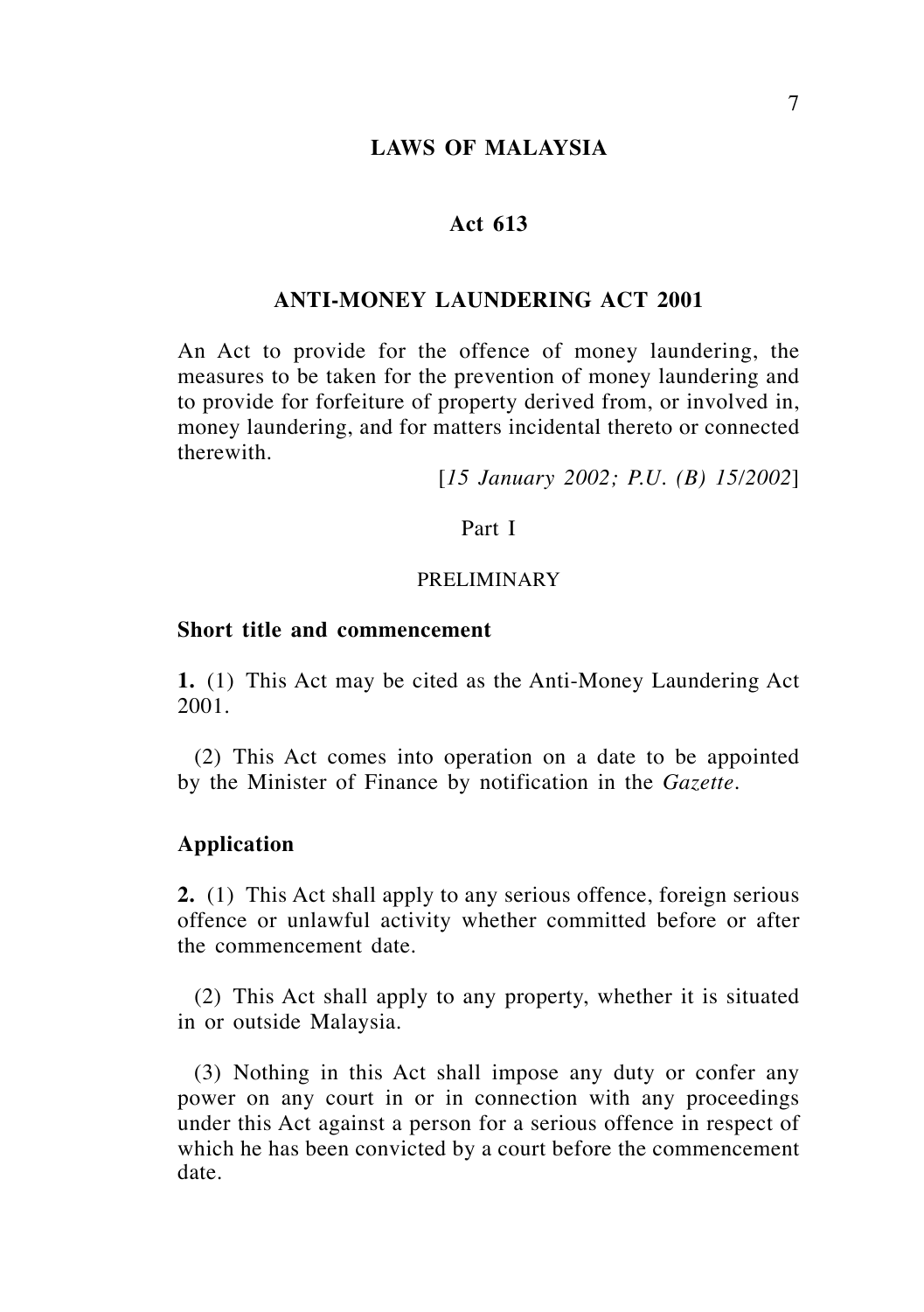# LAWS OF MALAYSIA

## Act 613

## ANTI-MONEY LAUNDERING ACT 2001

An Act to provide for the offence of money laundering, the measures to be taken for the prevention of money laundering and to provide for forfeiture of property derived from, or involved in, money laundering, and for matters incidental thereto or connected therewith.

[*15 January 2002; P.U. (B) 15/2002*]

Part I

PRELIMINARY

### Short title and commencement

**1.** (1) This Act may be cited as the Anti-Money Laundering Act 2001.

(2) This Act comes into operation on a date to be appointed by the Minister of Finance by notification in the *Gazette*.

### Application

**2.** (1) This Act shall apply to any serious offence, foreign serious offence or unlawful activity whether committed before or after the commencement date.

(2) This Act shall apply to any property, whether it is situated in or outside Malaysia.

(3) Nothing in this Act shall impose any duty or confer any power on any court in or in connection with any proceedings under this Act against a person for a serious offence in respect of which he has been convicted by a court before the commencement date.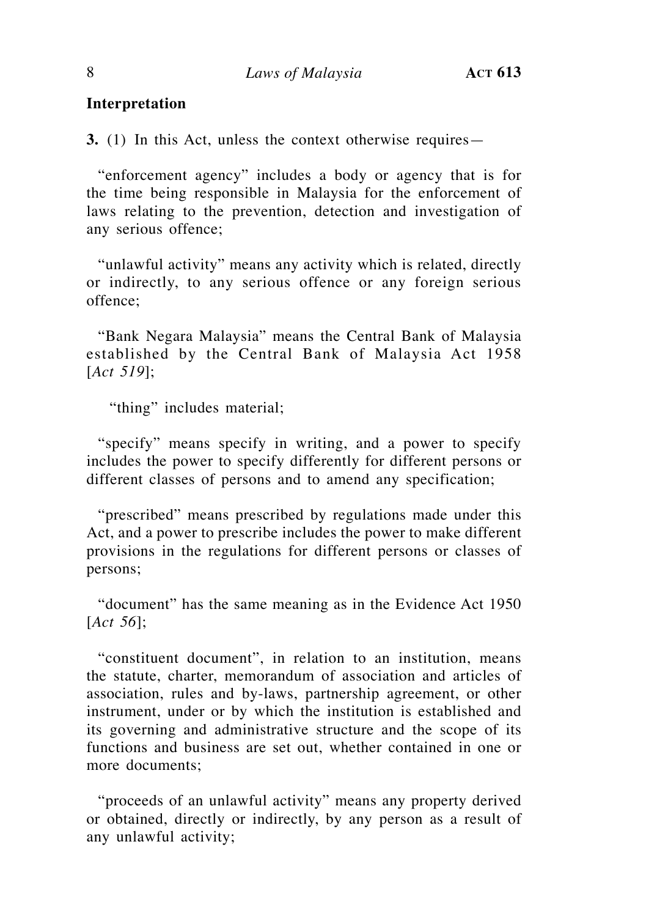## Interpretation

**3.** (1) In this Act, unless the context otherwise requires—

"enforcement agency" includes a body or agency that is for the time being responsible in Malaysia for the enforcement of laws relating to the prevention, detection and investigation of any serious offence;

"unlawful activity" means any activity which is related, directly or indirectly, to any serious offence or any foreign serious offence;

"Bank Negara Malaysia" means the Central Bank of Malaysia established by the Central Bank of Malaysia Act 1958 [*Act 519*];

"thing" includes material;

"specify" means specify in writing, and a power to specify includes the power to specify differently for different persons or different classes of persons and to amend any specification;

"prescribed" means prescribed by regulations made under this Act, and a power to prescribe includes the power to make different provisions in the regulations for different persons or classes of persons;

"document" has the same meaning as in the Evidence Act 1950 [*Act 56*];

"constituent document", in relation to an institution, means the statute, charter, memorandum of association and articles of association, rules and by-laws, partnership agreement, or other instrument, under or by which the institution is established and its governing and administrative structure and the scope of its functions and business are set out, whether contained in one or more documents;

"proceeds of an unlawful activity" means any property derived or obtained, directly or indirectly, by any person as a result of any unlawful activity;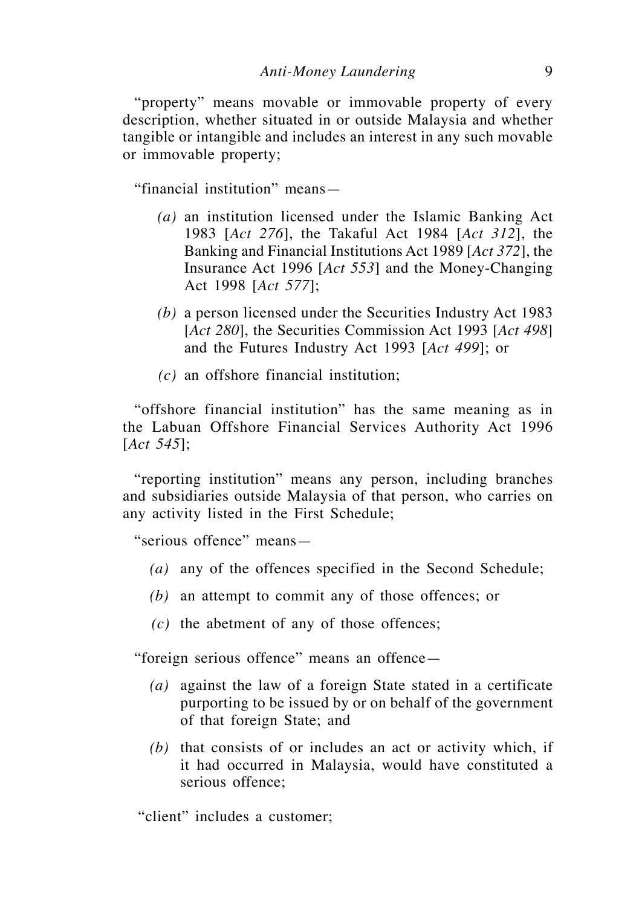"property" means movable or immovable property of every description, whether situated in or outside Malaysia and whether tangible or intangible and includes an interest in any such movable or immovable property;

"financial institution" means—

*(a)* an institution licensed under the Islamic Banking Act 1983 [*Act 276*], the Takaful Act 1984 [*Act 312*], the Banking and Financial Institutions Act 1989 [*Act 372*], the Insurance Act 1996 [*Act 553*] and the Money-Changing Act 1998 [*Act 577*];

*(b)* a person licensed under the Securities Industry Act 1983 [*Act 280*], the Securities Commission Act 1993 [*Act 498*] and the Futures Industry Act 1993 [*Act 499*]; or

*(c)* an offshore financial institution;

"offshore financial institution" has the same meaning as in the Labuan Offshore Financial Services Authority Act 1996 [*Act 545*];

"reporting institution" means any person, including branches and subsidiaries outside Malaysia of that person, who carries on any activity listed in the First Schedule;

"serious offence" means—

*(a)* any of the offences specified in the Second Schedule;

*(b)* an attempt to commit any of those offences; or

*(c)* the abetment of any of those offences;

"foreign serious offence" means an offence—

*(a)* against the law of a foreign State stated in a certificate purporting to be issued by or on behalf of the government of that foreign State; and

*(b)* that consists of or includes an act or activity which, if it had occurred in Malaysia, would have constituted a serious offence;

"client" includes a customer;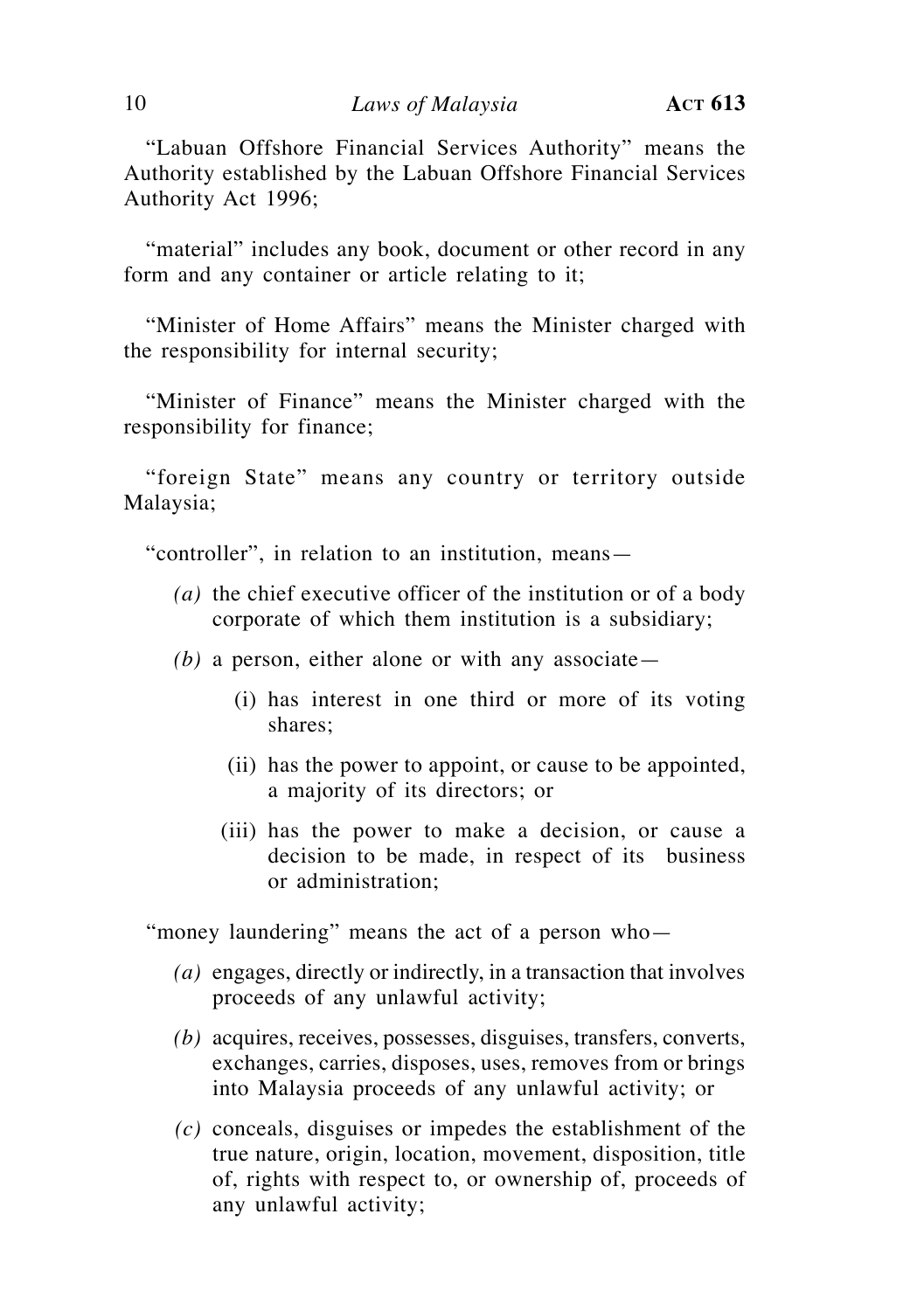"Labuan Offshore Financial Services Authority" means the Authority established by the Labuan Offshore Financial Services Authority Act 1996;

"material" includes any book, document or other record in any form and any container or article relating to it;

"Minister of Home Affairs" means the Minister charged with the responsibility for internal security;

"Minister of Finance" means the Minister charged with the responsibility for finance;

"foreign State" means any country or territory outside Malaysia;

"controller", in relation to an institution, means—

*(a)* the chief executive officer of the institution or of a body corporate of which them institution is a subsidiary;

*(b)* a person, either alone or with any associate—

(i) has interest in one third or more of its voting shares;

(ii) has the power to appoint, or cause to be appointed, a majority of its directors; or

(iii) has the power to make a decision, or cause a decision to be made, in respect of its business or administration;

"money laundering" means the act of a person who—

*(a)* engages, directly or indirectly, in a transaction that involves proceeds of any unlawful activity;

*(b)* acquires, receives, possesses, disguises, transfers, converts, exchanges, carries, disposes, uses, removes from or brings into Malaysia proceeds of any unlawful activity; or

*(c)* conceals, disguises or impedes the establishment of the true nature, origin, location, movement, disposition, title of, rights with respect to, or ownership of, proceeds of any unlawful activity;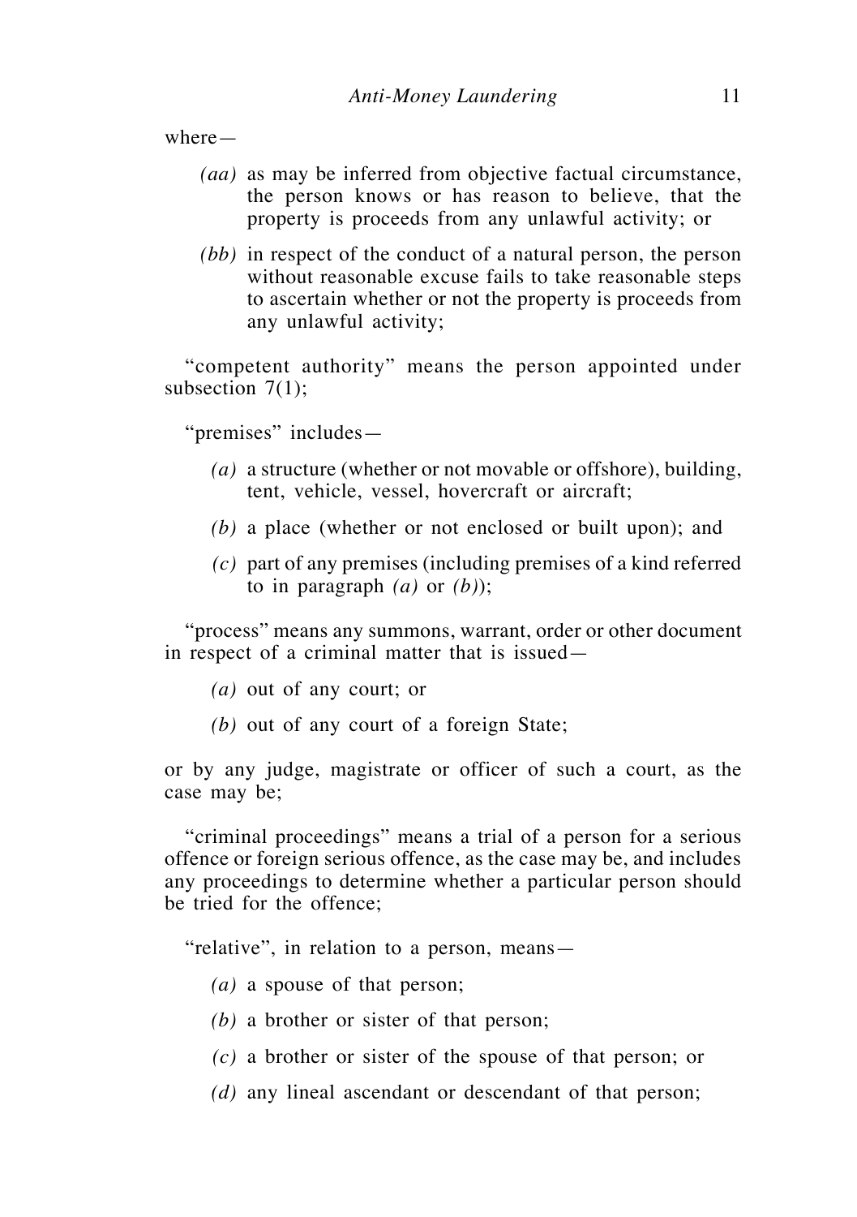where—

- *(aa)* as may be inferred from objective factual circumstance, the person knows or has reason to believe, that the property is proceeds from any unlawful activity; or
- *(bb)* in respect of the conduct of a natural person, the person without reasonable excuse fails to take reasonable steps to ascertain whether or not the property is proceeds from any unlawful activity;

"competent authority" means the person appointed under subsection 7(1);

"premises" includes—

- *(a)* a structure (whether or not movable or offshore), building, tent, vehicle, vessel, hovercraft or aircraft;
- *(b)* a place (whether or not enclosed or built upon); and
- *(c)* part of any premises (including premises of a kind referred to in paragraph *(a)* or *(b)*);

"process" means any summons, warrant, order or other document in respect of a criminal matter that is issued—

- *(a)* out of any court; or
- *(b)* out of any court of a foreign State;

or by any judge, magistrate or officer of such a court, as the case may be;

"criminal proceedings" means a trial of a person for a serious offence or foreign serious offence, as the case may be, and includes any proceedings to determine whether a particular person should be tried for the offence;

"relative", in relation to a person, means—

- *(a)* a spouse of that person;
- *(b)* a brother or sister of that person;
- *(c)* a brother or sister of the spouse of that person; or
- *(d)* any lineal ascendant or descendant of that person;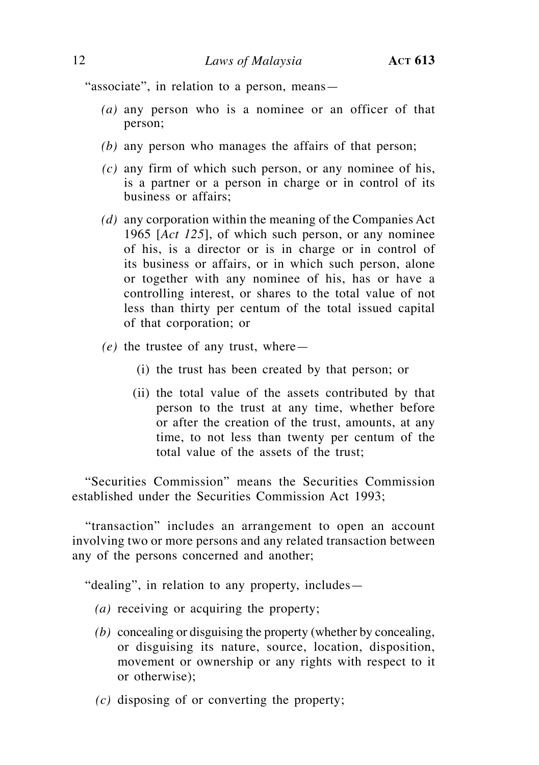"associate", in relation to a person, means—

*(a)* any person who is a nominee or an officer of that person;

*(b)* any person who manages the affairs of that person;

*(c)* any firm of which such person, or any nominee of his, is a partner or a person in charge or in control of its business or affairs;

*(d)* any corporation within the meaning of the Companies Act 1965 [*Act 125*], of which such person, or any nominee of his, is a director or is in charge or in control of its business or affairs, or in which such person, alone or together with any nominee of his, has or have a controlling interest, or shares to the total value of not less than thirty per centum of the total issued capital of that corporation; or

*(e)* the trustee of any trust, where—

(i) the trust has been created by that person; or

(ii) the total value of the assets contributed by that person to the trust at any time, whether before or after the creation of the trust, amounts, at any time, to not less than twenty per centum of the total value of the assets of the trust;

"Securities Commission" means the Securities Commission established under the Securities Commission Act 1993;

"transaction" includes an arrangement to open an account involving two or more persons and any related transaction between any of the persons concerned and another;

"dealing", in relation to any property, includes—

*(a)* receiving or acquiring the property;

*(b)* concealing or disguising the property (whether by concealing, or disguising its nature, source, location, disposition, movement or ownership or any rights with respect to it or otherwise);

*(c)* disposing of or converting the property;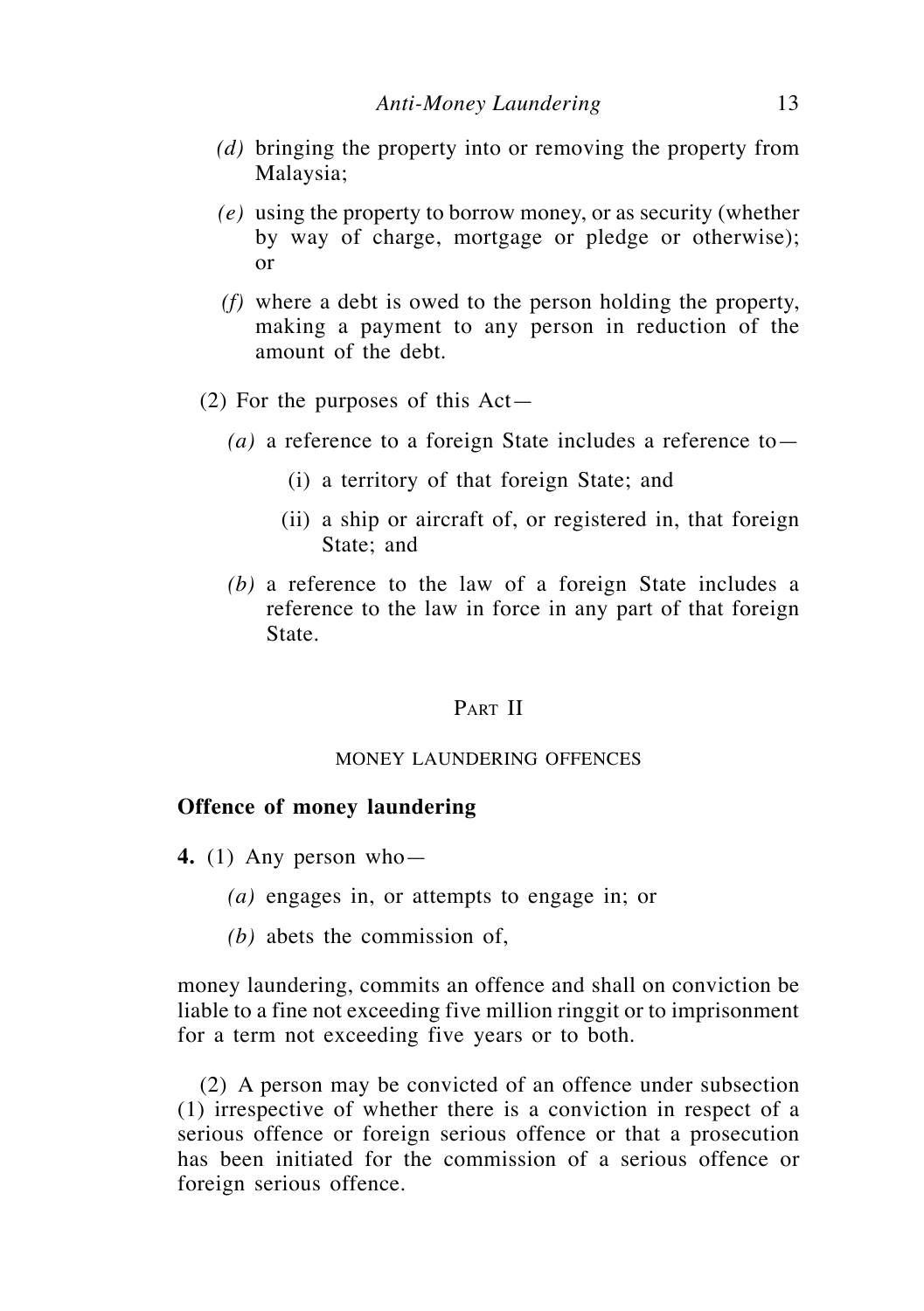*(d)* bringing the property into or removing the property from Malaysia;

*(e)* using the property to borrow money, or as security (whether by way of charge, mortgage or pledge or otherwise); or

*(f)* where a debt is owed to the person holding the property, making a payment to any person in reduction of the amount of the debt.

(2) For the purposes of this Act—

*(a)* a reference to a foreign State includes a reference to—

(i) a territory of that foreign State; and

(ii) a ship or aircraft of, or registered in, that foreign State; and

*(b)* a reference to the law of a foreign State includes a reference to the law in force in any part of that foreign State.

## PART II

### MONEY LAUNDERING OFFENCES

**Offence of money laundering**

**4.** (1) Any person who—

*(a)* engages in, or attempts to engage in; or

*(b)* abets the commission of,

money laundering, commits an offence and shall on conviction be liable to a fine not exceeding five million ringgit or to imprisonment for a term not exceeding five years or to both.

(2) A person may be convicted of an offence under subsection (1) irrespective of whether there is a conviction in respect of a serious offence or foreign serious offence or that a prosecution has been initiated for the commission of a serious offence or foreign serious offence.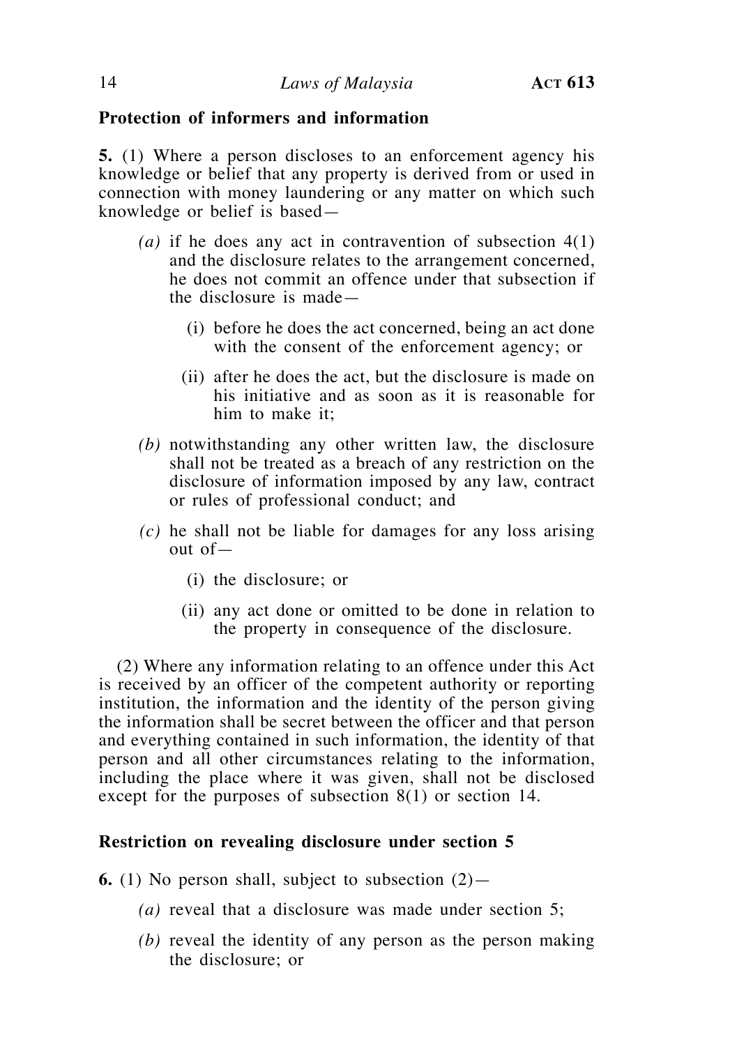**Protection of informers and information**

**5.** (1) Where a person discloses to an enforcement agency his knowledge or belief that any property is derived from or used in connection with money laundering or any matter on which such knowledge or belief is based—

- *(a)* if he does any act in contravention of subsection 4(1) and the disclosure relates to the arrangement concerned, he does not commit an offence under that subsection if the disclosure is made—
  - (i) before he does the act concerned, being an act done with the consent of the enforcement agency; or
  - (ii) after he does the act, but the disclosure is made on his initiative and as soon as it is reasonable for him to make it;
- *(b)* notwithstanding any other written law, the disclosure shall not be treated as a breach of any restriction on the disclosure of information imposed by any law, contract or rules of professional conduct; and
- *(c)* he shall not be liable for damages for any loss arising out of—
  - (i) the disclosure; or
  - (ii) any act done or omitted to be done in relation to the property in consequence of the disclosure.

(2) Where any information relating to an offence under this Act is received by an officer of the competent authority or reporting institution, the information and the identity of the person giving the information shall be secret between the officer and that person and everything contained in such information, the identity of that person and all other circumstances relating to the information, including the place where it was given, shall not be disclosed except for the purposes of subsection 8(1) or section 14.

**Restriction on revealing disclosure under section 5**

**6.** (1) No person shall, subject to subsection (2)—

- *(a)* reveal that a disclosure was made under section 5;
- *(b)* reveal the identity of any person as the person making the disclosure; or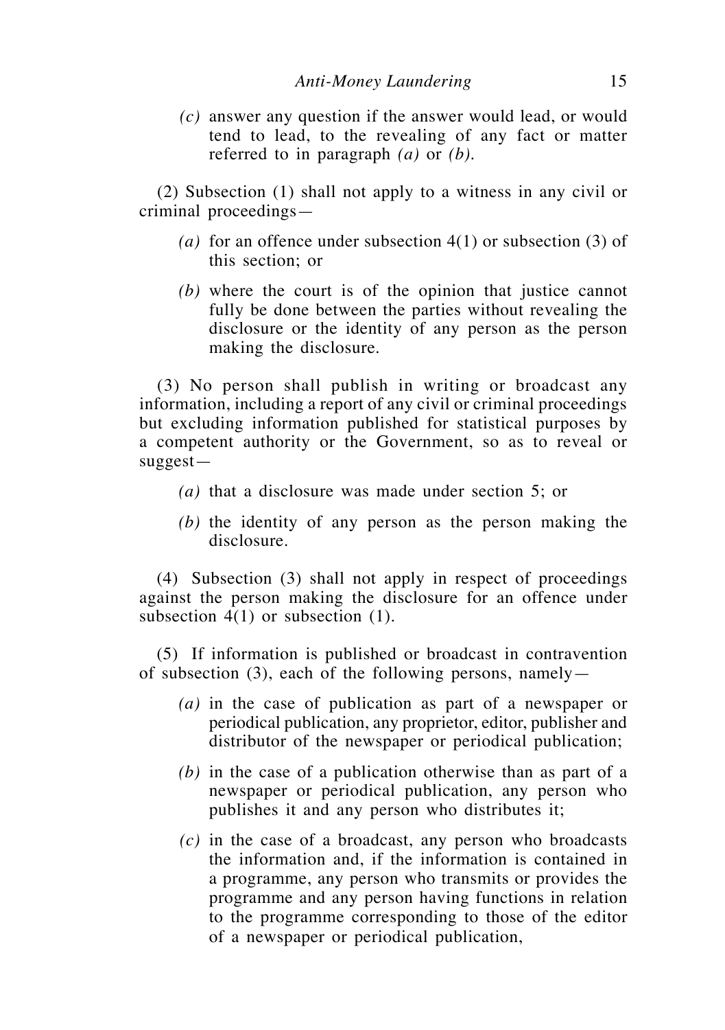*(c)* answer any question if the answer would lead, or would tend to lead, to the revealing of any fact or matter referred to in paragraph *(a)* or *(b)*.

(2) Subsection (1) shall not apply to a witness in any civil or criminal proceedings—

*(a)* for an offence under subsection 4(1) or subsection (3) of this section; or

*(b)* where the court is of the opinion that justice cannot fully be done between the parties without revealing the disclosure or the identity of any person as the person making the disclosure.

(3) No person shall publish in writing or broadcast any information, including a report of any civil or criminal proceedings but excluding information published for statistical purposes by a competent authority or the Government, so as to reveal or suggest—

*(a)* that a disclosure was made under section 5; or

*(b)* the identity of any person as the person making the disclosure.

(4) Subsection (3) shall not apply in respect of proceedings against the person making the disclosure for an offence under subsection 4(1) or subsection (1).

(5) If information is published or broadcast in contravention of subsection (3), each of the following persons, namely—

*(a)* in the case of publication as part of a newspaper or periodical publication, any proprietor, editor, publisher and distributor of the newspaper or periodical publication;

*(b)* in the case of a publication otherwise than as part of a newspaper or periodical publication, any person who publishes it and any person who distributes it;

*(c)* in the case of a broadcast, any person who broadcasts the information and, if the information is contained in a programme, any person who transmits or provides the programme and any person having functions in relation to the programme corresponding to those of the editor of a newspaper or periodical publication,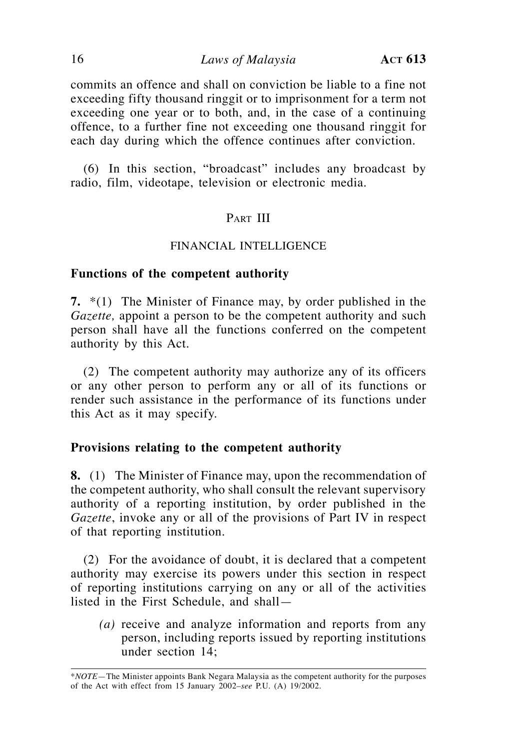commits an offence and shall on conviction be liable to a fine not exceeding fifty thousand ringgit or to imprisonment for a term not exceeding one year or to both, and, in the case of a continuing offence, to a further fine not exceeding one thousand ringgit for each day during which the offence continues after conviction.

(6) In this section, "broadcast" includes any broadcast by radio, film, videotape, television or electronic media.

## PART III

## FINANCIAL INTELLIGENCE

### Functions of the competent authority

**7.** *(1) The Minister of Finance may, by order published in the *Gazette,* appoint a person to be the competent authority and such person shall have all the functions conferred on the competent authority by this Act.

(2) The competent authority may authorize any of its officers or any other person to perform any or all of its functions or render such assistance in the performance of its functions under this Act as it may specify.

### Provisions relating to the competent authority

**8.** (1) The Minister of Finance may, upon the recommendation of the competent authority, who shall consult the relevant supervisory authority of a reporting institution, by order published in the *Gazette*, invoke any or all of the provisions of Part IV in respect of that reporting institution.

(2) For the avoidance of doubt, it is declared that a competent authority may exercise its powers under this section in respect of reporting institutions carrying on any or all of the activities listed in the First Schedule, and shall—

*(a)* receive and analyze information and reports from any person, including reports issued by reporting institutions under section 14;

---

**NOTE*—The Minister appoints Bank Negara Malaysia as the competent authority for the purposes of the Act with effect from 15 January 2002–*see* P.U. (A) 19/2002.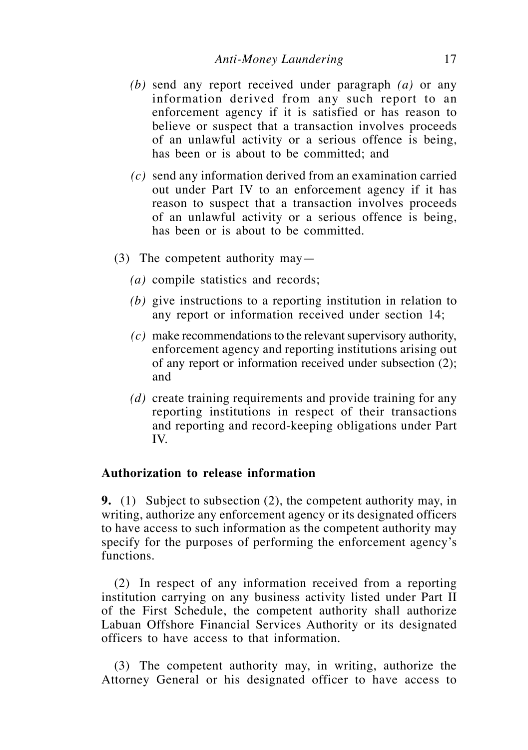*(b)* send any report received under paragraph *(a)* or any information derived from any such report to an enforcement agency if it is satisfied or has reason to believe or suspect that a transaction involves proceeds of an unlawful activity or a serious offence is being, has been or is about to be committed; and

*(c)* send any information derived from an examination carried out under Part IV to an enforcement agency if it has reason to suspect that a transaction involves proceeds of an unlawful activity or a serious offence is being, has been or is about to be committed.

(3) The competent authority may—

*(a)* compile statistics and records;

*(b)* give instructions to a reporting institution in relation to any report or information received under section 14;

*(c)* make recommendations to the relevant supervisory authority, enforcement agency and reporting institutions arising out of any report or information received under subsection (2); and

*(d)* create training requirements and provide training for any reporting institutions in respect of their transactions and reporting and record-keeping obligations under Part IV.

**Authorization to release information**

**9.** (1) Subject to subsection (2), the competent authority may, in writing, authorize any enforcement agency or its designated officers to have access to such information as the competent authority may specify for the purposes of performing the enforcement agency's functions.

(2) In respect of any information received from a reporting institution carrying on any business activity listed under Part II of the First Schedule, the competent authority shall authorize Labuan Offshore Financial Services Authority or its designated officers to have access to that information.

(3) The competent authority may, in writing, authorize the Attorney General or his designated officer to have access to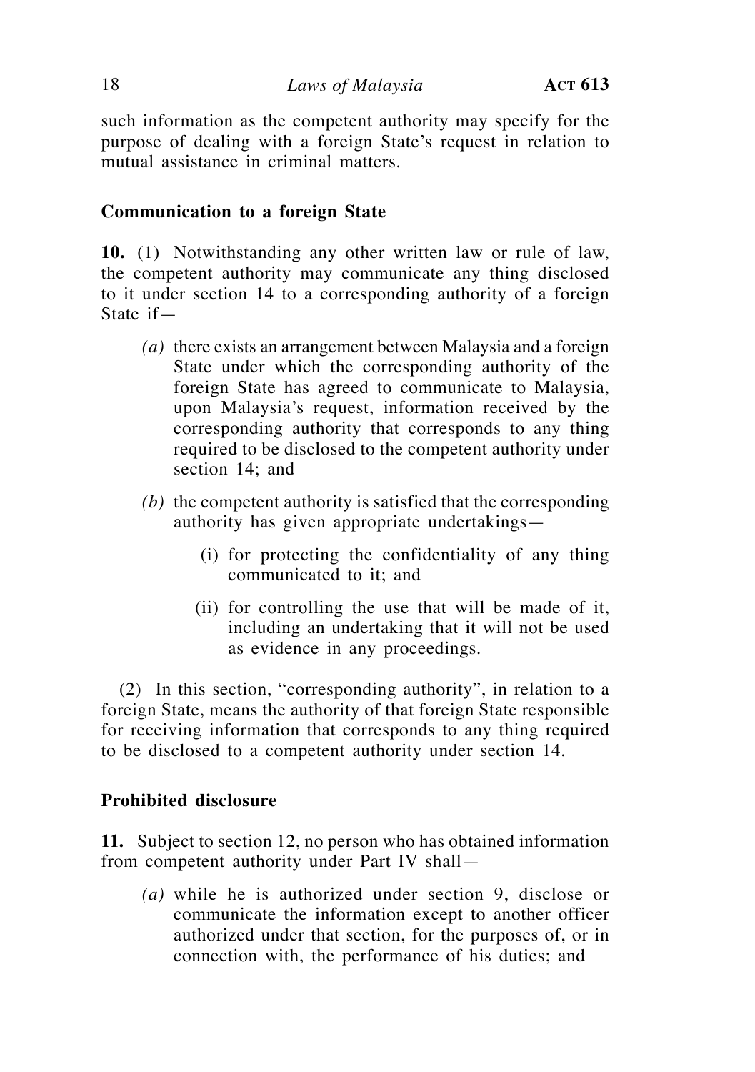such information as the competent authority may specify for the purpose of dealing with a foreign State's request in relation to mutual assistance in criminal matters.

### Communication to a foreign State

**10.** (1) Notwithstanding any other written law or rule of law, the competent authority may communicate any thing disclosed to it under section 14 to a corresponding authority of a foreign State if—

*(a)* there exists an arrangement between Malaysia and a foreign State under which the corresponding authority of the foreign State has agreed to communicate to Malaysia, upon Malaysia's request, information received by the corresponding authority that corresponds to any thing required to be disclosed to the competent authority under section 14; and

*(b)* the competent authority is satisfied that the corresponding authority has given appropriate undertakings—

(i) for protecting the confidentiality of any thing communicated to it; and

(ii) for controlling the use that will be made of it, including an undertaking that it will not be used as evidence in any proceedings.

(2) In this section, "corresponding authority", in relation to a foreign State, means the authority of that foreign State responsible for receiving information that corresponds to any thing required to be disclosed to a competent authority under section 14.

### Prohibited disclosure

**11.** Subject to section 12, no person who has obtained information from competent authority under Part IV shall—

*(a)* while he is authorized under section 9, disclose or communicate the information except to another officer authorized under that section, for the purposes of, or in connection with, the performance of his duties; and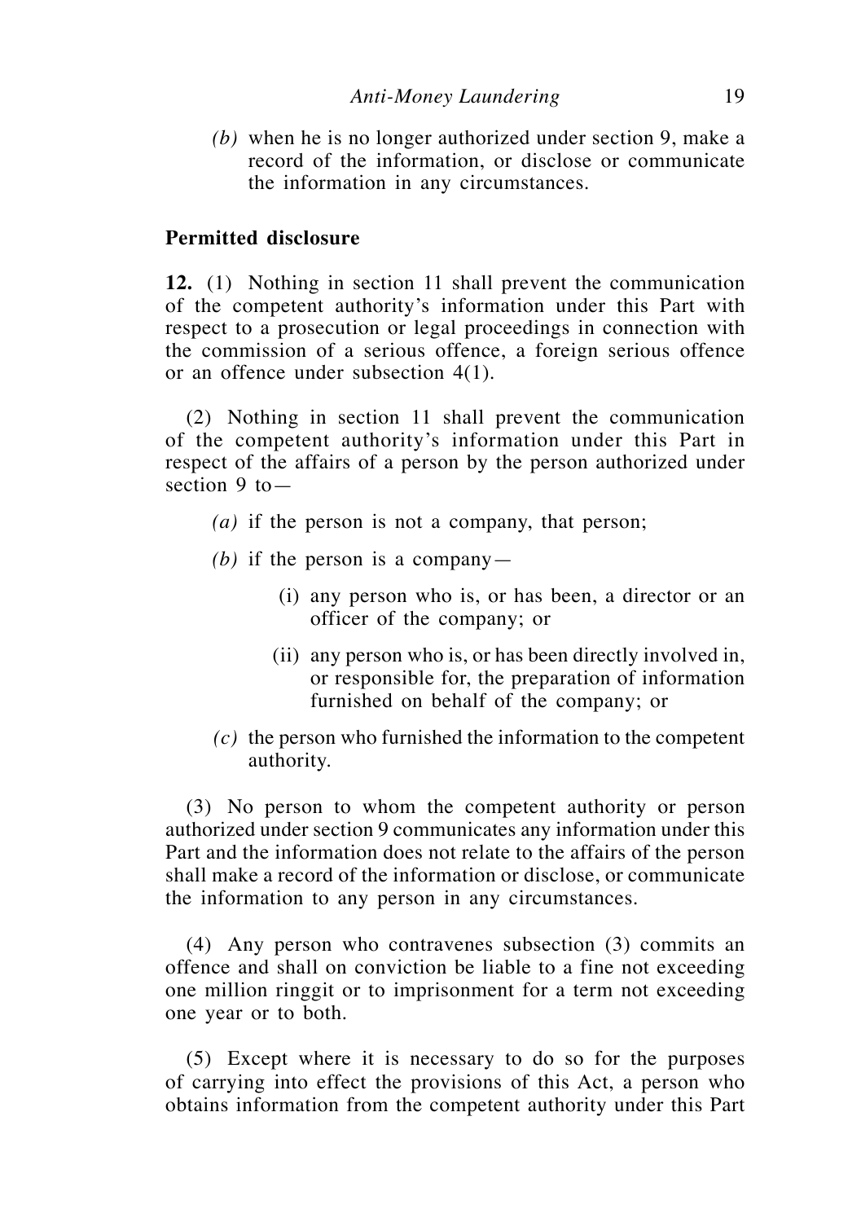*(b)* when he is no longer authorized under section 9, make a record of the information, or disclose or communicate the information in any circumstances.

**Permitted disclosure**

**12.** (1) Nothing in section 11 shall prevent the communication of the competent authority's information under this Part with respect to a prosecution or legal proceedings in connection with the commission of a serious offence, a foreign serious offence or an offence under subsection 4(1).

(2) Nothing in section 11 shall prevent the communication of the competent authority's information under this Part in respect of the affairs of a person by the person authorized under section 9 to—

*(a)* if the person is not a company, that person;

*(b)* if the person is a company—

(i) any person who is, or has been, a director or an officer of the company; or

(ii) any person who is, or has been directly involved in, or responsible for, the preparation of information furnished on behalf of the company; or

*(c)* the person who furnished the information to the competent authority.

(3) No person to whom the competent authority or person authorized under section 9 communicates any information under this Part and the information does not relate to the affairs of the person shall make a record of the information or disclose, or communicate the information to any person in any circumstances.

(4) Any person who contravenes subsection (3) commits an offence and shall on conviction be liable to a fine not exceeding one million ringgit or to imprisonment for a term not exceeding one year or to both.

(5) Except where it is necessary to do so for the purposes of carrying into effect the provisions of this Act, a person who obtains information from the competent authority under this Part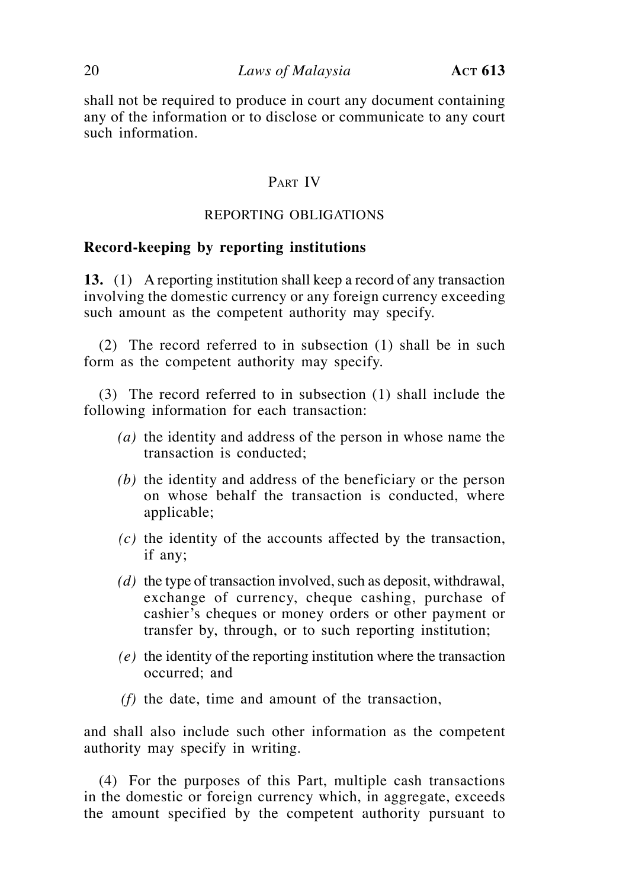shall not be required to produce in court any document containing any of the information or to disclose or communicate to any court such information.

## PART IV

## REPORTING OBLIGATIONS

### Record-keeping by reporting institutions

**13.** (1) A reporting institution shall keep a record of any transaction involving the domestic currency or any foreign currency exceeding such amount as the competent authority may specify.

(2) The record referred to in subsection (1) shall be in such form as the competent authority may specify.

(3) The record referred to in subsection (1) shall include the following information for each transaction:

*(a)* the identity and address of the person in whose name the transaction is conducted;

*(b)* the identity and address of the beneficiary or the person on whose behalf the transaction is conducted, where applicable;

*(c)* the identity of the accounts affected by the transaction, if any;

*(d)* the type of transaction involved, such as deposit, withdrawal, exchange of currency, cheque cashing, purchase of cashier's cheques or money orders or other payment or transfer by, through, or to such reporting institution;

*(e)* the identity of the reporting institution where the transaction occurred; and

*(f)* the date, time and amount of the transaction,

and shall also include such other information as the competent authority may specify in writing.

(4) For the purposes of this Part, multiple cash transactions in the domestic or foreign currency which, in aggregate, exceeds the amount specified by the competent authority pursuant to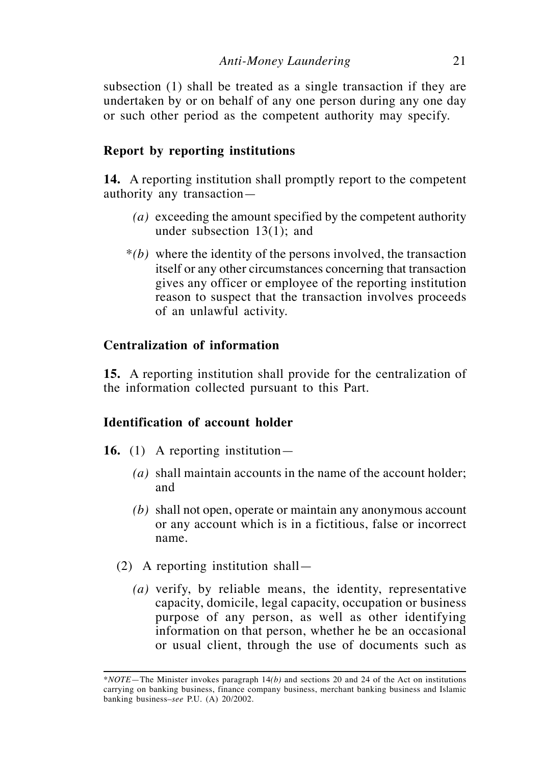subsection (1) shall be treated as a single transaction if they are undertaken by or on behalf of any one person during any one day or such other period as the competent authority may specify.

### Report by reporting institutions

**14.** A reporting institution shall promptly report to the competent authority any transaction—

*(a)* exceeding the amount specified by the competent authority under subsection 13(1); and

*\*(b)* where the identity of the persons involved, the transaction itself or any other circumstances concerning that transaction gives any officer or employee of the reporting institution reason to suspect that the transaction involves proceeds of an unlawful activity.

### Centralization of information

**15.** A reporting institution shall provide for the centralization of the information collected pursuant to this Part.

### Identification of account holder

**16.** (1) A reporting institution—

*(a)* shall maintain accounts in the name of the account holder; and

*(b)* shall not open, operate or maintain any anonymous account or any account which is in a fictitious, false or incorrect name.

(2) A reporting institution shall—

*(a)* verify, by reliable means, the identity, representative capacity, domicile, legal capacity, occupation or business purpose of any person, as well as other identifying information on that person, whether he be an occasional or usual client, through the use of documents such as

---

\**NOTE*—The Minister invokes paragraph 14*(b)* and sections 20 and 24 of the Act on institutions carrying on banking business, finance company business, merchant banking business and Islamic banking business–*see* P.U. (A) 20/2002.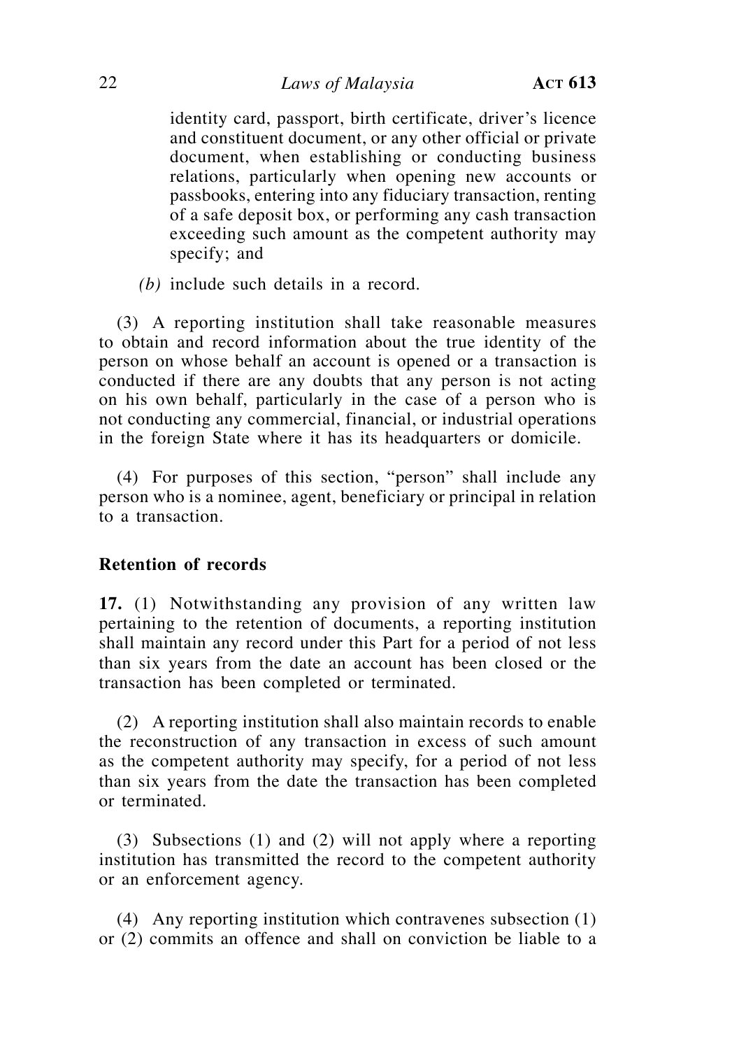identity card, passport, birth certificate, driver's licence and constituent document, or any other official or private document, when establishing or conducting business relations, particularly when opening new accounts or passbooks, entering into any fiduciary transaction, renting of a safe deposit box, or performing any cash transaction exceeding such amount as the competent authority may specify; and

*(b)* include such details in a record.

(3) A reporting institution shall take reasonable measures to obtain and record information about the true identity of the person on whose behalf an account is opened or a transaction is conducted if there are any doubts that any person is not acting on his own behalf, particularly in the case of a person who is not conducting any commercial, financial, or industrial operations in the foreign State where it has its headquarters or domicile.

(4) For purposes of this section, "person" shall include any person who is a nominee, agent, beneficiary or principal in relation to a transaction.

**Retention of records**

**17.** (1) Notwithstanding any provision of any written law pertaining to the retention of documents, a reporting institution shall maintain any record under this Part for a period of not less than six years from the date an account has been closed or the transaction has been completed or terminated.

(2) A reporting institution shall also maintain records to enable the reconstruction of any transaction in excess of such amount as the competent authority may specify, for a period of not less than six years from the date the transaction has been completed or terminated.

(3) Subsections (1) and (2) will not apply where a reporting institution has transmitted the record to the competent authority or an enforcement agency.

(4) Any reporting institution which contravenes subsection (1) or (2) commits an offence and shall on conviction be liable to a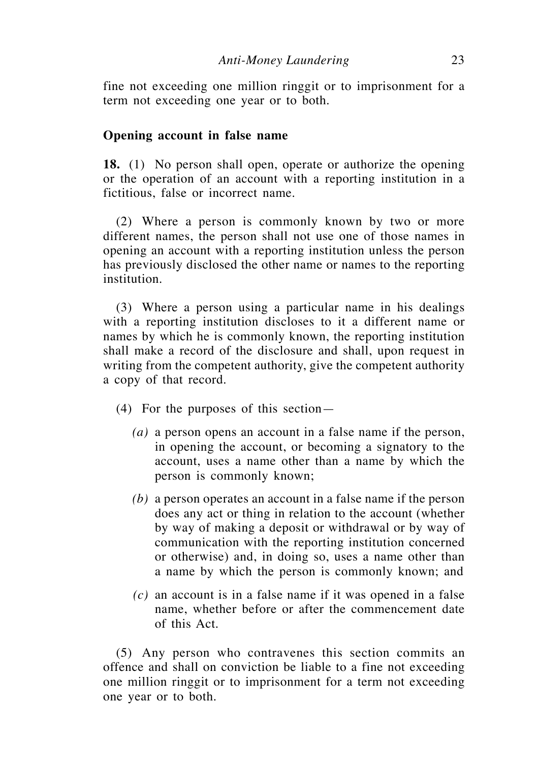fine not exceeding one million ringgit or to imprisonment for a term not exceeding one year or to both.

### Opening account in false name

**18.** (1) No person shall open, operate or authorize the opening or the operation of an account with a reporting institution in a fictitious, false or incorrect name.

(2) Where a person is commonly known by two or more different names, the person shall not use one of those names in opening an account with a reporting institution unless the person has previously disclosed the other name or names to the reporting institution.

(3) Where a person using a particular name in his dealings with a reporting institution discloses to it a different name or names by which he is commonly known, the reporting institution shall make a record of the disclosure and shall, upon request in writing from the competent authority, give the competent authority a copy of that record.

(4) For the purposes of this section—

*(a)* a person opens an account in a false name if the person, in opening the account, or becoming a signatory to the account, uses a name other than a name by which the person is commonly known;

*(b)* a person operates an account in a false name if the person does any act or thing in relation to the account (whether by way of making a deposit or withdrawal or by way of communication with the reporting institution concerned or otherwise) and, in doing so, uses a name other than a name by which the person is commonly known; and

*(c)* an account is in a false name if it was opened in a false name, whether before or after the commencement date of this Act.

(5) Any person who contravenes this section commits an offence and shall on conviction be liable to a fine not exceeding one million ringgit or to imprisonment for a term not exceeding one year or to both.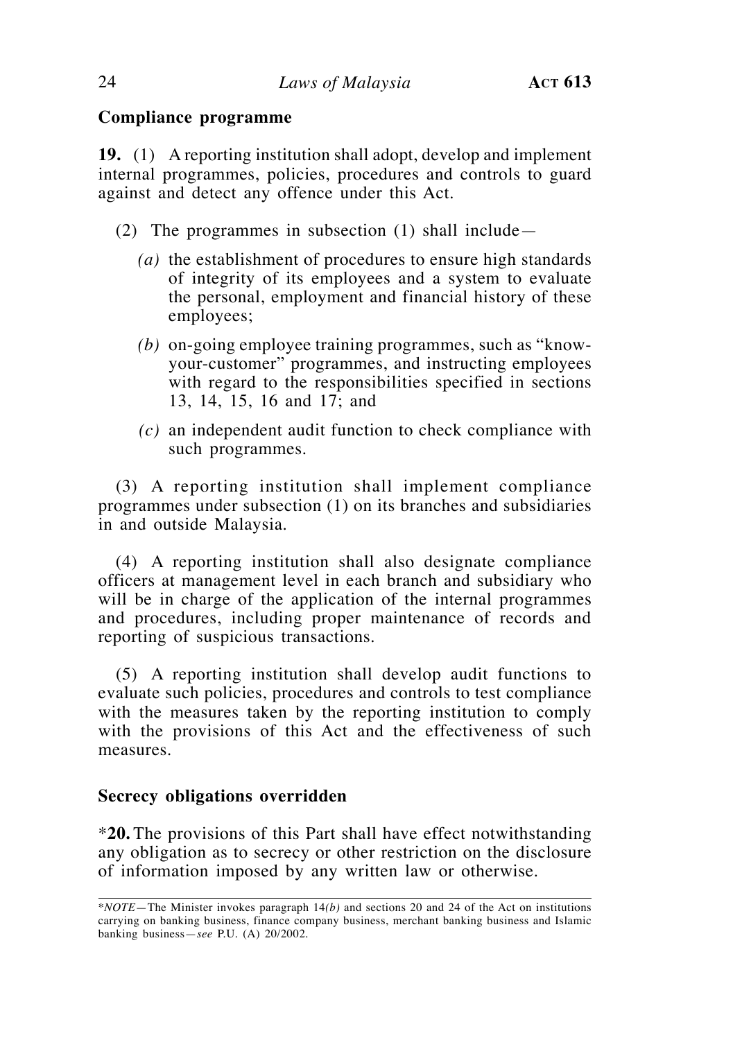### Compliance programme

**19.** (1) A reporting institution shall adopt, develop and implement internal programmes, policies, procedures and controls to guard against and detect any offence under this Act.

(2) The programmes in subsection (1) shall include—

*(a)* the establishment of procedures to ensure high standards of integrity of its employees and a system to evaluate the personal, employment and financial history of these employees;

*(b)* on-going employee training programmes, such as "know-your-customer" programmes, and instructing employees with regard to the responsibilities specified in sections 13, 14, 15, 16 and 17; and

*(c)* an independent audit function to check compliance with such programmes.

(3) A reporting institution shall implement compliance programmes under subsection (1) on its branches and subsidiaries in and outside Malaysia.

(4) A reporting institution shall also designate compliance officers at management level in each branch and subsidiary who will be in charge of the application of the internal programmes and procedures, including proper maintenance of records and reporting of suspicious transactions.

(5) A reporting institution shall develop audit functions to evaluate such policies, procedures and controls to test compliance with the measures taken by the reporting institution to comply with the provisions of this Act and the effectiveness of such measures.

### Secrecy obligations overridden

*​**20.** The provisions of this Part shall have effect notwithstanding any obligation as to secrecy or other restriction on the disclosure of information imposed by any written law or otherwise.

---

*​*NOTE*—The Minister invokes paragraph 14*(b)* and sections 20 and 24 of the Act on institutions carrying on banking business, finance company business, merchant banking business and Islamic banking business—*see* P.U. (A) 20/2002.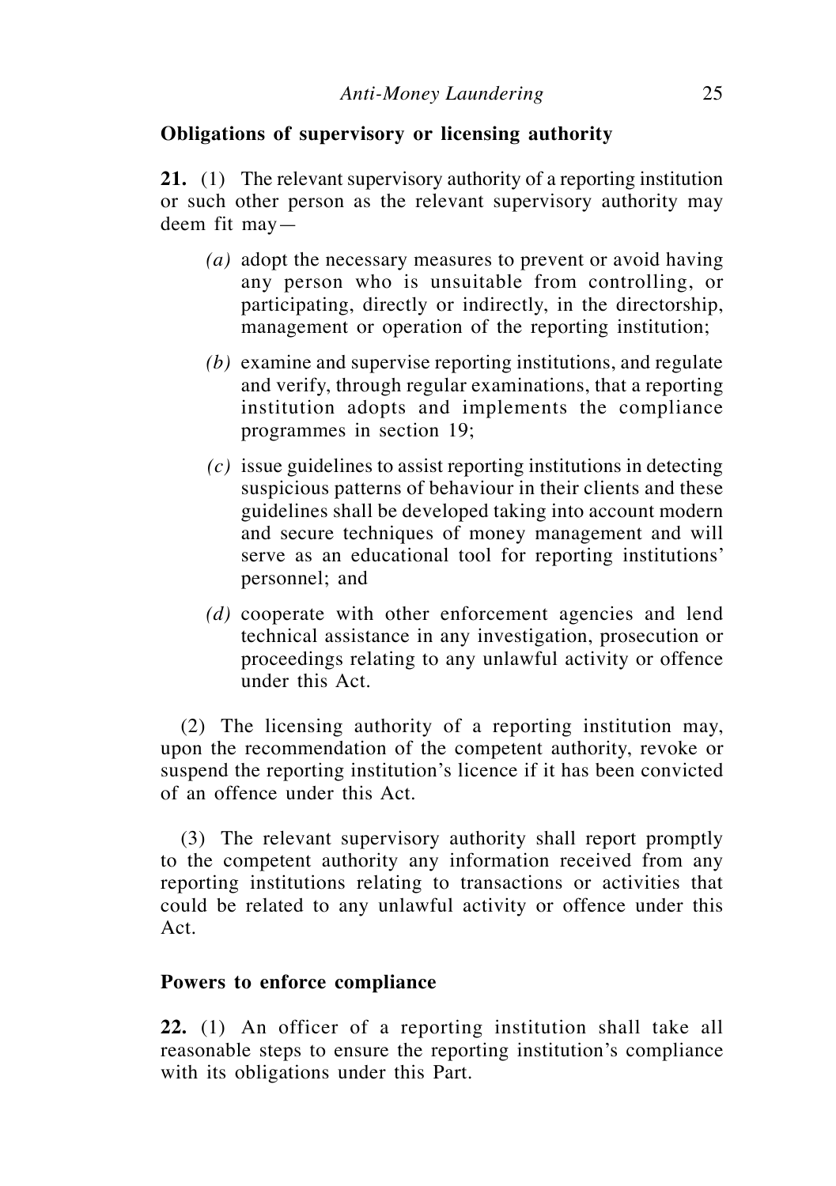**Obligations of supervisory or licensing authority**

**21.** (1) The relevant supervisory authority of a reporting institution or such other person as the relevant supervisory authority may deem fit may—

*(a)* adopt the necessary measures to prevent or avoid having any person who is unsuitable from controlling, or participating, directly or indirectly, in the directorship, management or operation of the reporting institution;

*(b)* examine and supervise reporting institutions, and regulate and verify, through regular examinations, that a reporting institution adopts and implements the compliance programmes in section 19;

*(c)* issue guidelines to assist reporting institutions in detecting suspicious patterns of behaviour in their clients and these guidelines shall be developed taking into account modern and secure techniques of money management and will serve as an educational tool for reporting institutions' personnel; and

*(d)* cooperate with other enforcement agencies and lend technical assistance in any investigation, prosecution or proceedings relating to any unlawful activity or offence under this Act.

(2) The licensing authority of a reporting institution may, upon the recommendation of the competent authority, revoke or suspend the reporting institution's licence if it has been convicted of an offence under this Act.

(3) The relevant supervisory authority shall report promptly to the competent authority any information received from any reporting institutions relating to transactions or activities that could be related to any unlawful activity or offence under this Act.

**Powers to enforce compliance**

**22.** (1) An officer of a reporting institution shall take all reasonable steps to ensure the reporting institution's compliance with its obligations under this Part.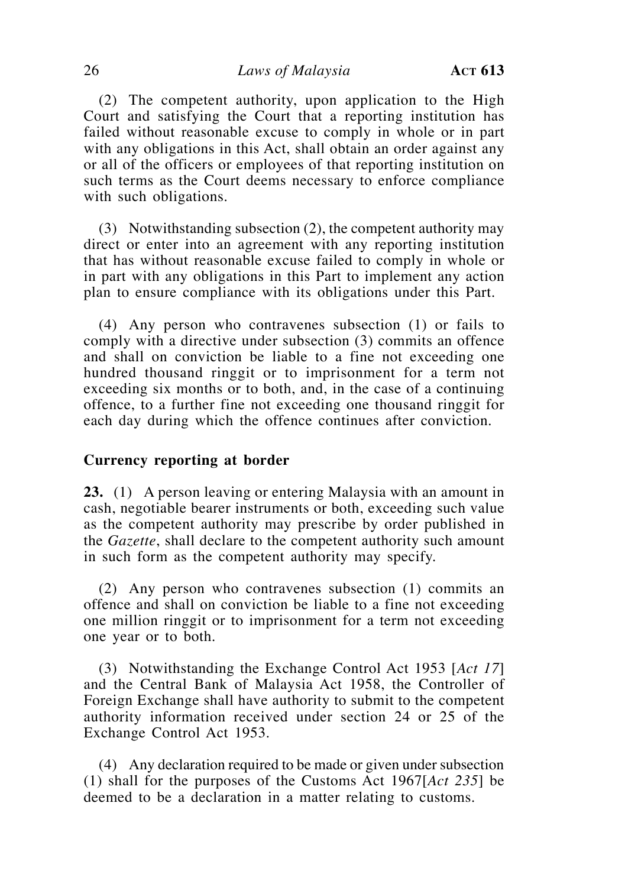(2) The competent authority, upon application to the High Court and satisfying the Court that a reporting institution has failed without reasonable excuse to comply in whole or in part with any obligations in this Act, shall obtain an order against any or all of the officers or employees of that reporting institution on such terms as the Court deems necessary to enforce compliance with such obligations.

(3) Notwithstanding subsection (2), the competent authority may direct or enter into an agreement with any reporting institution that has without reasonable excuse failed to comply in whole or in part with any obligations in this Part to implement any action plan to ensure compliance with its obligations under this Part.

(4) Any person who contravenes subsection (1) or fails to comply with a directive under subsection (3) commits an offence and shall on conviction be liable to a fine not exceeding one hundred thousand ringgit or to imprisonment for a term not exceeding six months or to both, and, in the case of a continuing offence, to a further fine not exceeding one thousand ringgit for each day during which the offence continues after conviction.

### Currency reporting at border

**23.** (1) A person leaving or entering Malaysia with an amount in cash, negotiable bearer instruments or both, exceeding such value as the competent authority may prescribe by order published in the *Gazette*, shall declare to the competent authority such amount in such form as the competent authority may specify.

(2) Any person who contravenes subsection (1) commits an offence and shall on conviction be liable to a fine not exceeding one million ringgit or to imprisonment for a term not exceeding one year or to both.

(3) Notwithstanding the Exchange Control Act 1953 [*Act 17*] and the Central Bank of Malaysia Act 1958, the Controller of Foreign Exchange shall have authority to submit to the competent authority information received under section 24 or 25 of the Exchange Control Act 1953.

(4) Any declaration required to be made or given under subsection (1) shall for the purposes of the Customs Act 1967[*Act 235*] be deemed to be a declaration in a matter relating to customs.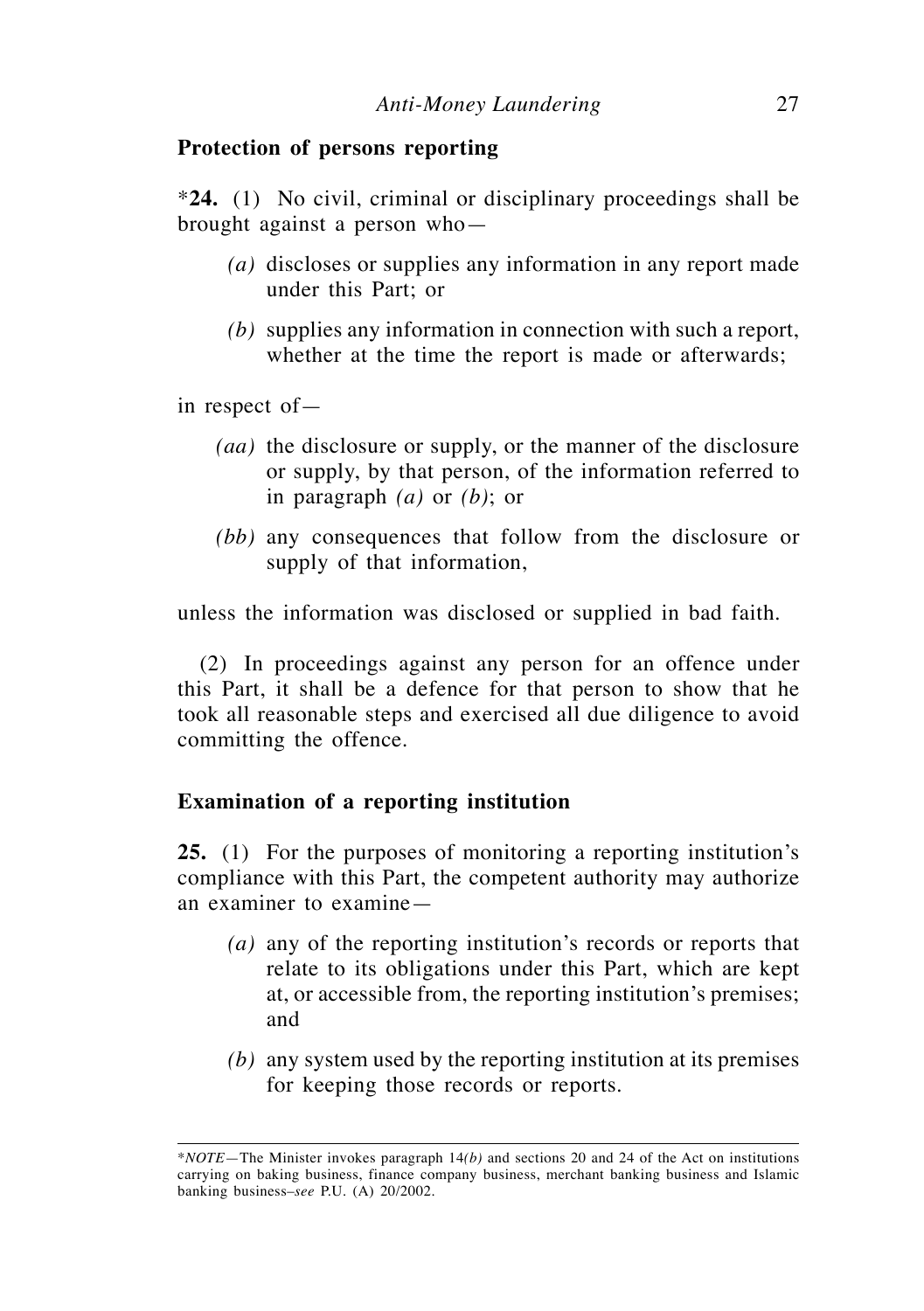**Protection of persons reporting**

*__24.__ (1) No civil, criminal or disciplinary proceedings shall be brought against a person who—

*(a)* discloses or supplies any information in any report made under this Part; or

*(b)* supplies any information in connection with such a report, whether at the time the report is made or afterwards;

in respect of—

*(aa)* the disclosure or supply, or the manner of the disclosure or supply, by that person, of the information referred to in paragraph *(a)* or *(b)*; or

*(bb)* any consequences that follow from the disclosure or supply of that information,

unless the information was disclosed or supplied in bad faith.

(2) In proceedings against any person for an offence under this Part, it shall be a defence for that person to show that he took all reasonable steps and exercised all due diligence to avoid committing the offence.

**Examination of a reporting institution**

**25.** (1) For the purposes of monitoring a reporting institution's compliance with this Part, the competent authority may authorize an examiner to examine—

*(a)* any of the reporting institution's records or reports that relate to its obligations under this Part, which are kept at, or accessible from, the reporting institution's premises; and

*(b)* any system used by the reporting institution at its premises for keeping those records or reports.

---

**NOTE*—The Minister invokes paragraph 14*(b)* and sections 20 and 24 of the Act on institutions carrying on baking business, finance company business, merchant banking business and Islamic banking business–*see* P.U. (A) 20/2002.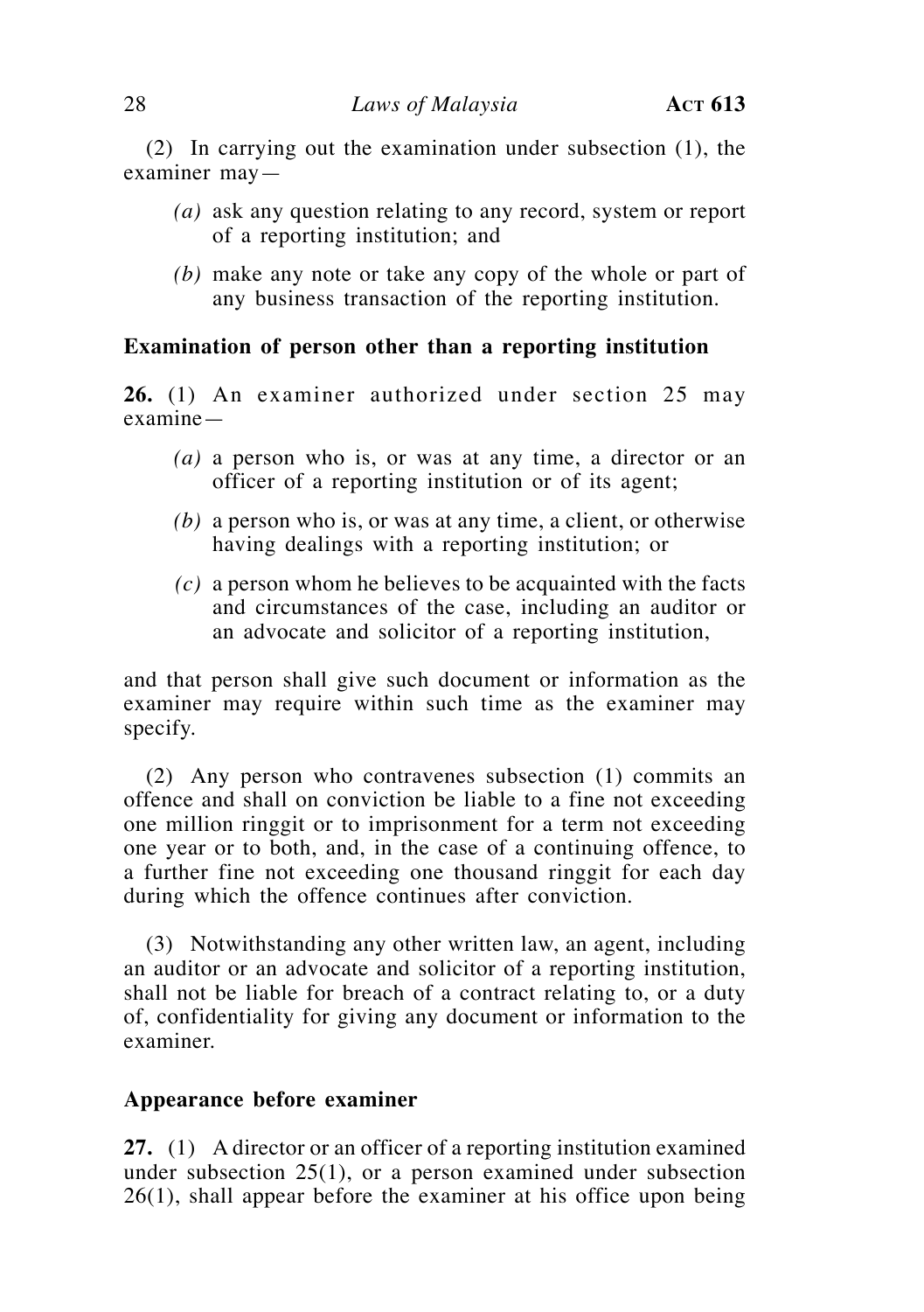(2) In carrying out the examination under subsection (1), the examiner may—

*(a)* ask any question relating to any record, system or report of a reporting institution; and

*(b)* make any note or take any copy of the whole or part of any business transaction of the reporting institution.

### Examination of person other than a reporting institution

**26.** (1) An examiner authorized under section 25 may examine—

*(a)* a person who is, or was at any time, a director or an officer of a reporting institution or of its agent;

*(b)* a person who is, or was at any time, a client, or otherwise having dealings with a reporting institution; or

*(c)* a person whom he believes to be acquainted with the facts and circumstances of the case, including an auditor or an advocate and solicitor of a reporting institution,

and that person shall give such document or information as the examiner may require within such time as the examiner may specify.

(2) Any person who contravenes subsection (1) commits an offence and shall on conviction be liable to a fine not exceeding one million ringgit or to imprisonment for a term not exceeding one year or to both, and, in the case of a continuing offence, to a further fine not exceeding one thousand ringgit for each day during which the offence continues after conviction.

(3) Notwithstanding any other written law, an agent, including an auditor or an advocate and solicitor of a reporting institution, shall not be liable for breach of a contract relating to, or a duty of, confidentiality for giving any document or information to the examiner.

### Appearance before examiner

**27.** (1) A director or an officer of a reporting institution examined under subsection 25(1), or a person examined under subsection 26(1), shall appear before the examiner at his office upon being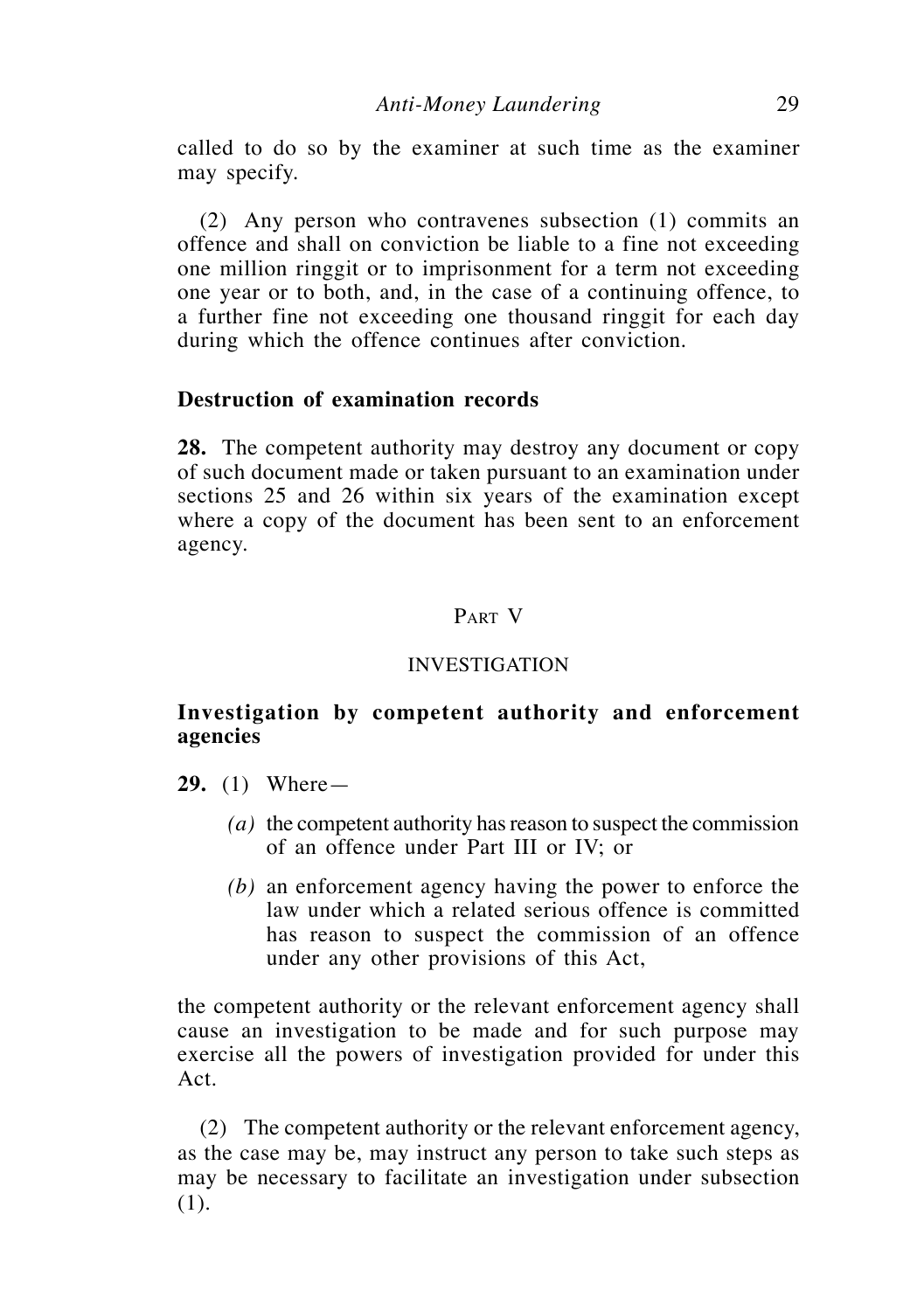called to do so by the examiner at such time as the examiner may specify.

(2) Any person who contravenes subsection (1) commits an offence and shall on conviction be liable to a fine not exceeding one million ringgit or to imprisonment for a term not exceeding one year or to both, and, in the case of a continuing offence, to a further fine not exceeding one thousand ringgit for each day during which the offence continues after conviction.

**Destruction of examination records**

**28.** The competent authority may destroy any document or copy of such document made or taken pursuant to an examination under sections 25 and 26 within six years of the examination except where a copy of the document has been sent to an enforcement agency.

## PART V

## INVESTIGATION

**Investigation by competent authority and enforcement agencies**

**29.** (1) Where—

*(a)* the competent authority has reason to suspect the commission of an offence under Part III or IV; or

*(b)* an enforcement agency having the power to enforce the law under which a related serious offence is committed has reason to suspect the commission of an offence under any other provisions of this Act,

the competent authority or the relevant enforcement agency shall cause an investigation to be made and for such purpose may exercise all the powers of investigation provided for under this Act.

(2) The competent authority or the relevant enforcement agency, as the case may be, may instruct any person to take such steps as may be necessary to facilitate an investigation under subsection (1).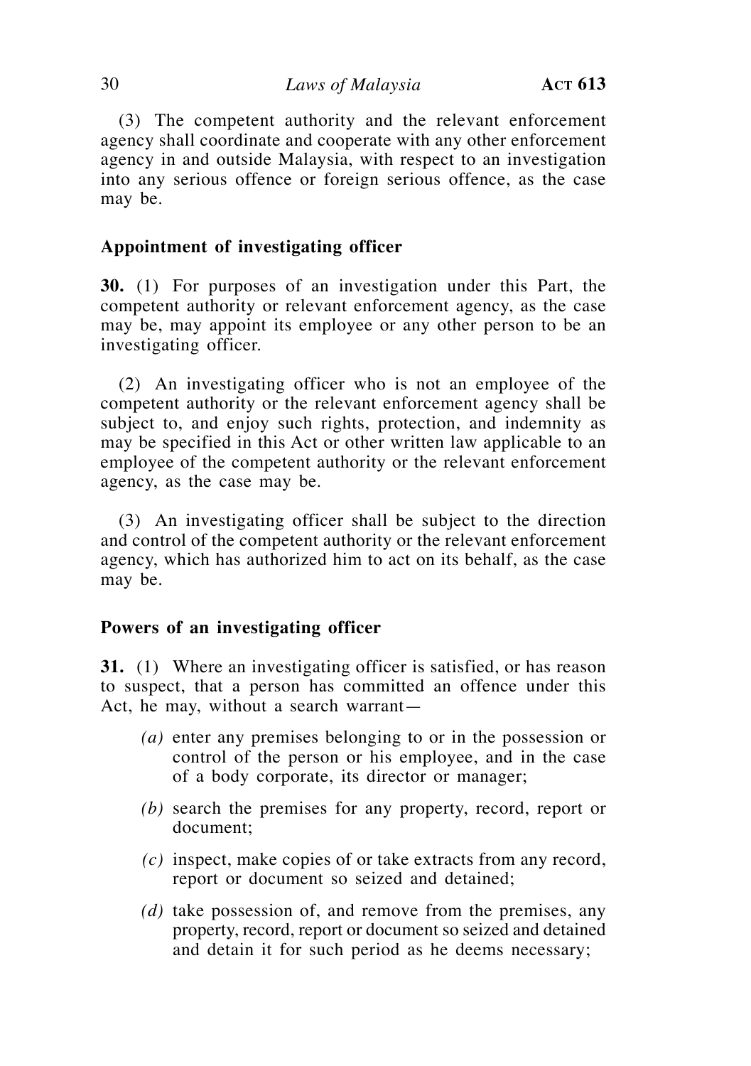(3) The competent authority and the relevant enforcement agency shall coordinate and cooperate with any other enforcement agency in and outside Malaysia, with respect to an investigation into any serious offence or foreign serious offence, as the case may be.

### Appointment of investigating officer

**30.** (1) For purposes of an investigation under this Part, the competent authority or relevant enforcement agency, as the case may be, may appoint its employee or any other person to be an investigating officer.

(2) An investigating officer who is not an employee of the competent authority or the relevant enforcement agency shall be subject to, and enjoy such rights, protection, and indemnity as may be specified in this Act or other written law applicable to an employee of the competent authority or the relevant enforcement agency, as the case may be.

(3) An investigating officer shall be subject to the direction and control of the competent authority or the relevant enforcement agency, which has authorized him to act on its behalf, as the case may be.

### Powers of an investigating officer

**31.** (1) Where an investigating officer is satisfied, or has reason to suspect, that a person has committed an offence under this Act, he may, without a search warrant—

*(a)* enter any premises belonging to or in the possession or control of the person or his employee, and in the case of a body corporate, its director or manager;

*(b)* search the premises for any property, record, report or document;

*(c)* inspect, make copies of or take extracts from any record, report or document so seized and detained;

*(d)* take possession of, and remove from the premises, any property, record, report or document so seized and detained and detain it for such period as he deems necessary;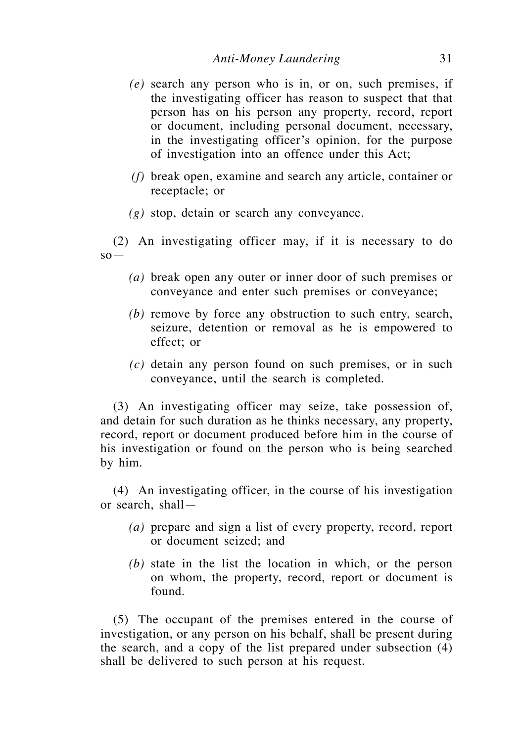*(e)* search any person who is in, or on, such premises, if the investigating officer has reason to suspect that that person has on his person any property, record, report or document, including personal document, necessary, in the investigating officer's opinion, for the purpose of investigation into an offence under this Act;

*(f)* break open, examine and search any article, container or receptacle; or

*(g)* stop, detain or search any conveyance.

(2) An investigating officer may, if it is necessary to do so—

*(a)* break open any outer or inner door of such premises or conveyance and enter such premises or conveyance;

*(b)* remove by force any obstruction to such entry, search, seizure, detention or removal as he is empowered to effect; or

*(c)* detain any person found on such premises, or in such conveyance, until the search is completed.

(3) An investigating officer may seize, take possession of, and detain for such duration as he thinks necessary, any property, record, report or document produced before him in the course of his investigation or found on the person who is being searched by him.

(4) An investigating officer, in the course of his investigation or search, shall—

*(a)* prepare and sign a list of every property, record, report or document seized; and

*(b)* state in the list the location in which, or the person on whom, the property, record, report or document is found.

(5) The occupant of the premises entered in the course of investigation, or any person on his behalf, shall be present during the search, and a copy of the list prepared under subsection (4) shall be delivered to such person at his request.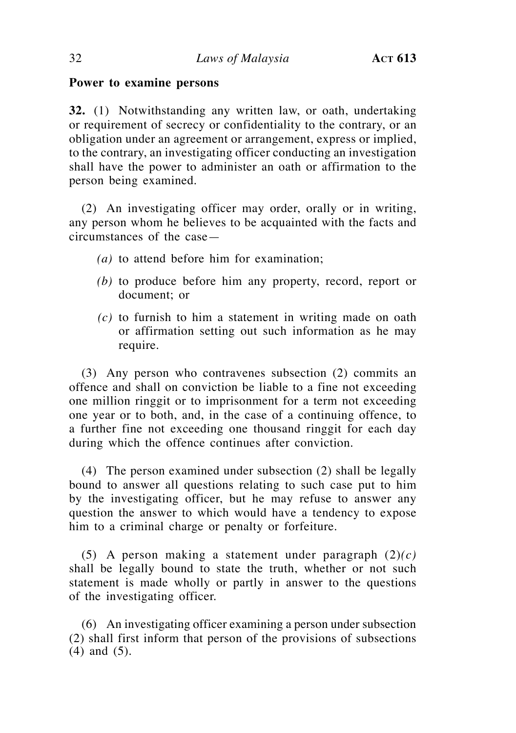**Power to examine persons**

**32.** (1) Notwithstanding any written law, or oath, undertaking or requirement of secrecy or confidentiality to the contrary, or an obligation under an agreement or arrangement, express or implied, to the contrary, an investigating officer conducting an investigation shall have the power to administer an oath or affirmation to the person being examined.

(2) An investigating officer may order, orally or in writing, any person whom he believes to be acquainted with the facts and circumstances of the case—

*(a)* to attend before him for examination;

*(b)* to produce before him any property, record, report or document; or

*(c)* to furnish to him a statement in writing made on oath or affirmation setting out such information as he may require.

(3) Any person who contravenes subsection (2) commits an offence and shall on conviction be liable to a fine not exceeding one million ringgit or to imprisonment for a term not exceeding one year or to both, and, in the case of a continuing offence, to a further fine not exceeding one thousand ringgit for each day during which the offence continues after conviction.

(4) The person examined under subsection (2) shall be legally bound to answer all questions relating to such case put to him by the investigating officer, but he may refuse to answer any question the answer to which would have a tendency to expose him to a criminal charge or penalty or forfeiture.

(5) A person making a statement under paragraph (2)*(c)* shall be legally bound to state the truth, whether or not such statement is made wholly or partly in answer to the questions of the investigating officer.

(6) An investigating officer examining a person under subsection (2) shall first inform that person of the provisions of subsections (4) and (5).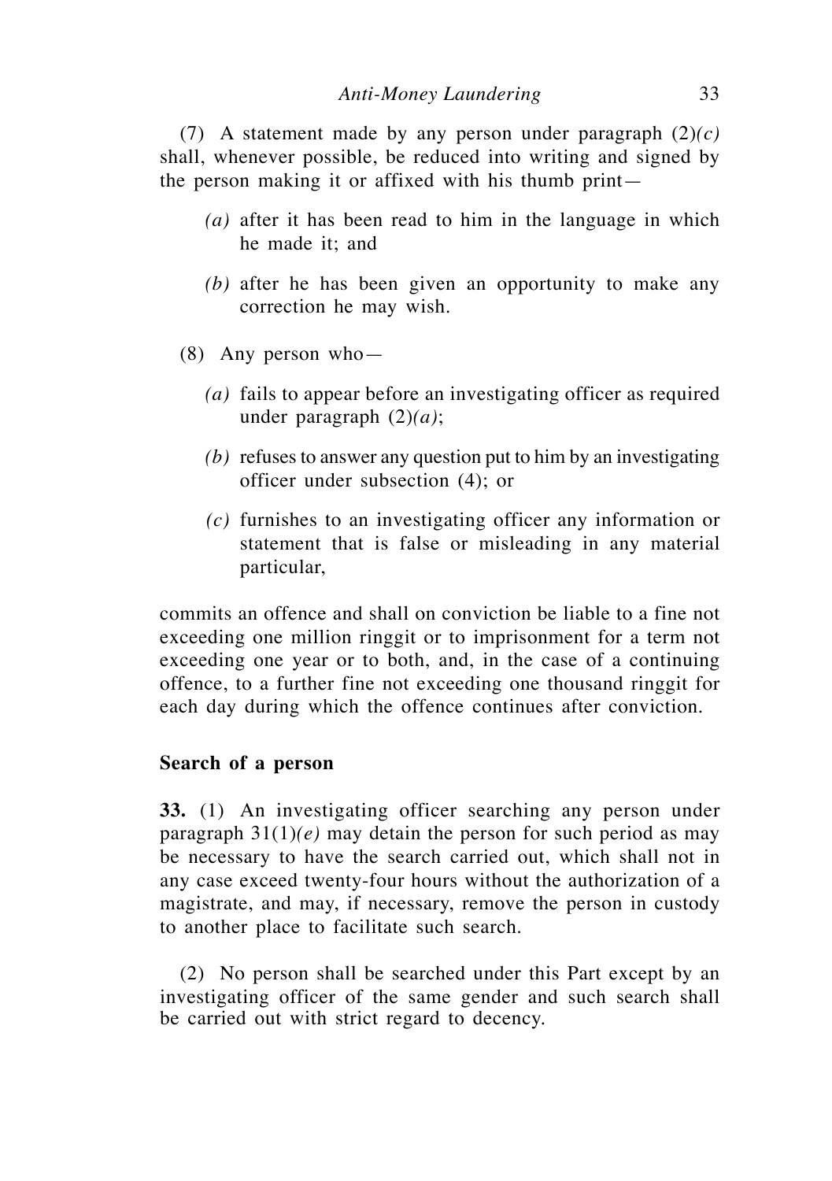(7) A statement made by any person under paragraph (2)*(c)* shall, whenever possible, be reduced into writing and signed by the person making it or affixed with his thumb print—

*(a)* after it has been read to him in the language in which he made it; and

*(b)* after he has been given an opportunity to make any correction he may wish.

(8) Any person who—

*(a)* fails to appear before an investigating officer as required under paragraph (2)*(a)*;

*(b)* refuses to answer any question put to him by an investigating officer under subsection (4); or

*(c)* furnishes to an investigating officer any information or statement that is false or misleading in any material particular,

commits an offence and shall on conviction be liable to a fine not exceeding one million ringgit or to imprisonment for a term not exceeding one year or to both, and, in the case of a continuing offence, to a further fine not exceeding one thousand ringgit for each day during which the offence continues after conviction.

**Search of a person**

**33.** (1) An investigating officer searching any person under paragraph 31(1)*(e)* may detain the person for such period as may be necessary to have the search carried out, which shall not in any case exceed twenty-four hours without the authorization of a magistrate, and may, if necessary, remove the person in custody to another place to facilitate such search.

(2) No person shall be searched under this Part except by an investigating officer of the same gender and such search shall be carried out with strict regard to decency.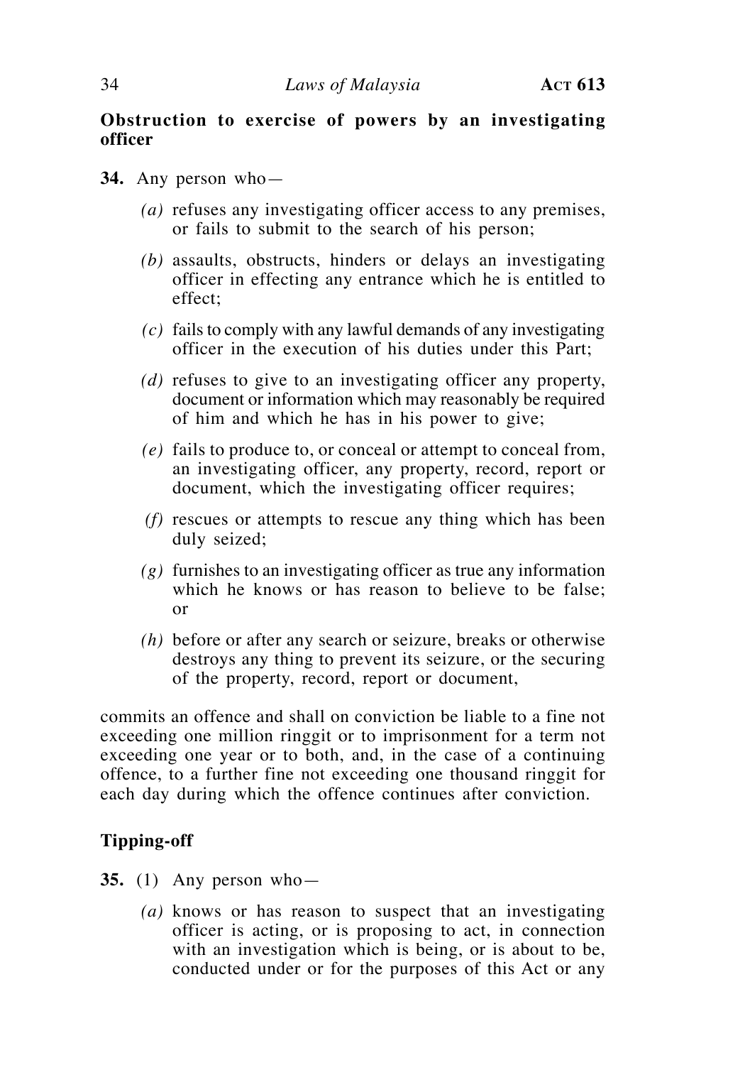**Obstruction to exercise of powers by an investigating officer**

**34.** Any person who—

*(a)* refuses any investigating officer access to any premises, or fails to submit to the search of his person;

*(b)* assaults, obstructs, hinders or delays an investigating officer in effecting any entrance which he is entitled to effect;

*(c)* fails to comply with any lawful demands of any investigating officer in the execution of his duties under this Part;

*(d)* refuses to give to an investigating officer any property, document or information which may reasonably be required of him and which he has in his power to give;

*(e)* fails to produce to, or conceal or attempt to conceal from, an investigating officer, any property, record, report or document, which the investigating officer requires;

*(f)* rescues or attempts to rescue any thing which has been duly seized;

*(g)* furnishes to an investigating officer as true any information which he knows or has reason to believe to be false; or

*(h)* before or after any search or seizure, breaks or otherwise destroys any thing to prevent its seizure, or the securing of the property, record, report or document,

commits an offence and shall on conviction be liable to a fine not exceeding one million ringgit or to imprisonment for a term not exceeding one year or to both, and, in the case of a continuing offence, to a further fine not exceeding one thousand ringgit for each day during which the offence continues after conviction.

**Tipping-off**

**35.** (1) Any person who—

*(a)* knows or has reason to suspect that an investigating officer is acting, or is proposing to act, in connection with an investigation which is being, or is about to be, conducted under or for the purposes of this Act or any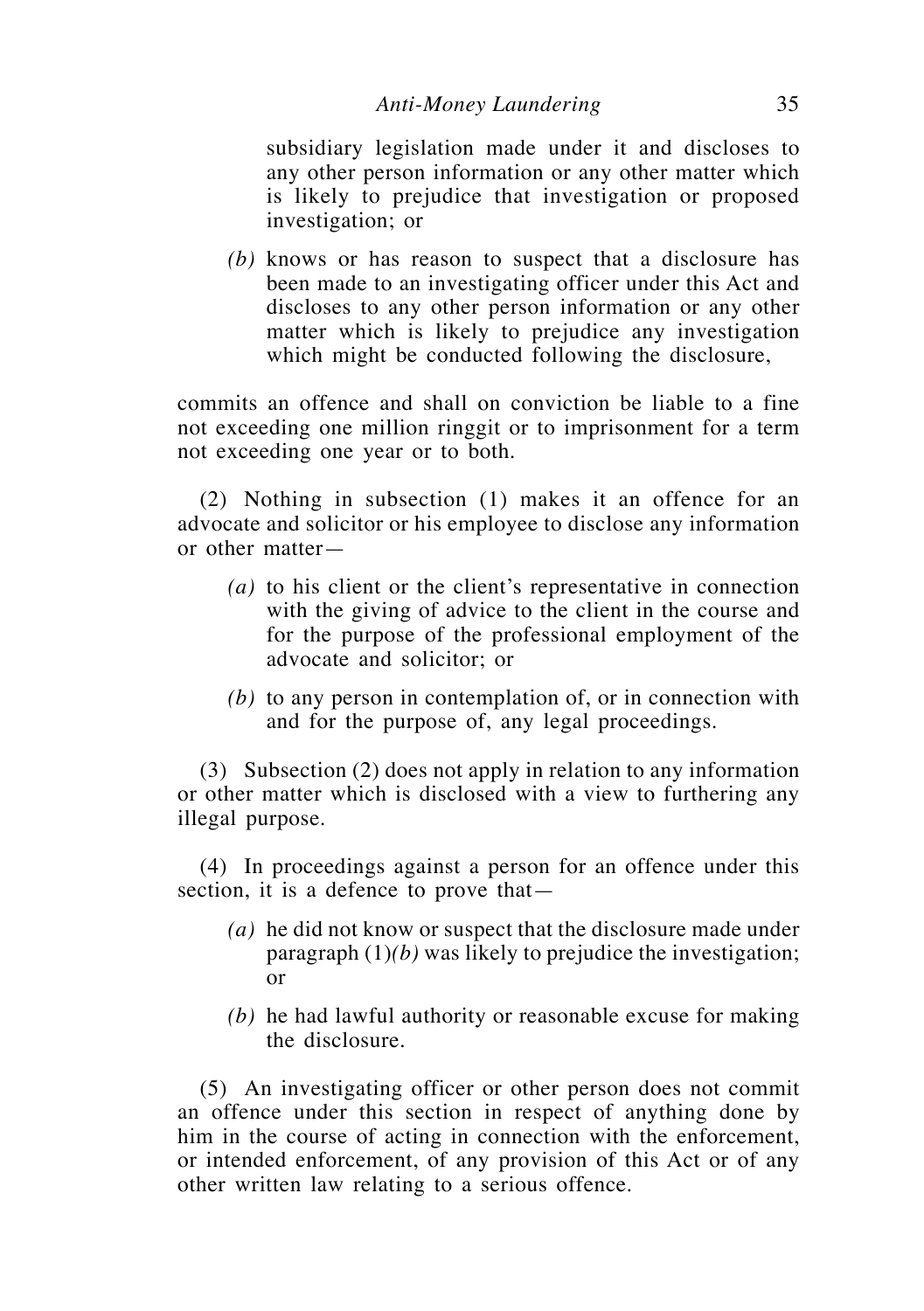subsidiary legislation made under it and discloses to any other person information or any other matter which is likely to prejudice that investigation or proposed investigation; or

*(b)* knows or has reason to suspect that a disclosure has been made to an investigating officer under this Act and discloses to any other person information or any other matter which is likely to prejudice any investigation which might be conducted following the disclosure,

commits an offence and shall on conviction be liable to a fine not exceeding one million ringgit or to imprisonment for a term not exceeding one year or to both.

(2) Nothing in subsection (1) makes it an offence for an advocate and solicitor or his employee to disclose any information or other matter—

*(a)* to his client or the client's representative in connection with the giving of advice to the client in the course and for the purpose of the professional employment of the advocate and solicitor; or

*(b)* to any person in contemplation of, or in connection with and for the purpose of, any legal proceedings.

(3) Subsection (2) does not apply in relation to any information or other matter which is disclosed with a view to furthering any illegal purpose.

(4) In proceedings against a person for an offence under this section, it is a defence to prove that—

*(a)* he did not know or suspect that the disclosure made under paragraph (1)*(b)* was likely to prejudice the investigation; or

*(b)* he had lawful authority or reasonable excuse for making the disclosure.

(5) An investigating officer or other person does not commit an offence under this section in respect of anything done by him in the course of acting in connection with the enforcement, or intended enforcement, of any provision of this Act or of any other written law relating to a serious offence.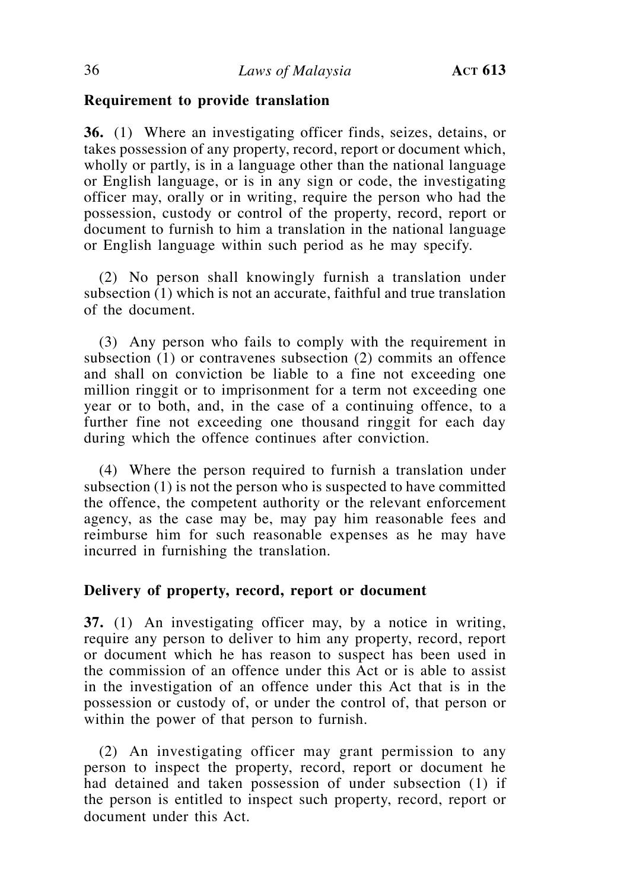### Requirement to provide translation

**36.** (1) Where an investigating officer finds, seizes, detains, or takes possession of any property, record, report or document which, wholly or partly, is in a language other than the national language or English language, or is in any sign or code, the investigating officer may, orally or in writing, require the person who had the possession, custody or control of the property, record, report or document to furnish to him a translation in the national language or English language within such period as he may specify.

(2) No person shall knowingly furnish a translation under subsection (1) which is not an accurate, faithful and true translation of the document.

(3) Any person who fails to comply with the requirement in subsection (1) or contravenes subsection (2) commits an offence and shall on conviction be liable to a fine not exceeding one million ringgit or to imprisonment for a term not exceeding one year or to both, and, in the case of a continuing offence, to a further fine not exceeding one thousand ringgit for each day during which the offence continues after conviction.

(4) Where the person required to furnish a translation under subsection (1) is not the person who is suspected to have committed the offence, the competent authority or the relevant enforcement agency, as the case may be, may pay him reasonable fees and reimburse him for such reasonable expenses as he may have incurred in furnishing the translation.

### Delivery of property, record, report or document

**37.** (1) An investigating officer may, by a notice in writing, require any person to deliver to him any property, record, report or document which he has reason to suspect has been used in the commission of an offence under this Act or is able to assist in the investigation of an offence under this Act that is in the possession or custody of, or under the control of, that person or within the power of that person to furnish.

(2) An investigating officer may grant permission to any person to inspect the property, record, report or document he had detained and taken possession of under subsection (1) if the person is entitled to inspect such property, record, report or document under this Act.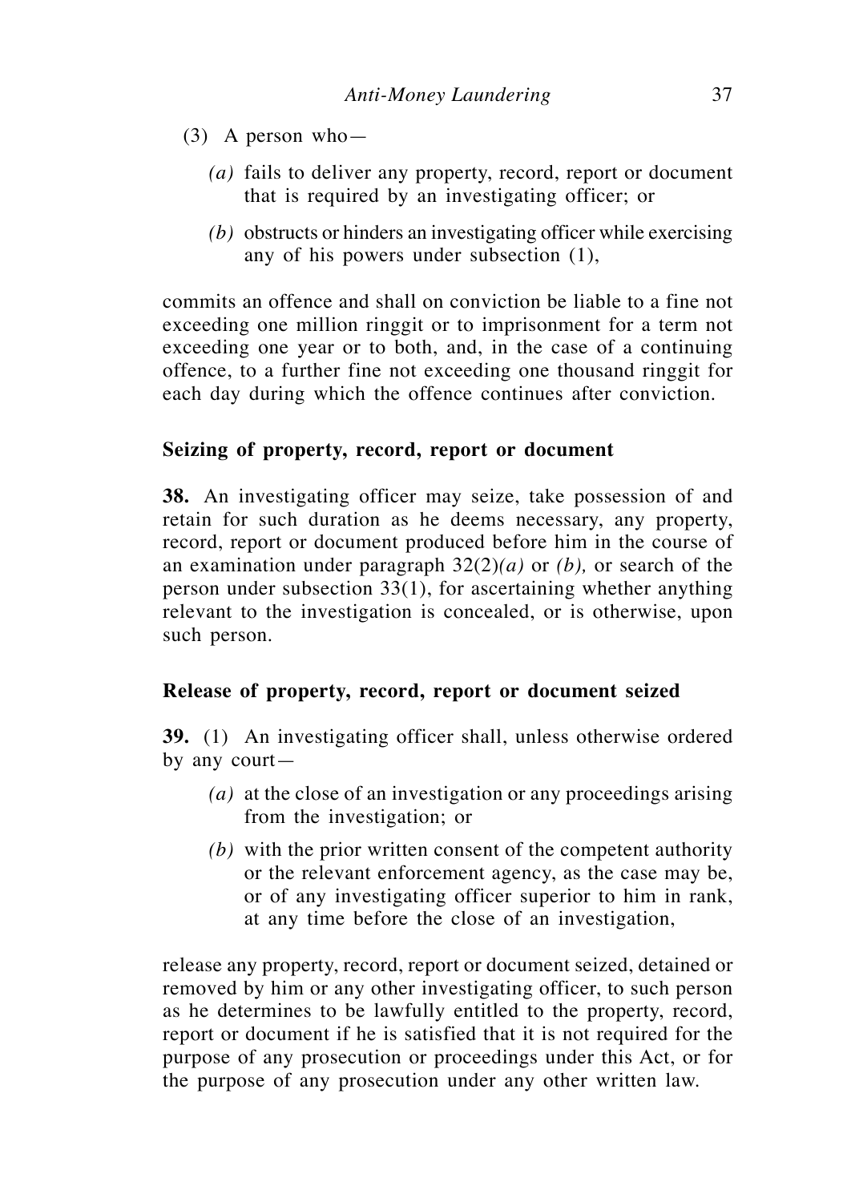(3) A person who—

*(a)* fails to deliver any property, record, report or document that is required by an investigating officer; or

*(b)* obstructs or hinders an investigating officer while exercising any of his powers under subsection (1),

commits an offence and shall on conviction be liable to a fine not exceeding one million ringgit or to imprisonment for a term not exceeding one year or to both, and, in the case of a continuing offence, to a further fine not exceeding one thousand ringgit for each day during which the offence continues after conviction.

### Seizing of property, record, report or document

**38.** An investigating officer may seize, take possession of and retain for such duration as he deems necessary, any property, record, report or document produced before him in the course of an examination under paragraph 32(2)*(a)* or *(b),* or search of the person under subsection 33(1), for ascertaining whether anything relevant to the investigation is concealed, or is otherwise, upon such person.

### Release of property, record, report or document seized

**39.** (1) An investigating officer shall, unless otherwise ordered by any court—

*(a)* at the close of an investigation or any proceedings arising from the investigation; or

*(b)* with the prior written consent of the competent authority or the relevant enforcement agency, as the case may be, or of any investigating officer superior to him in rank, at any time before the close of an investigation,

release any property, record, report or document seized, detained or removed by him or any other investigating officer, to such person as he determines to be lawfully entitled to the property, record, report or document if he is satisfied that it is not required for the purpose of any prosecution or proceedings under this Act, or for the purpose of any prosecution under any other written law.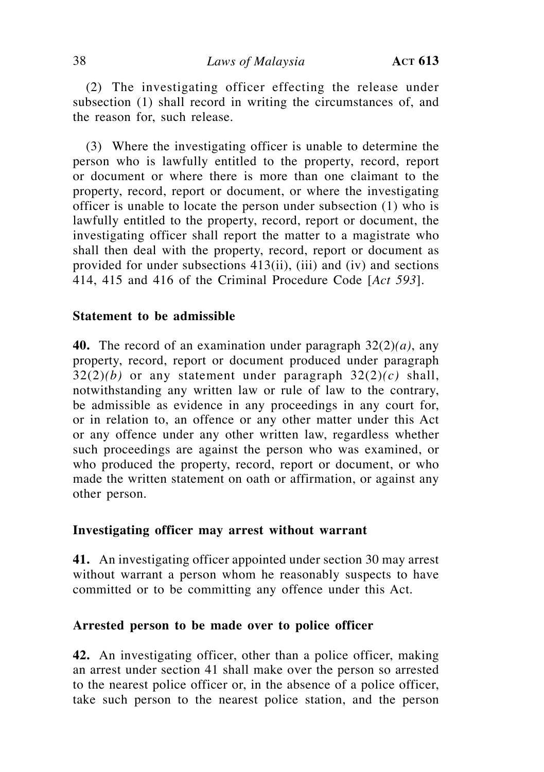(2) The investigating officer effecting the release under subsection (1) shall record in writing the circumstances of, and the reason for, such release.

(3) Where the investigating officer is unable to determine the person who is lawfully entitled to the property, record, report or document or where there is more than one claimant to the property, record, report or document, or where the investigating officer is unable to locate the person under subsection (1) who is lawfully entitled to the property, record, report or document, the investigating officer shall report the matter to a magistrate who shall then deal with the property, record, report or document as provided for under subsections 413(ii), (iii) and (iv) and sections 414, 415 and 416 of the Criminal Procedure Code [*Act 593*].

### Statement to be admissible

**40.** The record of an examination under paragraph 32(2)*(a)*, any property, record, report or document produced under paragraph 32(2)*(b)* or any statement under paragraph 32(2)*(c)* shall, notwithstanding any written law or rule of law to the contrary, be admissible as evidence in any proceedings in any court for, or in relation to, an offence or any other matter under this Act or any offence under any other written law, regardless whether such proceedings are against the person who was examined, or who produced the property, record, report or document, or who made the written statement on oath or affirmation, or against any other person.

### Investigating officer may arrest without warrant

**41.** An investigating officer appointed under section 30 may arrest without warrant a person whom he reasonably suspects to have committed or to be committing any offence under this Act.

### Arrested person to be made over to police officer

**42.** An investigating officer, other than a police officer, making an arrest under section 41 shall make over the person so arrested to the nearest police officer or, in the absence of a police officer, take such person to the nearest police station, and the person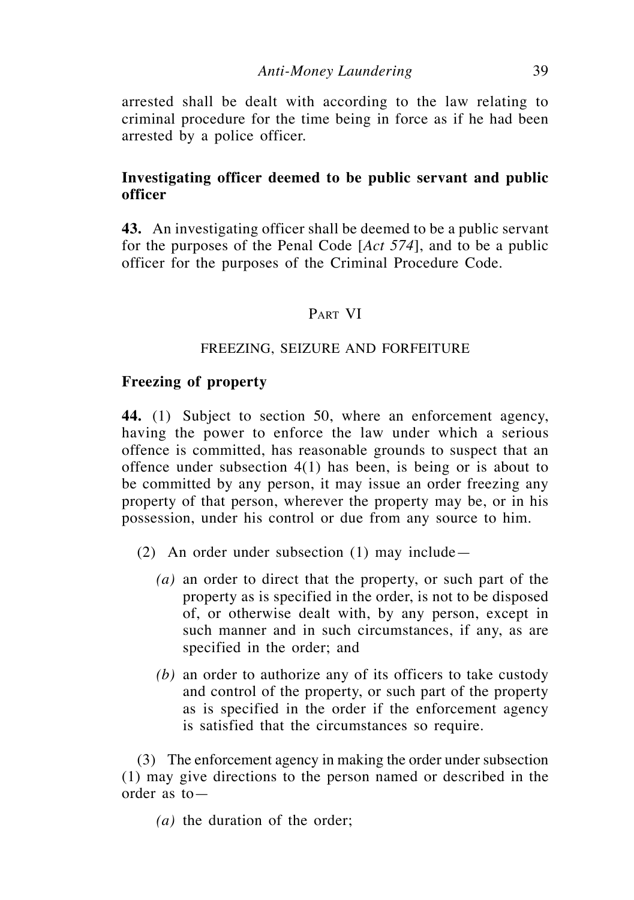arrested shall be dealt with according to the law relating to criminal procedure for the time being in force as if he had been arrested by a police officer.

### Investigating officer deemed to be public servant and public officer

**43.** An investigating officer shall be deemed to be a public servant for the purposes of the Penal Code [*Act 574*], and to be a public officer for the purposes of the Criminal Procedure Code.

## PART VI

## FREEZING, SEIZURE AND FORFEITURE

### Freezing of property

**44.** (1) Subject to section 50, where an enforcement agency, having the power to enforce the law under which a serious offence is committed, has reasonable grounds to suspect that an offence under subsection 4(1) has been, is being or is about to be committed by any person, it may issue an order freezing any property of that person, wherever the property may be, or in his possession, under his control or due from any source to him.

(2) An order under subsection (1) may include—

*(a)* an order to direct that the property, or such part of the property as is specified in the order, is not to be disposed of, or otherwise dealt with, by any person, except in such manner and in such circumstances, if any, as are specified in the order; and

*(b)* an order to authorize any of its officers to take custody and control of the property, or such part of the property as is specified in the order if the enforcement agency is satisfied that the circumstances so require.

(3) The enforcement agency in making the order under subsection (1) may give directions to the person named or described in the order as to—

*(a)* the duration of the order;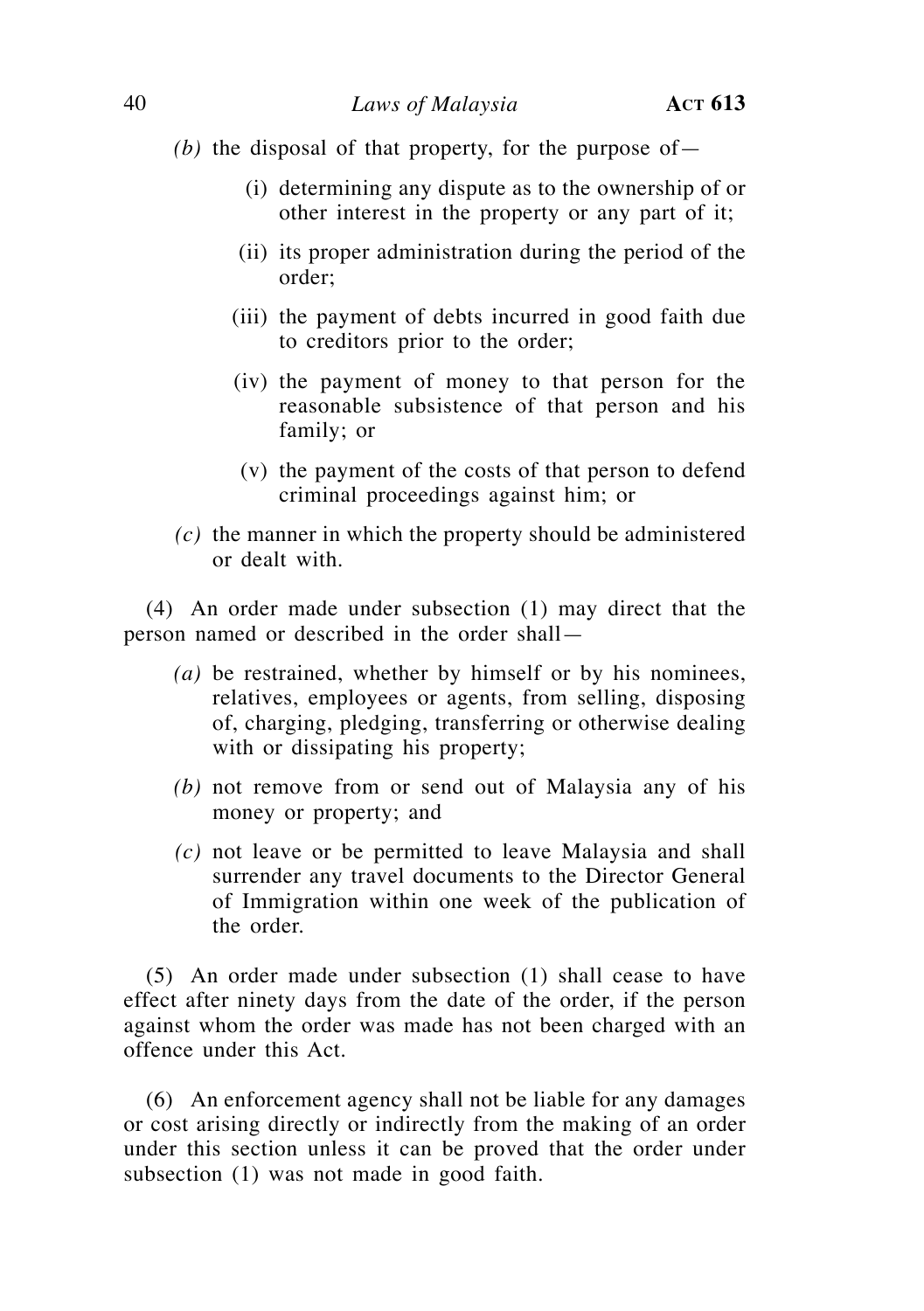*(b)* the disposal of that property, for the purpose of—

(i) determining any dispute as to the ownership of or other interest in the property or any part of it;

(ii) its proper administration during the period of the order;

(iii) the payment of debts incurred in good faith due to creditors prior to the order;

(iv) the payment of money to that person for the reasonable subsistence of that person and his family; or

(v) the payment of the costs of that person to defend criminal proceedings against him; or

*(c)* the manner in which the property should be administered or dealt with.

(4) An order made under subsection (1) may direct that the person named or described in the order shall—

*(a)* be restrained, whether by himself or by his nominees, relatives, employees or agents, from selling, disposing of, charging, pledging, transferring or otherwise dealing with or dissipating his property;

*(b)* not remove from or send out of Malaysia any of his money or property; and

*(c)* not leave or be permitted to leave Malaysia and shall surrender any travel documents to the Director General of Immigration within one week of the publication of the order.

(5) An order made under subsection (1) shall cease to have effect after ninety days from the date of the order, if the person against whom the order was made has not been charged with an offence under this Act.

(6) An enforcement agency shall not be liable for any damages or cost arising directly or indirectly from the making of an order under this section unless it can be proved that the order under subsection (1) was not made in good faith.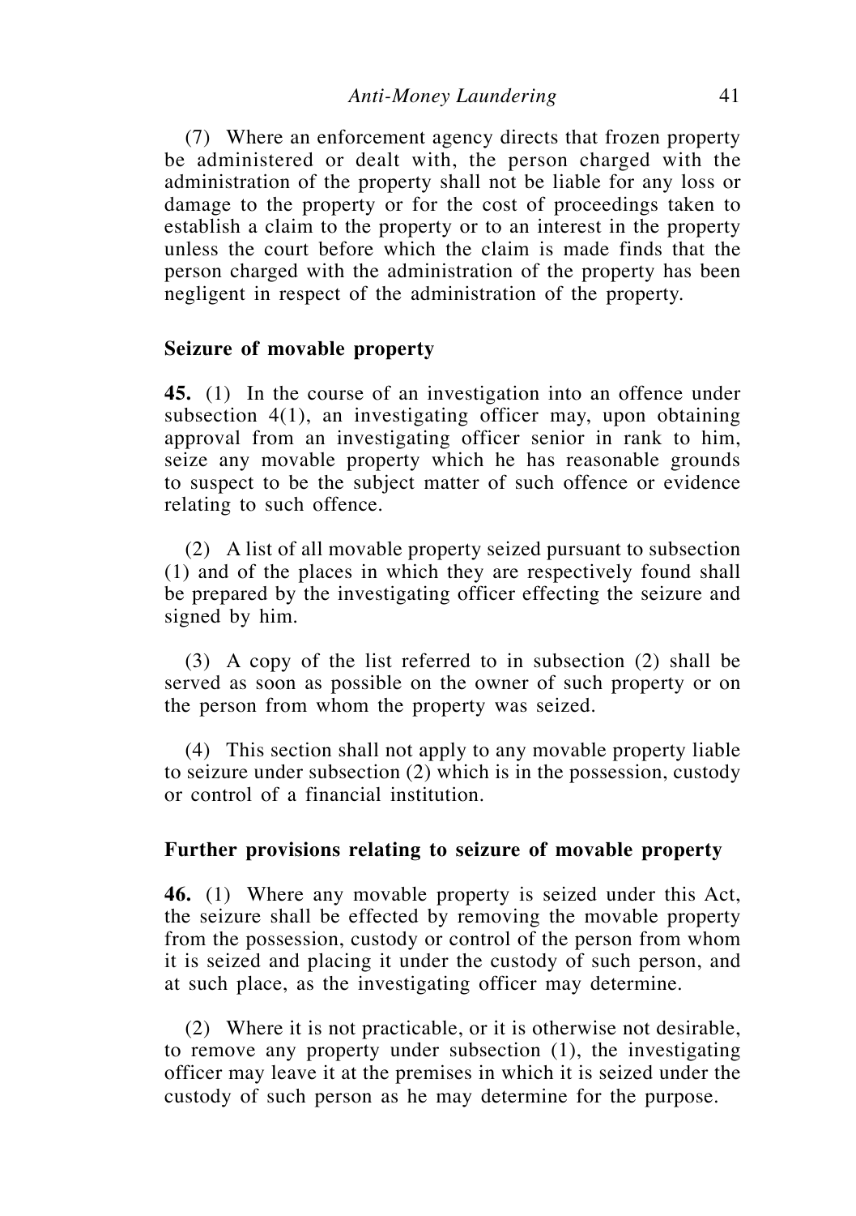(7) Where an enforcement agency directs that frozen property be administered or dealt with, the person charged with the administration of the property shall not be liable for any loss or damage to the property or for the cost of proceedings taken to establish a claim to the property or to an interest in the property unless the court before which the claim is made finds that the person charged with the administration of the property has been negligent in respect of the administration of the property.

### Seizure of movable property

**45.** (1) In the course of an investigation into an offence under subsection 4(1), an investigating officer may, upon obtaining approval from an investigating officer senior in rank to him, seize any movable property which he has reasonable grounds to suspect to be the subject matter of such offence or evidence relating to such offence.

(2) A list of all movable property seized pursuant to subsection (1) and of the places in which they are respectively found shall be prepared by the investigating officer effecting the seizure and signed by him.

(3) A copy of the list referred to in subsection (2) shall be served as soon as possible on the owner of such property or on the person from whom the property was seized.

(4) This section shall not apply to any movable property liable to seizure under subsection (2) which is in the possession, custody or control of a financial institution.

### Further provisions relating to seizure of movable property

**46.** (1) Where any movable property is seized under this Act, the seizure shall be effected by removing the movable property from the possession, custody or control of the person from whom it is seized and placing it under the custody of such person, and at such place, as the investigating officer may determine.

(2) Where it is not practicable, or it is otherwise not desirable, to remove any property under subsection (1), the investigating officer may leave it at the premises in which it is seized under the custody of such person as he may determine for the purpose.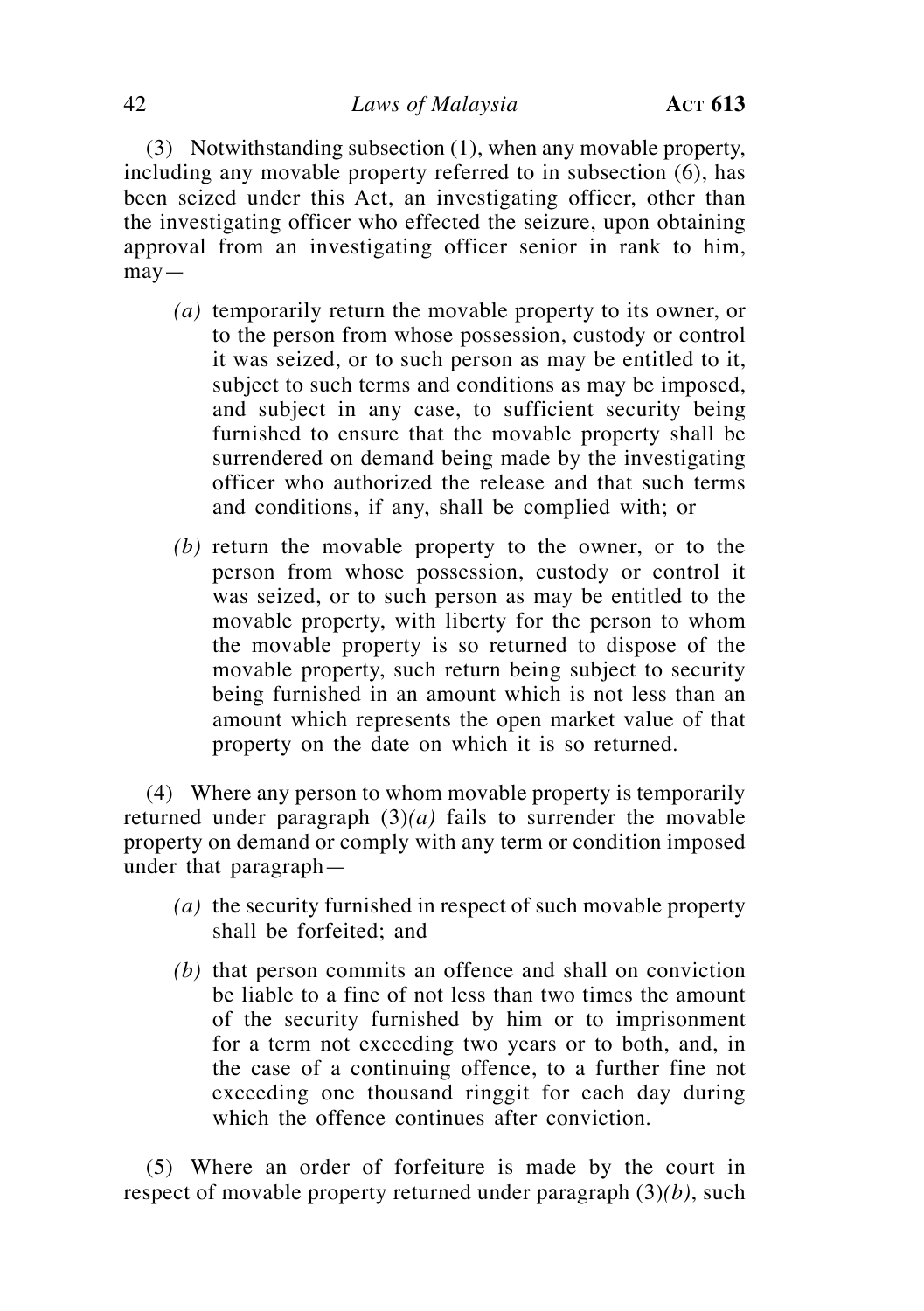(3) Notwithstanding subsection (1), when any movable property, including any movable property referred to in subsection (6), has been seized under this Act, an investigating officer, other than the investigating officer who effected the seizure, upon obtaining approval from an investigating officer senior in rank to him, may—

*(a)* temporarily return the movable property to its owner, or to the person from whose possession, custody or control it was seized, or to such person as may be entitled to it, subject to such terms and conditions as may be imposed, and subject in any case, to sufficient security being furnished to ensure that the movable property shall be surrendered on demand being made by the investigating officer who authorized the release and that such terms and conditions, if any, shall be complied with; or

*(b)* return the movable property to the owner, or to the person from whose possession, custody or control it was seized, or to such person as may be entitled to the movable property, with liberty for the person to whom the movable property is so returned to dispose of the movable property, such return being subject to security being furnished in an amount which is not less than an amount which represents the open market value of that property on the date on which it is so returned.

(4) Where any person to whom movable property is temporarily returned under paragraph (3)*(a)* fails to surrender the movable property on demand or comply with any term or condition imposed under that paragraph—

*(a)* the security furnished in respect of such movable property shall be forfeited; and

*(b)* that person commits an offence and shall on conviction be liable to a fine of not less than two times the amount of the security furnished by him or to imprisonment for a term not exceeding two years or to both, and, in the case of a continuing offence, to a further fine not exceeding one thousand ringgit for each day during which the offence continues after conviction.

(5) Where an order of forfeiture is made by the court in respect of movable property returned under paragraph (3)*(b)*, such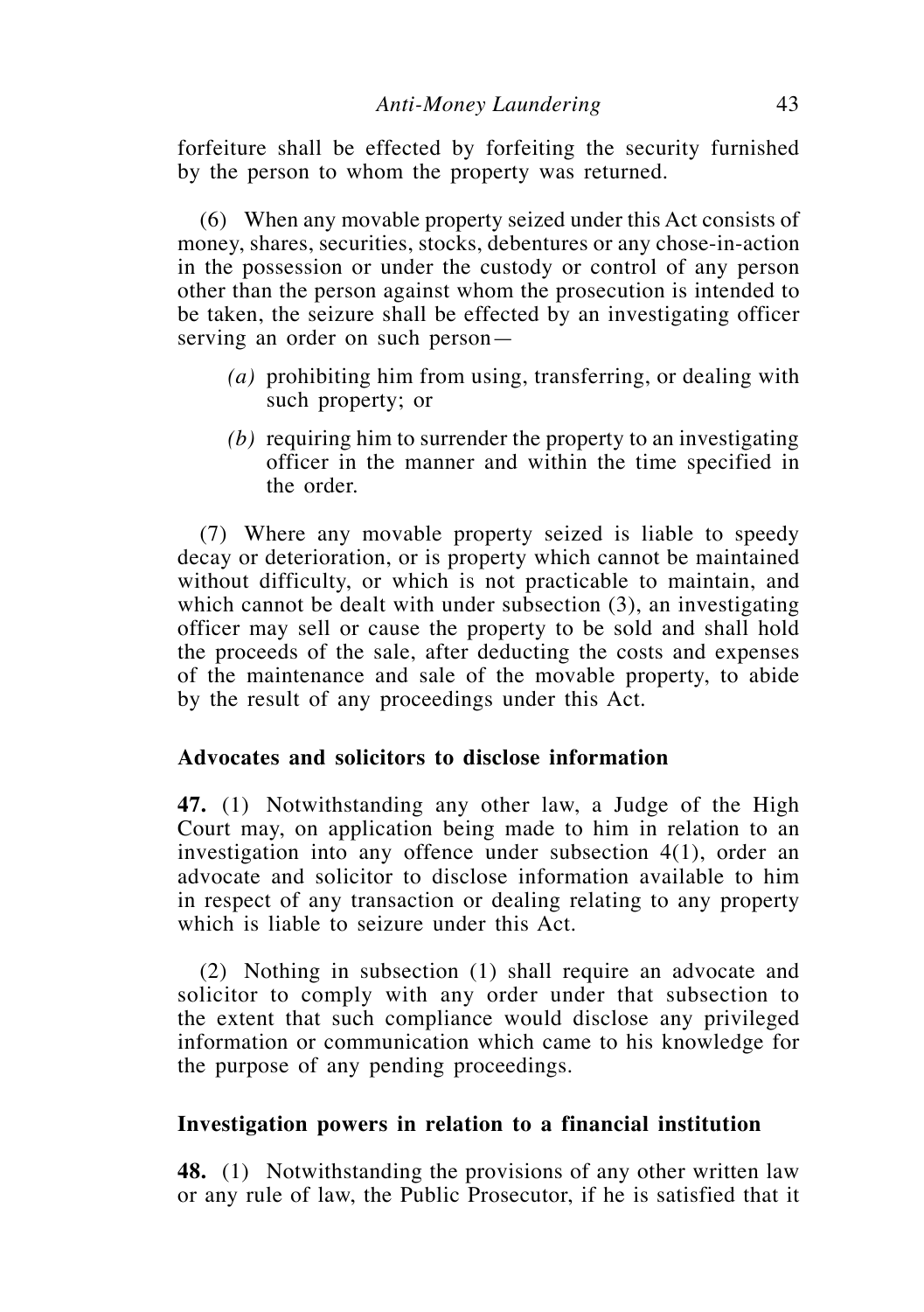forfeiture shall be effected by forfeiting the security furnished by the person to whom the property was returned.

(6) When any movable property seized under this Act consists of money, shares, securities, stocks, debentures or any chose-in-action in the possession or under the custody or control of any person other than the person against whom the prosecution is intended to be taken, the seizure shall be effected by an investigating officer serving an order on such person—

*(a)* prohibiting him from using, transferring, or dealing with such property; or

*(b)* requiring him to surrender the property to an investigating officer in the manner and within the time specified in the order.

(7) Where any movable property seized is liable to speedy decay or deterioration, or is property which cannot be maintained without difficulty, or which is not practicable to maintain, and which cannot be dealt with under subsection (3), an investigating officer may sell or cause the property to be sold and shall hold the proceeds of the sale, after deducting the costs and expenses of the maintenance and sale of the movable property, to abide by the result of any proceedings under this Act.

### Advocates and solicitors to disclose information

**47.** (1) Notwithstanding any other law, a Judge of the High Court may, on application being made to him in relation to an investigation into any offence under subsection 4(1), order an advocate and solicitor to disclose information available to him in respect of any transaction or dealing relating to any property which is liable to seizure under this Act.

(2) Nothing in subsection (1) shall require an advocate and solicitor to comply with any order under that subsection to the extent that such compliance would disclose any privileged information or communication which came to his knowledge for the purpose of any pending proceedings.

### Investigation powers in relation to a financial institution

**48.** (1) Notwithstanding the provisions of any other written law or any rule of law, the Public Prosecutor, if he is satisfied that it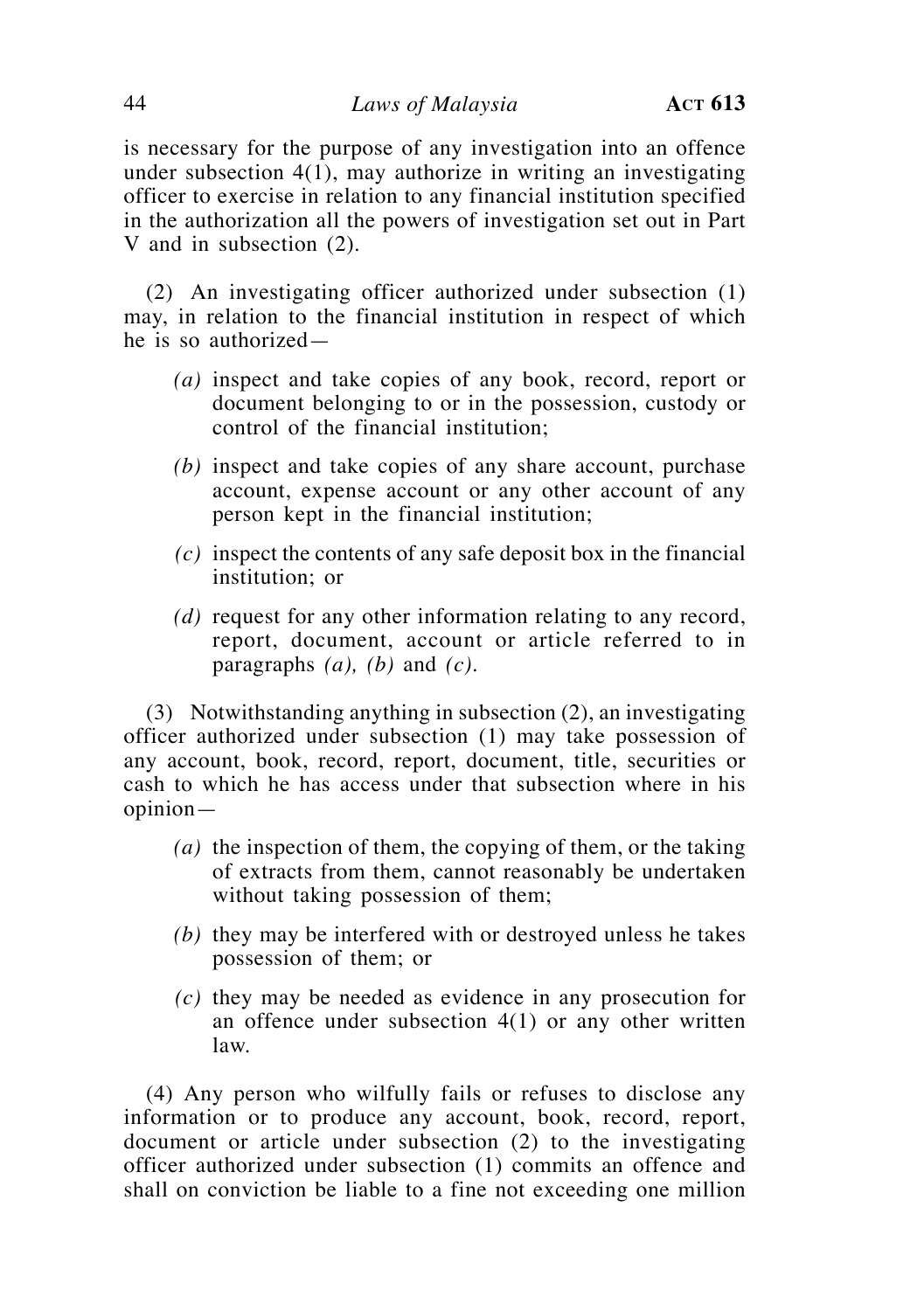is necessary for the purpose of any investigation into an offence under subsection 4(1), may authorize in writing an investigating officer to exercise in relation to any financial institution specified in the authorization all the powers of investigation set out in Part V and in subsection (2).

(2) An investigating officer authorized under subsection (1) may, in relation to the financial institution in respect of which he is so authorized—

*(a)* inspect and take copies of any book, record, report or document belonging to or in the possession, custody or control of the financial institution;

*(b)* inspect and take copies of any share account, purchase account, expense account or any other account of any person kept in the financial institution;

*(c)* inspect the contents of any safe deposit box in the financial institution; or

*(d)* request for any other information relating to any record, report, document, account or article referred to in paragraphs *(a), (b)* and *(c)*.

(3) Notwithstanding anything in subsection (2), an investigating officer authorized under subsection (1) may take possession of any account, book, record, report, document, title, securities or cash to which he has access under that subsection where in his opinion—

*(a)* the inspection of them, the copying of them, or the taking of extracts from them, cannot reasonably be undertaken without taking possession of them;

*(b)* they may be interfered with or destroyed unless he takes possession of them; or

*(c)* they may be needed as evidence in any prosecution for an offence under subsection 4(1) or any other written law.

(4) Any person who wilfully fails or refuses to disclose any information or to produce any account, book, record, report, document or article under subsection (2) to the investigating officer authorized under subsection (1) commits an offence and shall on conviction be liable to a fine not exceeding one million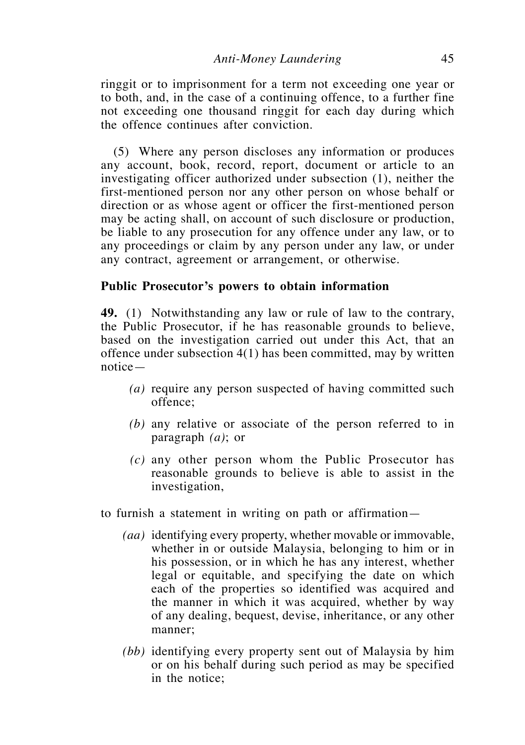ringgit or to imprisonment for a term not exceeding one year or to both, and, in the case of a continuing offence, to a further fine not exceeding one thousand ringgit for each day during which the offence continues after conviction.

(5) Where any person discloses any information or produces any account, book, record, report, document or article to an investigating officer authorized under subsection (1), neither the first-mentioned person nor any other person on whose behalf or direction or as whose agent or officer the first-mentioned person may be acting shall, on account of such disclosure or production, be liable to any prosecution for any offence under any law, or to any proceedings or claim by any person under any law, or under any contract, agreement or arrangement, or otherwise.

### Public Prosecutor's powers to obtain information

**49.** (1) Notwithstanding any law or rule of law to the contrary, the Public Prosecutor, if he has reasonable grounds to believe, based on the investigation carried out under this Act, that an offence under subsection 4(1) has been committed, may by written notice—

*(a)* require any person suspected of having committed such offence;

*(b)* any relative or associate of the person referred to in paragraph *(a)*; or

*(c)* any other person whom the Public Prosecutor has reasonable grounds to believe is able to assist in the investigation,

to furnish a statement in writing on path or affirmation—

*(aa)* identifying every property, whether movable or immovable, whether in or outside Malaysia, belonging to him or in his possession, or in which he has any interest, whether legal or equitable, and specifying the date on which each of the properties so identified was acquired and the manner in which it was acquired, whether by way of any dealing, bequest, devise, inheritance, or any other manner;

*(bb)* identifying every property sent out of Malaysia by him or on his behalf during such period as may be specified in the notice;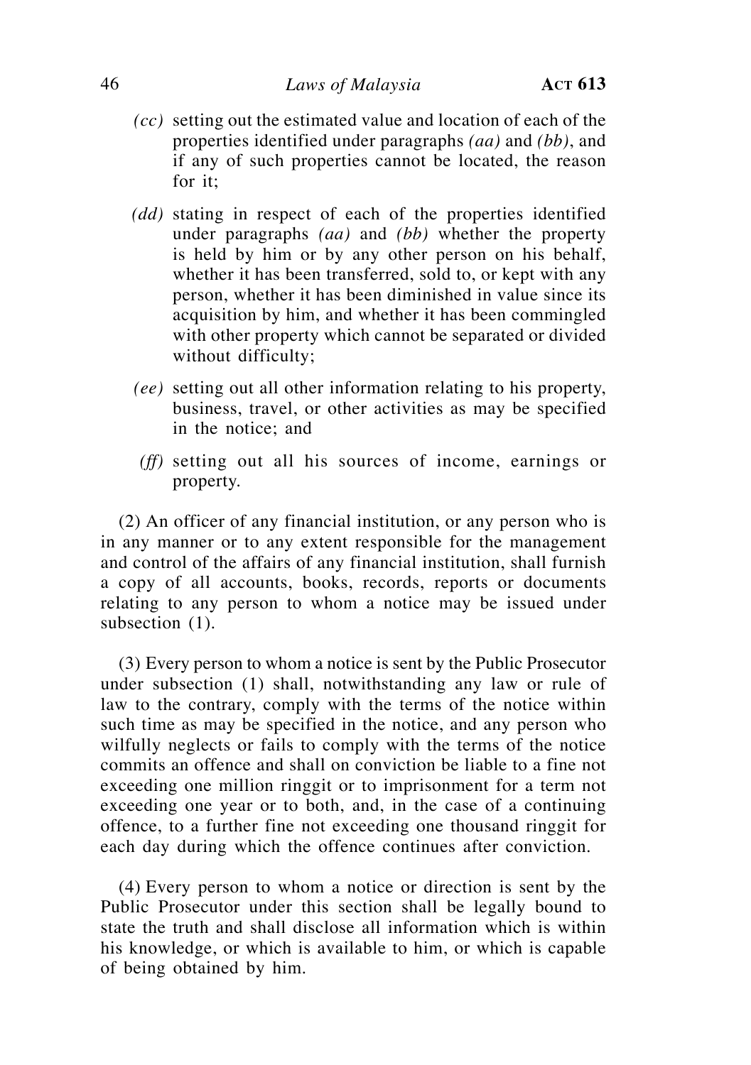*(cc)* setting out the estimated value and location of each of the properties identified under paragraphs *(aa)* and *(bb)*, and if any of such properties cannot be located, the reason for it;

*(dd)* stating in respect of each of the properties identified under paragraphs *(aa)* and *(bb)* whether the property is held by him or by any other person on his behalf, whether it has been transferred, sold to, or kept with any person, whether it has been diminished in value since its acquisition by him, and whether it has been commingled with other property which cannot be separated or divided without difficulty;

*(ee)* setting out all other information relating to his property, business, travel, or other activities as may be specified in the notice; and

*(ff)* setting out all his sources of income, earnings or property.

(2) An officer of any financial institution, or any person who is in any manner or to any extent responsible for the management and control of the affairs of any financial institution, shall furnish a copy of all accounts, books, records, reports or documents relating to any person to whom a notice may be issued under subsection (1).

(3) Every person to whom a notice is sent by the Public Prosecutor under subsection (1) shall, notwithstanding any law or rule of law to the contrary, comply with the terms of the notice within such time as may be specified in the notice, and any person who wilfully neglects or fails to comply with the terms of the notice commits an offence and shall on conviction be liable to a fine not exceeding one million ringgit or to imprisonment for a term not exceeding one year or to both, and, in the case of a continuing offence, to a further fine not exceeding one thousand ringgit for each day during which the offence continues after conviction.

(4) Every person to whom a notice or direction is sent by the Public Prosecutor under this section shall be legally bound to state the truth and shall disclose all information which is within his knowledge, or which is available to him, or which is capable of being obtained by him.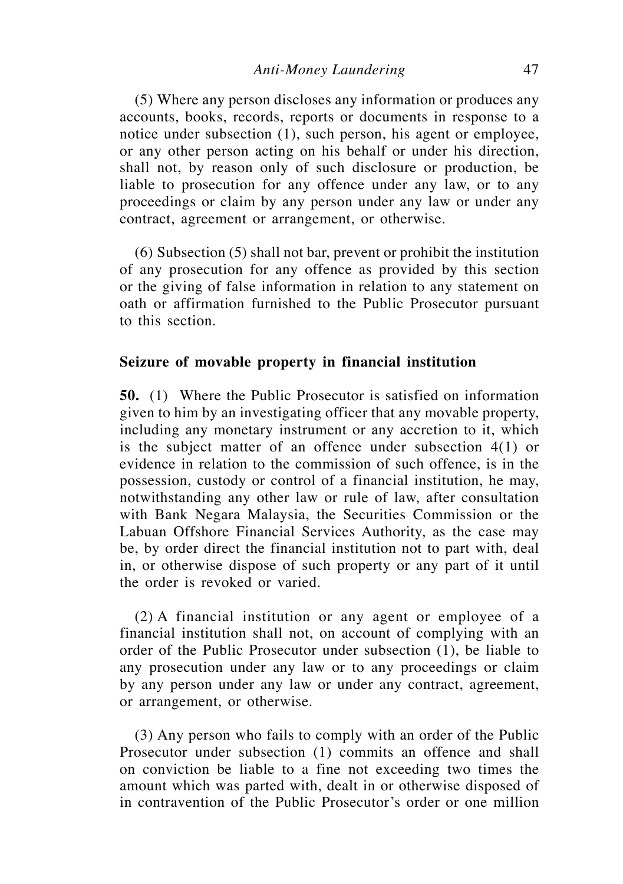(5) Where any person discloses any information or produces any accounts, books, records, reports or documents in response to a notice under subsection (1), such person, his agent or employee, or any other person acting on his behalf or under his direction, shall not, by reason only of such disclosure or production, be liable to prosecution for any offence under any law, or to any proceedings or claim by any person under any law or under any contract, agreement or arrangement, or otherwise.

(6) Subsection (5) shall not bar, prevent or prohibit the institution of any prosecution for any offence as provided by this section or the giving of false information in relation to any statement on oath or affirmation furnished to the Public Prosecutor pursuant to this section.

**Seizure of movable property in financial institution**

**50.** (1) Where the Public Prosecutor is satisfied on information given to him by an investigating officer that any movable property, including any monetary instrument or any accretion to it, which is the subject matter of an offence under subsection 4(1) or evidence in relation to the commission of such offence, is in the possession, custody or control of a financial institution, he may, notwithstanding any other law or rule of law, after consultation with Bank Negara Malaysia, the Securities Commission or the Labuan Offshore Financial Services Authority, as the case may be, by order direct the financial institution not to part with, deal in, or otherwise dispose of such property or any part of it until the order is revoked or varied.

(2) A financial institution or any agent or employee of a financial institution shall not, on account of complying with an order of the Public Prosecutor under subsection (1), be liable to any prosecution under any law or to any proceedings or claim by any person under any law or under any contract, agreement, or arrangement, or otherwise.

(3) Any person who fails to comply with an order of the Public Prosecutor under subsection (1) commits an offence and shall on conviction be liable to a fine not exceeding two times the amount which was parted with, dealt in or otherwise disposed of in contravention of the Public Prosecutor's order or one million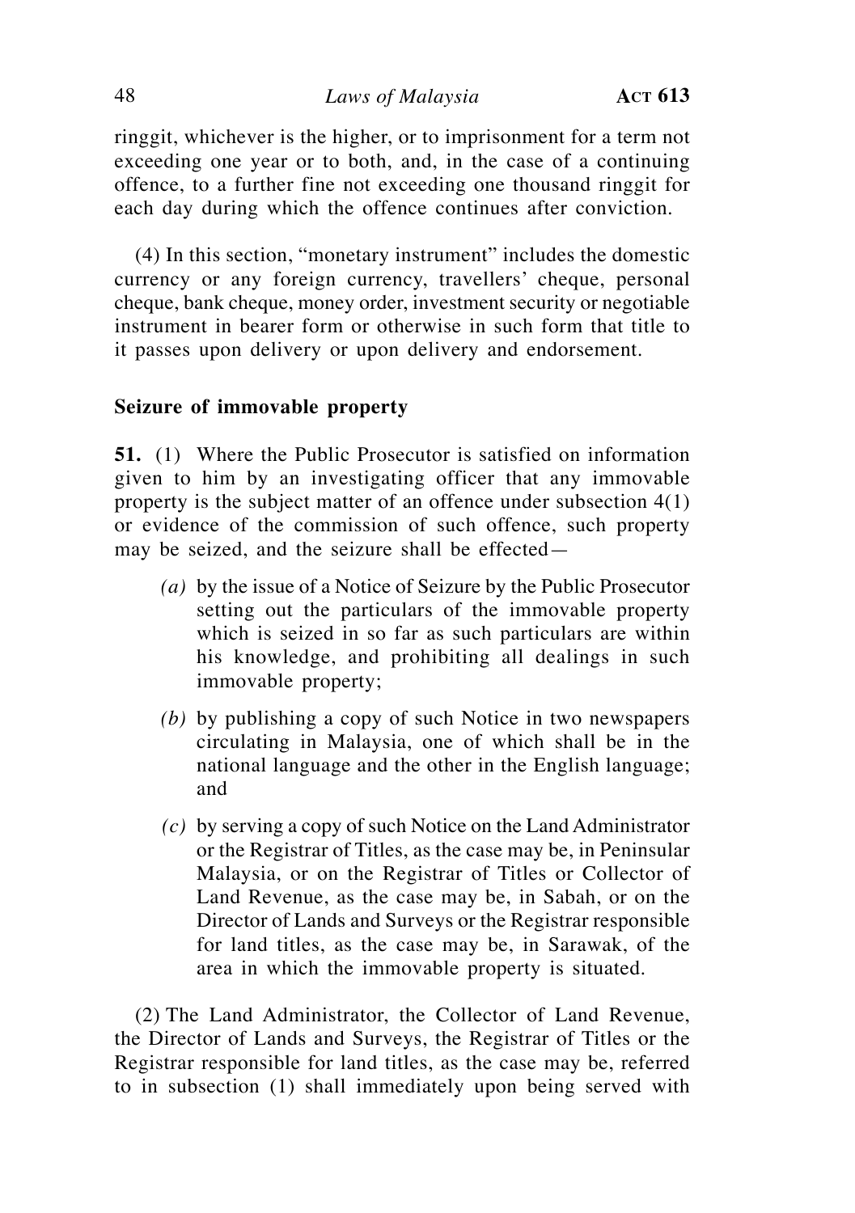ringgit, whichever is the higher, or to imprisonment for a term not exceeding one year or to both, and, in the case of a continuing offence, to a further fine not exceeding one thousand ringgit for each day during which the offence continues after conviction.

(4) In this section, "monetary instrument" includes the domestic currency or any foreign currency, travellers' cheque, personal cheque, bank cheque, money order, investment security or negotiable instrument in bearer form or otherwise in such form that title to it passes upon delivery or upon delivery and endorsement.

**Seizure of immovable property**

**51.** (1) Where the Public Prosecutor is satisfied on information given to him by an investigating officer that any immovable property is the subject matter of an offence under subsection 4(1) or evidence of the commission of such offence, such property may be seized, and the seizure shall be effected—

*(a)* by the issue of a Notice of Seizure by the Public Prosecutor setting out the particulars of the immovable property which is seized in so far as such particulars are within his knowledge, and prohibiting all dealings in such immovable property;

*(b)* by publishing a copy of such Notice in two newspapers circulating in Malaysia, one of which shall be in the national language and the other in the English language; and

*(c)* by serving a copy of such Notice on the Land Administrator or the Registrar of Titles, as the case may be, in Peninsular Malaysia, or on the Registrar of Titles or Collector of Land Revenue, as the case may be, in Sabah, or on the Director of Lands and Surveys or the Registrar responsible for land titles, as the case may be, in Sarawak, of the area in which the immovable property is situated.

(2) The Land Administrator, the Collector of Land Revenue, the Director of Lands and Surveys, the Registrar of Titles or the Registrar responsible for land titles, as the case may be, referred to in subsection (1) shall immediately upon being served with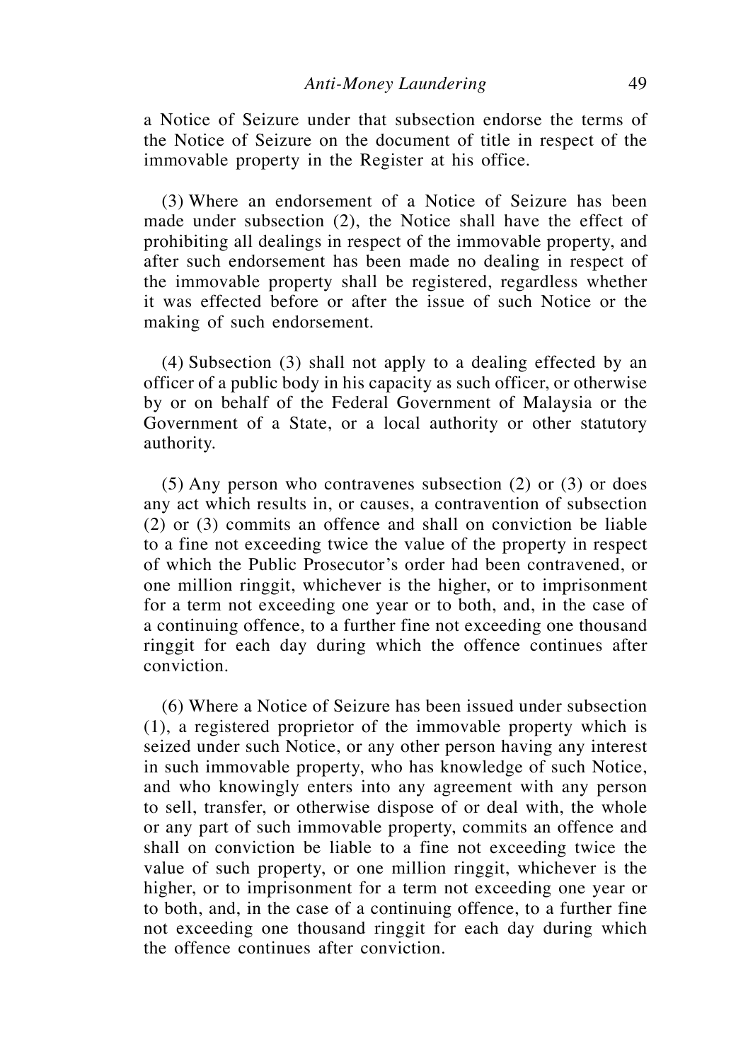a Notice of Seizure under that subsection endorse the terms of the Notice of Seizure on the document of title in respect of the immovable property in the Register at his office.

(3) Where an endorsement of a Notice of Seizure has been made under subsection (2), the Notice shall have the effect of prohibiting all dealings in respect of the immovable property, and after such endorsement has been made no dealing in respect of the immovable property shall be registered, regardless whether it was effected before or after the issue of such Notice or the making of such endorsement.

(4) Subsection (3) shall not apply to a dealing effected by an officer of a public body in his capacity as such officer, or otherwise by or on behalf of the Federal Government of Malaysia or the Government of a State, or a local authority or other statutory authority.

(5) Any person who contravenes subsection (2) or (3) or does any act which results in, or causes, a contravention of subsection (2) or (3) commits an offence and shall on conviction be liable to a fine not exceeding twice the value of the property in respect of which the Public Prosecutor's order had been contravened, or one million ringgit, whichever is the higher, or to imprisonment for a term not exceeding one year or to both, and, in the case of a continuing offence, to a further fine not exceeding one thousand ringgit for each day during which the offence continues after conviction.

(6) Where a Notice of Seizure has been issued under subsection (1), a registered proprietor of the immovable property which is seized under such Notice, or any other person having any interest in such immovable property, who has knowledge of such Notice, and who knowingly enters into any agreement with any person to sell, transfer, or otherwise dispose of or deal with, the whole or any part of such immovable property, commits an offence and shall on conviction be liable to a fine not exceeding twice the value of such property, or one million ringgit, whichever is the higher, or to imprisonment for a term not exceeding one year or to both, and, in the case of a continuing offence, to a further fine not exceeding one thousand ringgit for each day during which the offence continues after conviction.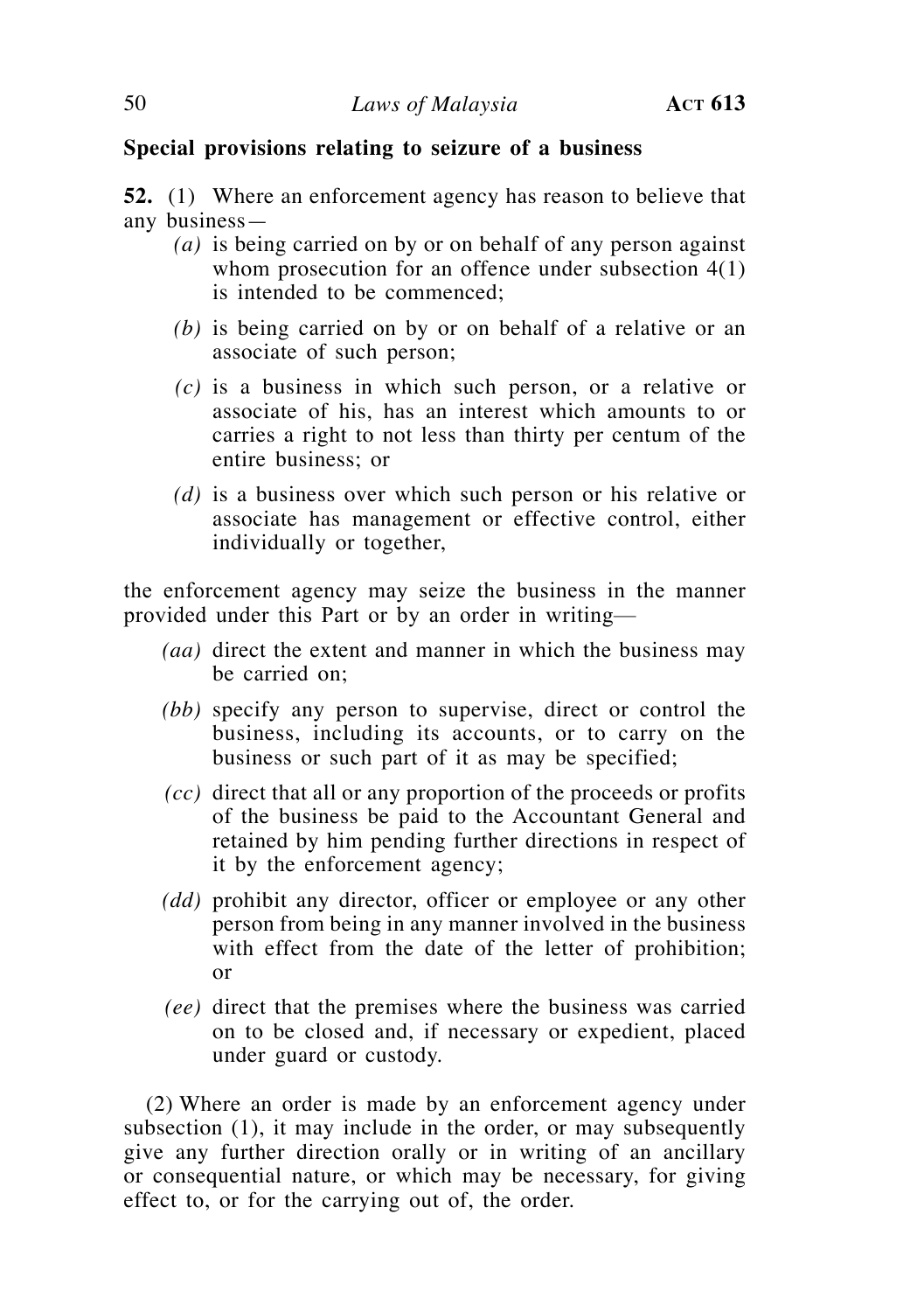**Special provisions relating to seizure of a business**

**52.** (1) Where an enforcement agency has reason to believe that any business—

*(a)* is being carried on by or on behalf of any person against whom prosecution for an offence under subsection 4(1) is intended to be commenced;

*(b)* is being carried on by or on behalf of a relative or an associate of such person;

*(c)* is a business in which such person, or a relative or associate of his, has an interest which amounts to or carries a right to not less than thirty per centum of the entire business; or

*(d)* is a business over which such person or his relative or associate has management or effective control, either individually or together,

the enforcement agency may seize the business in the manner provided under this Part or by an order in writing—

*(aa)* direct the extent and manner in which the business may be carried on;

*(bb)* specify any person to supervise, direct or control the business, including its accounts, or to carry on the business or such part of it as may be specified;

*(cc)* direct that all or any proportion of the proceeds or profits of the business be paid to the Accountant General and retained by him pending further directions in respect of it by the enforcement agency;

*(dd)* prohibit any director, officer or employee or any other person from being in any manner involved in the business with effect from the date of the letter of prohibition; or

*(ee)* direct that the premises where the business was carried on to be closed and, if necessary or expedient, placed under guard or custody.

(2) Where an order is made by an enforcement agency under subsection (1), it may include in the order, or may subsequently give any further direction orally or in writing of an ancillary or consequential nature, or which may be necessary, for giving effect to, or for the carrying out of, the order.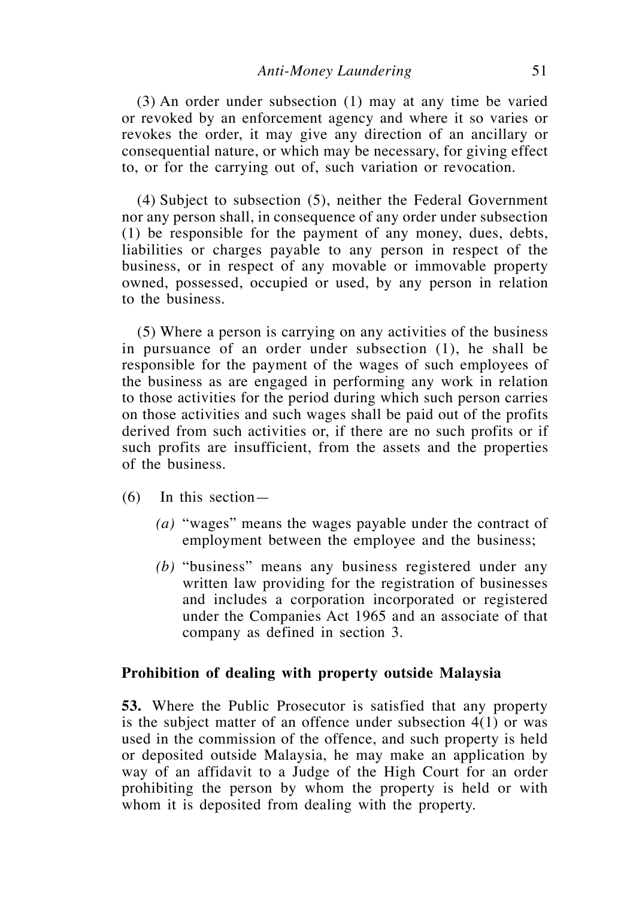(3) An order under subsection (1) may at any time be varied or revoked by an enforcement agency and where it so varies or revokes the order, it may give any direction of an ancillary or consequential nature, or which may be necessary, for giving effect to, or for the carrying out of, such variation or revocation.

(4) Subject to subsection (5), neither the Federal Government nor any person shall, in consequence of any order under subsection (1) be responsible for the payment of any money, dues, debts, liabilities or charges payable to any person in respect of the business, or in respect of any movable or immovable property owned, possessed, occupied or used, by any person in relation to the business.

(5) Where a person is carrying on any activities of the business in pursuance of an order under subsection (1), he shall be responsible for the payment of the wages of such employees of the business as are engaged in performing any work in relation to those activities for the period during which such person carries on those activities and such wages shall be paid out of the profits derived from such activities or, if there are no such profits or if such profits are insufficient, from the assets and the properties of the business.

(6) In this section—

*(a)* "wages" means the wages payable under the contract of employment between the employee and the business;

*(b)* "business" means any business registered under any written law providing for the registration of businesses and includes a corporation incorporated or registered under the Companies Act 1965 and an associate of that company as defined in section 3.

**Prohibition of dealing with property outside Malaysia**

**53.** Where the Public Prosecutor is satisfied that any property is the subject matter of an offence under subsection 4(1) or was used in the commission of the offence, and such property is held or deposited outside Malaysia, he may make an application by way of an affidavit to a Judge of the High Court for an order prohibiting the person by whom the property is held or with whom it is deposited from dealing with the property.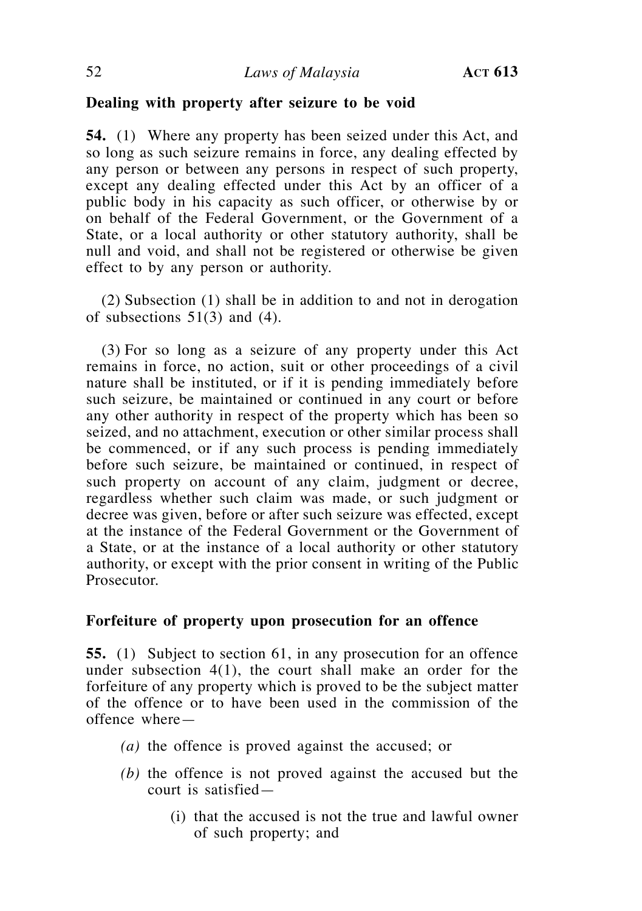**Dealing with property after seizure to be void**

**54.** (1) Where any property has been seized under this Act, and so long as such seizure remains in force, any dealing effected by any person or between any persons in respect of such property, except any dealing effected under this Act by an officer of a public body in his capacity as such officer, or otherwise by or on behalf of the Federal Government, or the Government of a State, or a local authority or other statutory authority, shall be null and void, and shall not be registered or otherwise be given effect to by any person or authority.

(2) Subsection (1) shall be in addition to and not in derogation of subsections 51(3) and (4).

(3) For so long as a seizure of any property under this Act remains in force, no action, suit or other proceedings of a civil nature shall be instituted, or if it is pending immediately before such seizure, be maintained or continued in any court or before any other authority in respect of the property which has been so seized, and no attachment, execution or other similar process shall be commenced, or if any such process is pending immediately before such seizure, be maintained or continued, in respect of such property on account of any claim, judgment or decree, regardless whether such claim was made, or such judgment or decree was given, before or after such seizure was effected, except at the instance of the Federal Government or the Government of a State, or at the instance of a local authority or other statutory authority, or except with the prior consent in writing of the Public Prosecutor.

**Forfeiture of property upon prosecution for an offence**

**55.** (1) Subject to section 61, in any prosecution for an offence under subsection 4(1), the court shall make an order for the forfeiture of any property which is proved to be the subject matter of the offence or to have been used in the commission of the offence where—

*(a)* the offence is proved against the accused; or

*(b)* the offence is not proved against the accused but the court is satisfied—

(i) that the accused is not the true and lawful owner of such property; and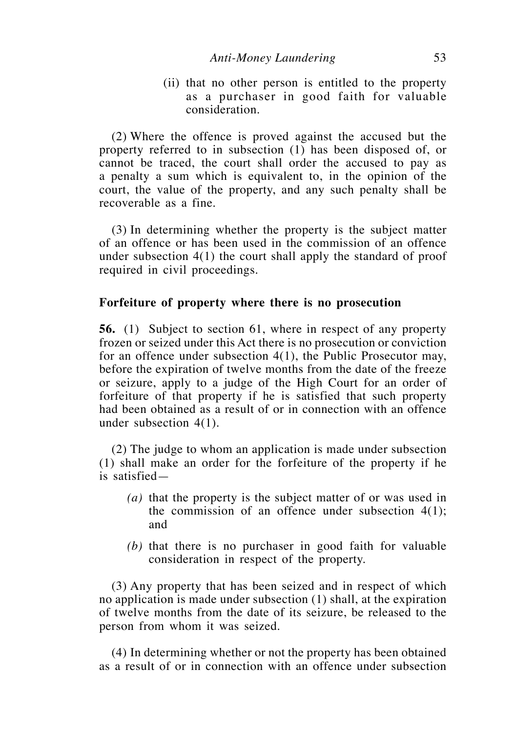(ii) that no other person is entitled to the property as a purchaser in good faith for valuable consideration.

(2) Where the offence is proved against the accused but the property referred to in subsection (1) has been disposed of, or cannot be traced, the court shall order the accused to pay as a penalty a sum which is equivalent to, in the opinion of the court, the value of the property, and any such penalty shall be recoverable as a fine.

(3) In determining whether the property is the subject matter of an offence or has been used in the commission of an offence under subsection 4(1) the court shall apply the standard of proof required in civil proceedings.

**Forfeiture of property where there is no prosecution**

**56.** (1) Subject to section 61, where in respect of any property frozen or seized under this Act there is no prosecution or conviction for an offence under subsection 4(1), the Public Prosecutor may, before the expiration of twelve months from the date of the freeze or seizure, apply to a judge of the High Court for an order of forfeiture of that property if he is satisfied that such property had been obtained as a result of or in connection with an offence under subsection 4(1).

(2) The judge to whom an application is made under subsection (1) shall make an order for the forfeiture of the property if he is satisfied—

*(a)* that the property is the subject matter of or was used in the commission of an offence under subsection 4(1); and

*(b)* that there is no purchaser in good faith for valuable consideration in respect of the property.

(3) Any property that has been seized and in respect of which no application is made under subsection (1) shall, at the expiration of twelve months from the date of its seizure, be released to the person from whom it was seized.

(4) In determining whether or not the property has been obtained as a result of or in connection with an offence under subsection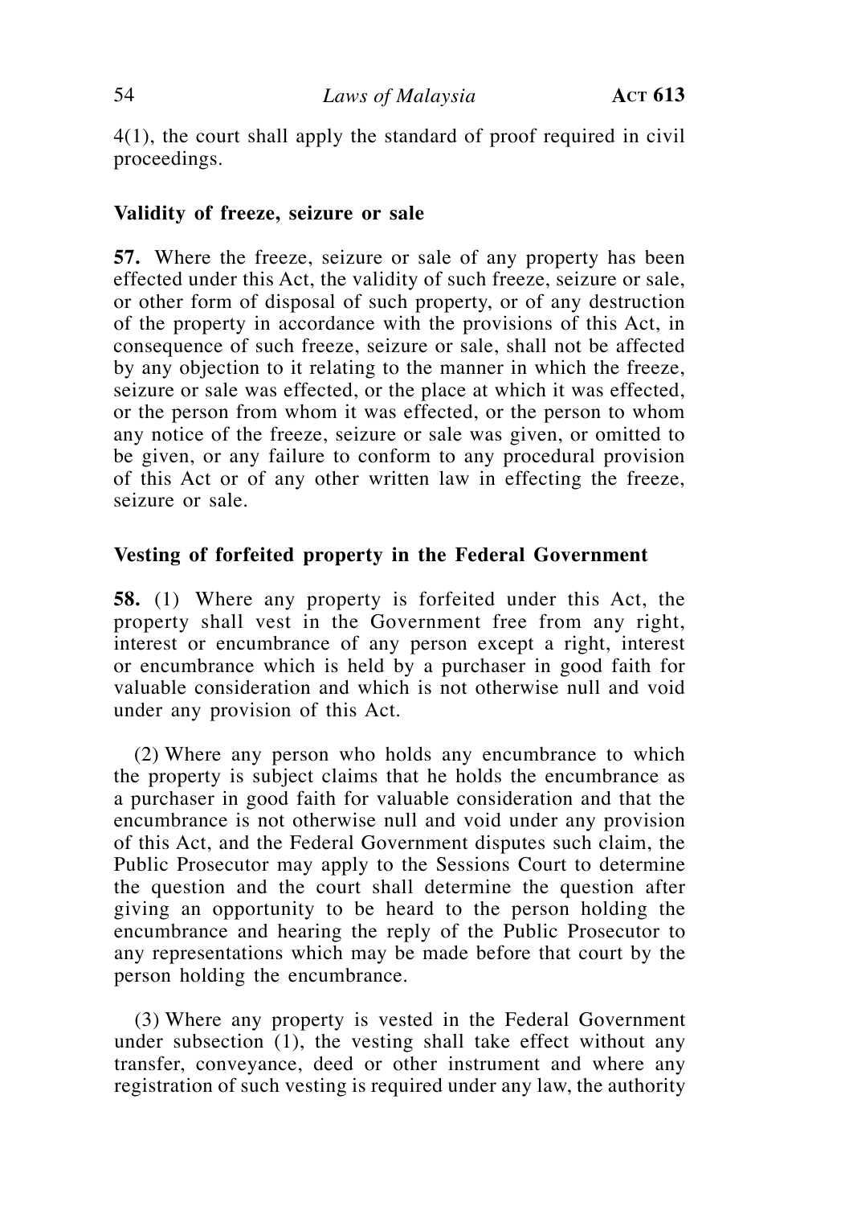4(1), the court shall apply the standard of proof required in civil proceedings.

### Validity of freeze, seizure or sale

**57.** Where the freeze, seizure or sale of any property has been effected under this Act, the validity of such freeze, seizure or sale, or other form of disposal of such property, or of any destruction of the property in accordance with the provisions of this Act, in consequence of such freeze, seizure or sale, shall not be affected by any objection to it relating to the manner in which the freeze, seizure or sale was effected, or the place at which it was effected, or the person from whom it was effected, or the person to whom any notice of the freeze, seizure or sale was given, or omitted to be given, or any failure to conform to any procedural provision of this Act or of any other written law in effecting the freeze, seizure or sale.

### Vesting of forfeited property in the Federal Government

**58.** (1) Where any property is forfeited under this Act, the property shall vest in the Government free from any right, interest or encumbrance of any person except a right, interest or encumbrance which is held by a purchaser in good faith for valuable consideration and which is not otherwise null and void under any provision of this Act.

(2) Where any person who holds any encumbrance to which the property is subject claims that he holds the encumbrance as a purchaser in good faith for valuable consideration and that the encumbrance is not otherwise null and void under any provision of this Act, and the Federal Government disputes such claim, the Public Prosecutor may apply to the Sessions Court to determine the question and the court shall determine the question after giving an opportunity to be heard to the person holding the encumbrance and hearing the reply of the Public Prosecutor to any representations which may be made before that court by the person holding the encumbrance.

(3) Where any property is vested in the Federal Government under subsection (1), the vesting shall take effect without any transfer, conveyance, deed or other instrument and where any registration of such vesting is required under any law, the authority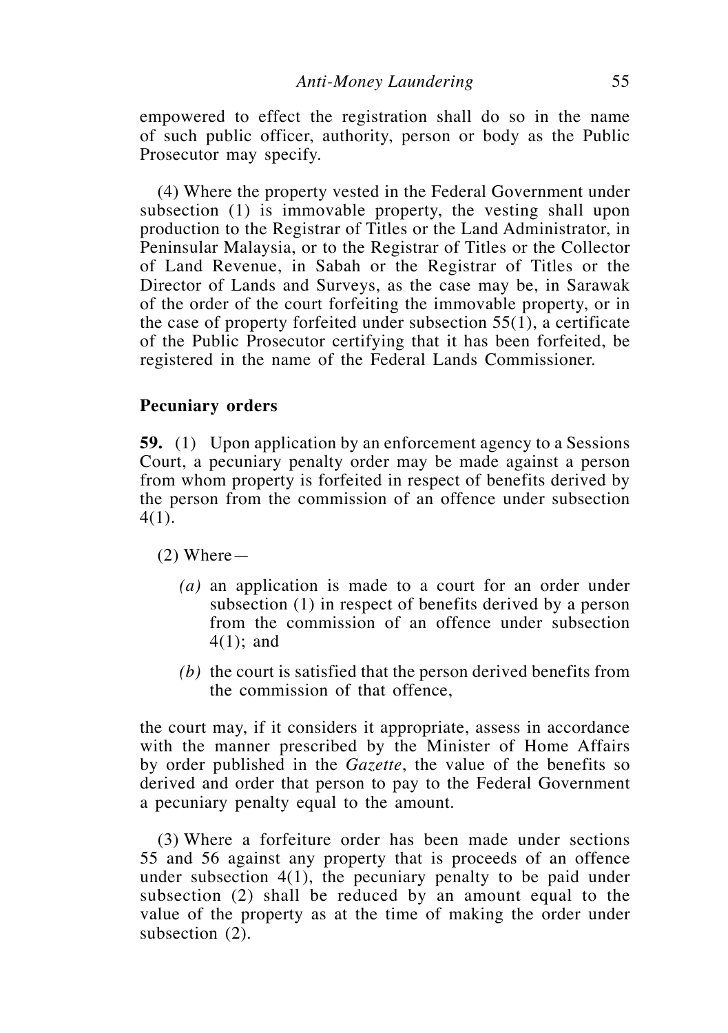empowered to effect the registration shall do so in the name of such public officer, authority, person or body as the Public Prosecutor may specify.

(4) Where the property vested in the Federal Government under subsection (1) is immovable property, the vesting shall upon production to the Registrar of Titles or the Land Administrator, in Peninsular Malaysia, or to the Registrar of Titles or the Collector of Land Revenue, in Sabah or the Registrar of Titles or the Director of Lands and Surveys, as the case may be, in Sarawak of the order of the court forfeiting the immovable property, or in the case of property forfeited under subsection 55(1), a certificate of the Public Prosecutor certifying that it has been forfeited, be registered in the name of the Federal Lands Commissioner.

**Pecuniary orders**

**59.** (1) Upon application by an enforcement agency to a Sessions Court, a pecuniary penalty order may be made against a person from whom property is forfeited in respect of benefits derived by the person from the commission of an offence under subsection 4(1).

(2) Where—

*(a)* an application is made to a court for an order under subsection (1) in respect of benefits derived by a person from the commission of an offence under subsection 4(1); and

*(b)* the court is satisfied that the person derived benefits from the commission of that offence,

the court may, if it considers it appropriate, assess in accordance with the manner prescribed by the Minister of Home Affairs by order published in the *Gazette*, the value of the benefits so derived and order that person to pay to the Federal Government a pecuniary penalty equal to the amount.

(3) Where a forfeiture order has been made under sections 55 and 56 against any property that is proceeds of an offence under subsection 4(1), the pecuniary penalty to be paid under subsection (2) shall be reduced by an amount equal to the value of the property as at the time of making the order under subsection (2).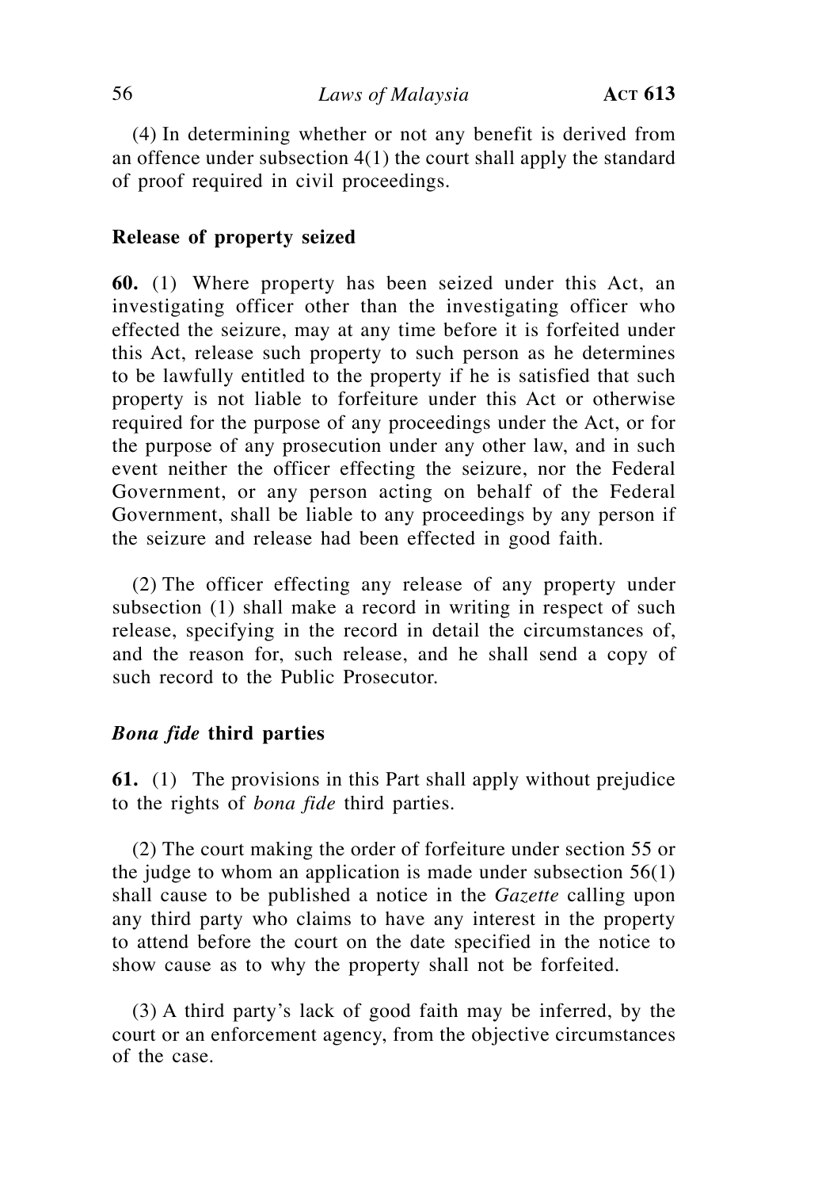(4) In determining whether or not any benefit is derived from an offence under subsection 4(1) the court shall apply the standard of proof required in civil proceedings.

### Release of property seized

**60.** (1) Where property has been seized under this Act, an investigating officer other than the investigating officer who effected the seizure, may at any time before it is forfeited under this Act, release such property to such person as he determines to be lawfully entitled to the property if he is satisfied that such property is not liable to forfeiture under this Act or otherwise required for the purpose of any proceedings under the Act, or for the purpose of any prosecution under any other law, and in such event neither the officer effecting the seizure, nor the Federal Government, or any person acting on behalf of the Federal Government, shall be liable to any proceedings by any person if the seizure and release had been effected in good faith.

(2) The officer effecting any release of any property under subsection (1) shall make a record in writing in respect of such release, specifying in the record in detail the circumstances of, and the reason for, such release, and he shall send a copy of such record to the Public Prosecutor.

### *Bona fide* third parties

**61.** (1) The provisions in this Part shall apply without prejudice to the rights of *bona fide* third parties.

(2) The court making the order of forfeiture under section 55 or the judge to whom an application is made under subsection 56(1) shall cause to be published a notice in the *Gazette* calling upon any third party who claims to have any interest in the property to attend before the court on the date specified in the notice to show cause as to why the property shall not be forfeited.

(3) A third party's lack of good faith may be inferred, by the court or an enforcement agency, from the objective circumstances of the case.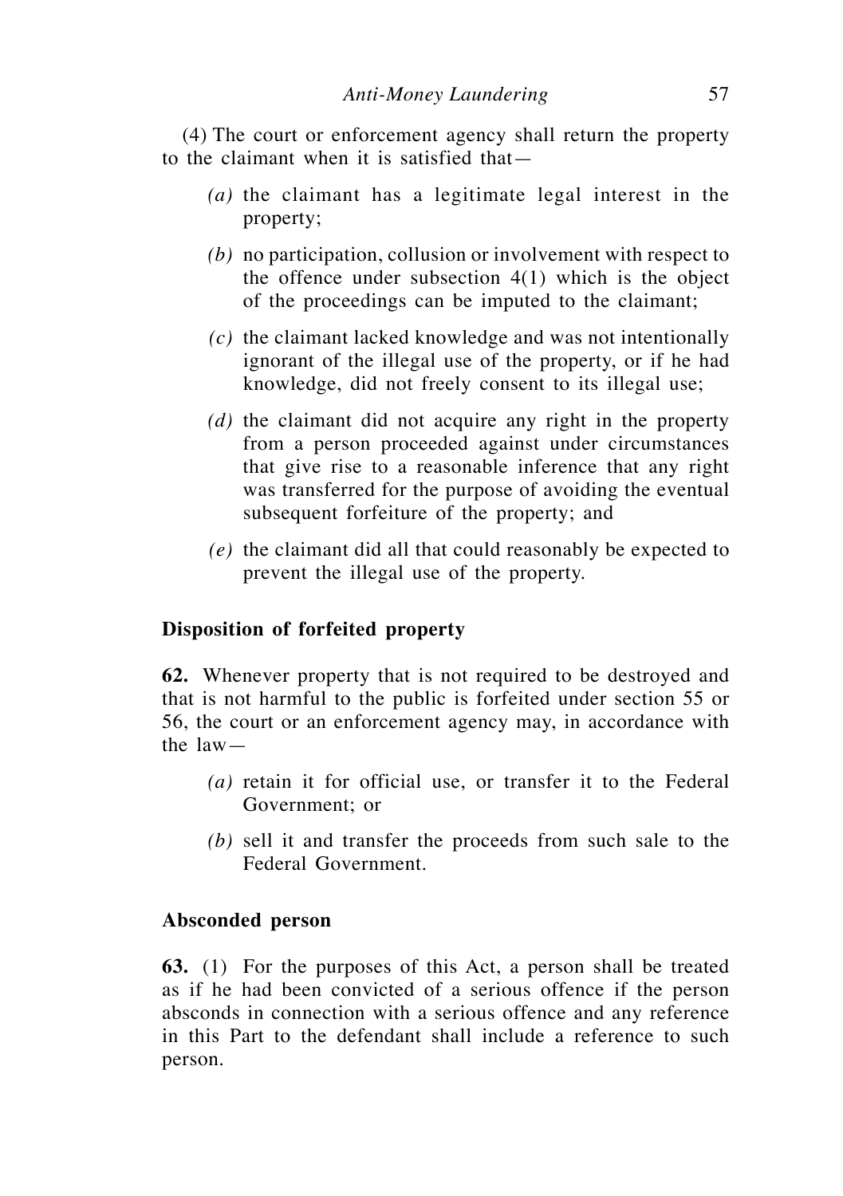(4) The court or enforcement agency shall return the property to the claimant when it is satisfied that—

*(a)* the claimant has a legitimate legal interest in the property;

*(b)* no participation, collusion or involvement with respect to the offence under subsection 4(1) which is the object of the proceedings can be imputed to the claimant;

*(c)* the claimant lacked knowledge and was not intentionally ignorant of the illegal use of the property, or if he had knowledge, did not freely consent to its illegal use;

*(d)* the claimant did not acquire any right in the property from a person proceeded against under circumstances that give rise to a reasonable inference that any right was transferred for the purpose of avoiding the eventual subsequent forfeiture of the property; and

*(e)* the claimant did all that could reasonably be expected to prevent the illegal use of the property.

**Disposition of forfeited property**

**62.** Whenever property that is not required to be destroyed and that is not harmful to the public is forfeited under section 55 or 56, the court or an enforcement agency may, in accordance with the law—

*(a)* retain it for official use, or transfer it to the Federal Government; or

*(b)* sell it and transfer the proceeds from such sale to the Federal Government.

**Absconded person**

**63.** (1) For the purposes of this Act, a person shall be treated as if he had been convicted of a serious offence if the person absconds in connection with a serious offence and any reference in this Part to the defendant shall include a reference to such person.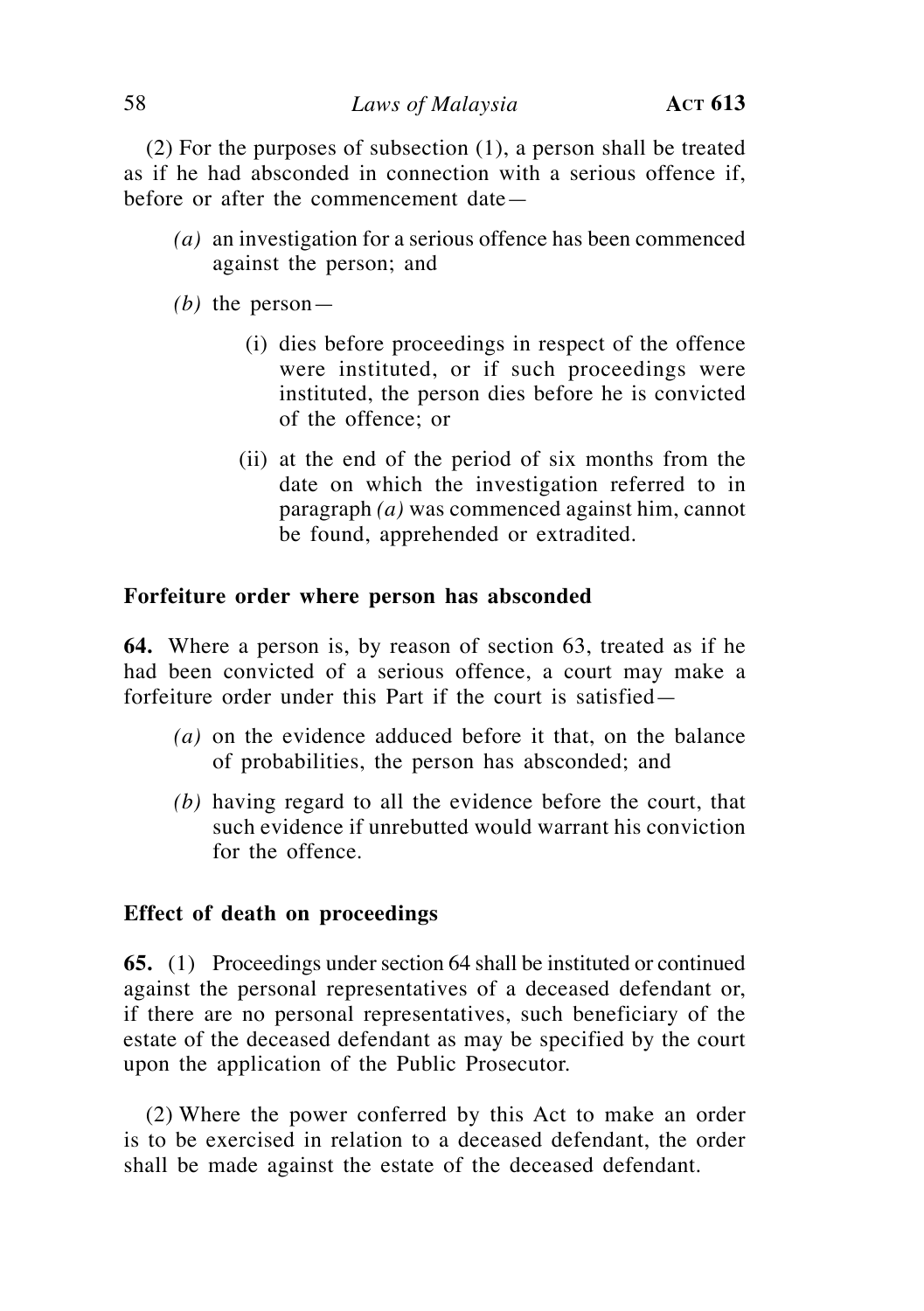(2) For the purposes of subsection (1), a person shall be treated as if he had absconded in connection with a serious offence if, before or after the commencement date—

*(a)* an investigation for a serious offence has been commenced against the person; and

*(b)* the person—

(i) dies before proceedings in respect of the offence were instituted, or if such proceedings were instituted, the person dies before he is convicted of the offence; or

(ii) at the end of the period of six months from the date on which the investigation referred to in paragraph *(a)* was commenced against him, cannot be found, apprehended or extradited.

**Forfeiture order where person has absconded**

**64.** Where a person is, by reason of section 63, treated as if he had been convicted of a serious offence, a court may make a forfeiture order under this Part if the court is satisfied—

*(a)* on the evidence adduced before it that, on the balance of probabilities, the person has absconded; and

*(b)* having regard to all the evidence before the court, that such evidence if unrebutted would warrant his conviction for the offence.

**Effect of death on proceedings**

**65.** (1) Proceedings under section 64 shall be instituted or continued against the personal representatives of a deceased defendant or, if there are no personal representatives, such beneficiary of the estate of the deceased defendant as may be specified by the court upon the application of the Public Prosecutor.

(2) Where the power conferred by this Act to make an order is to be exercised in relation to a deceased defendant, the order shall be made against the estate of the deceased defendant.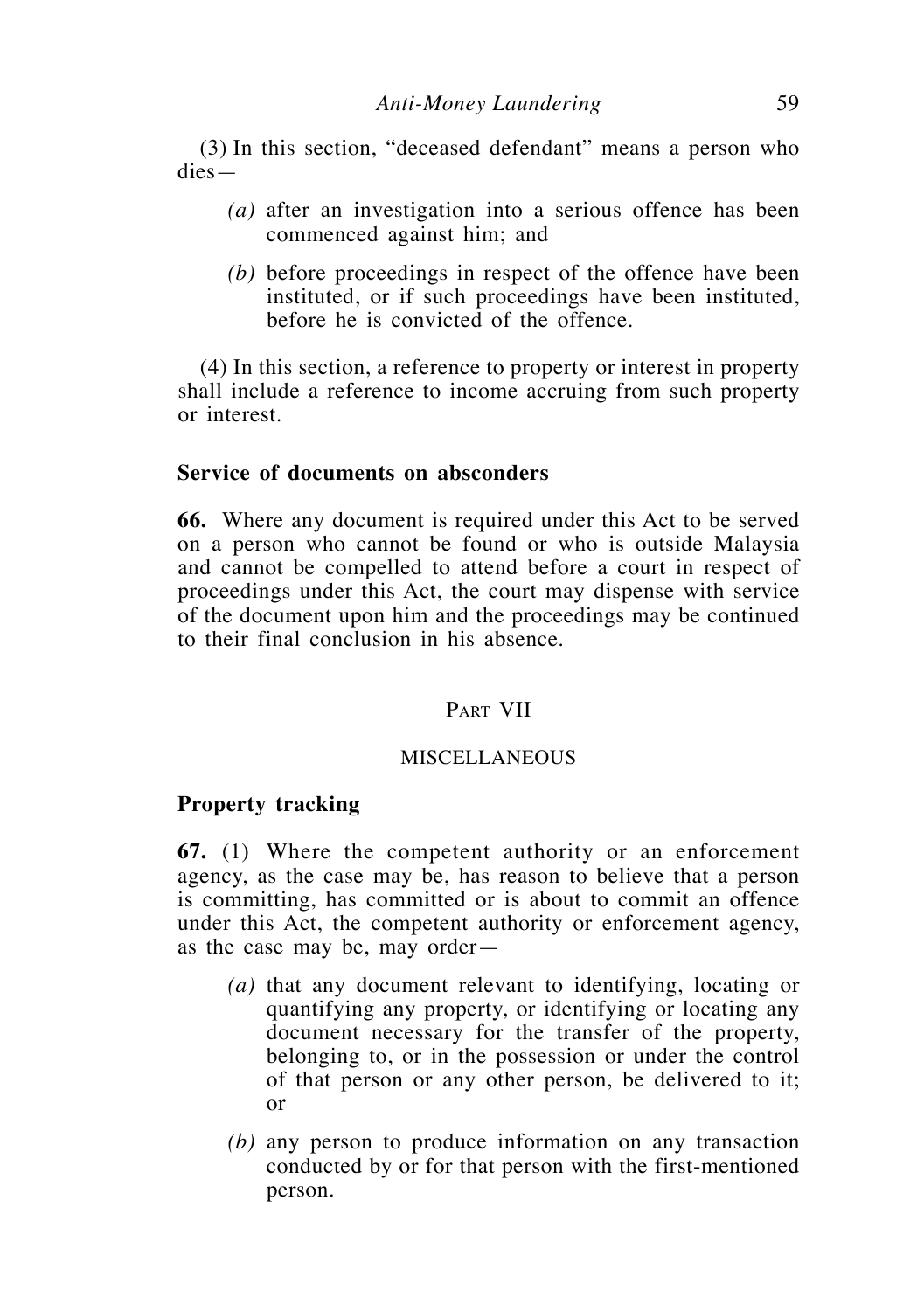(3) In this section, "deceased defendant" means a person who dies—

*(a)* after an investigation into a serious offence has been commenced against him; and

*(b)* before proceedings in respect of the offence have been instituted, or if such proceedings have been instituted, before he is convicted of the offence.

(4) In this section, a reference to property or interest in property shall include a reference to income accruing from such property or interest.

**Service of documents on absconders**

**66.** Where any document is required under this Act to be served on a person who cannot be found or who is outside Malaysia and cannot be compelled to attend before a court in respect of proceedings under this Act, the court may dispense with service of the document upon him and the proceedings may be continued to their final conclusion in his absence.

## Part VII

## MISCELLANEOUS

**Property tracking**

**67.** (1) Where the competent authority or an enforcement agency, as the case may be, has reason to believe that a person is committing, has committed or is about to commit an offence under this Act, the competent authority or enforcement agency, as the case may be, may order—

*(a)* that any document relevant to identifying, locating or quantifying any property, or identifying or locating any document necessary for the transfer of the property, belonging to, or in the possession or under the control of that person or any other person, be delivered to it; or

*(b)* any person to produce information on any transaction conducted by or for that person with the first-mentioned person.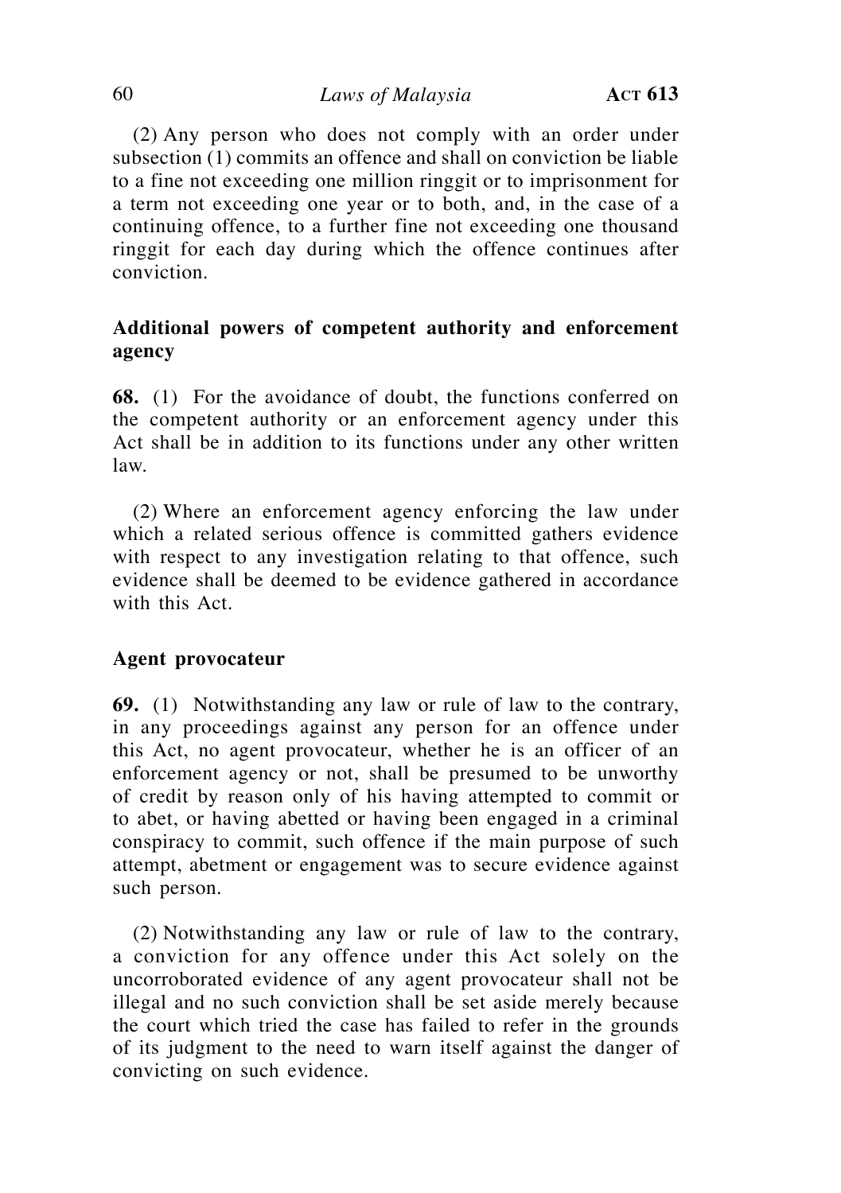(2) Any person who does not comply with an order under subsection (1) commits an offence and shall on conviction be liable to a fine not exceeding one million ringgit or to imprisonment for a term not exceeding one year or to both, and, in the case of a continuing offence, to a further fine not exceeding one thousand ringgit for each day during which the offence continues after conviction.

**Additional powers of competent authority and enforcement agency**

**68.** (1) For the avoidance of doubt, the functions conferred on the competent authority or an enforcement agency under this Act shall be in addition to its functions under any other written law.

(2) Where an enforcement agency enforcing the law under which a related serious offence is committed gathers evidence with respect to any investigation relating to that offence, such evidence shall be deemed to be evidence gathered in accordance with this Act.

**Agent provocateur**

**69.** (1) Notwithstanding any law or rule of law to the contrary, in any proceedings against any person for an offence under this Act, no agent provocateur, whether he is an officer of an enforcement agency or not, shall be presumed to be unworthy of credit by reason only of his having attempted to commit or to abet, or having abetted or having been engaged in a criminal conspiracy to commit, such offence if the main purpose of such attempt, abetment or engagement was to secure evidence against such person.

(2) Notwithstanding any law or rule of law to the contrary, a conviction for any offence under this Act solely on the uncorroborated evidence of any agent provocateur shall not be illegal and no such conviction shall be set aside merely because the court which tried the case has failed to refer in the grounds of its judgment to the need to warn itself against the danger of convicting on such evidence.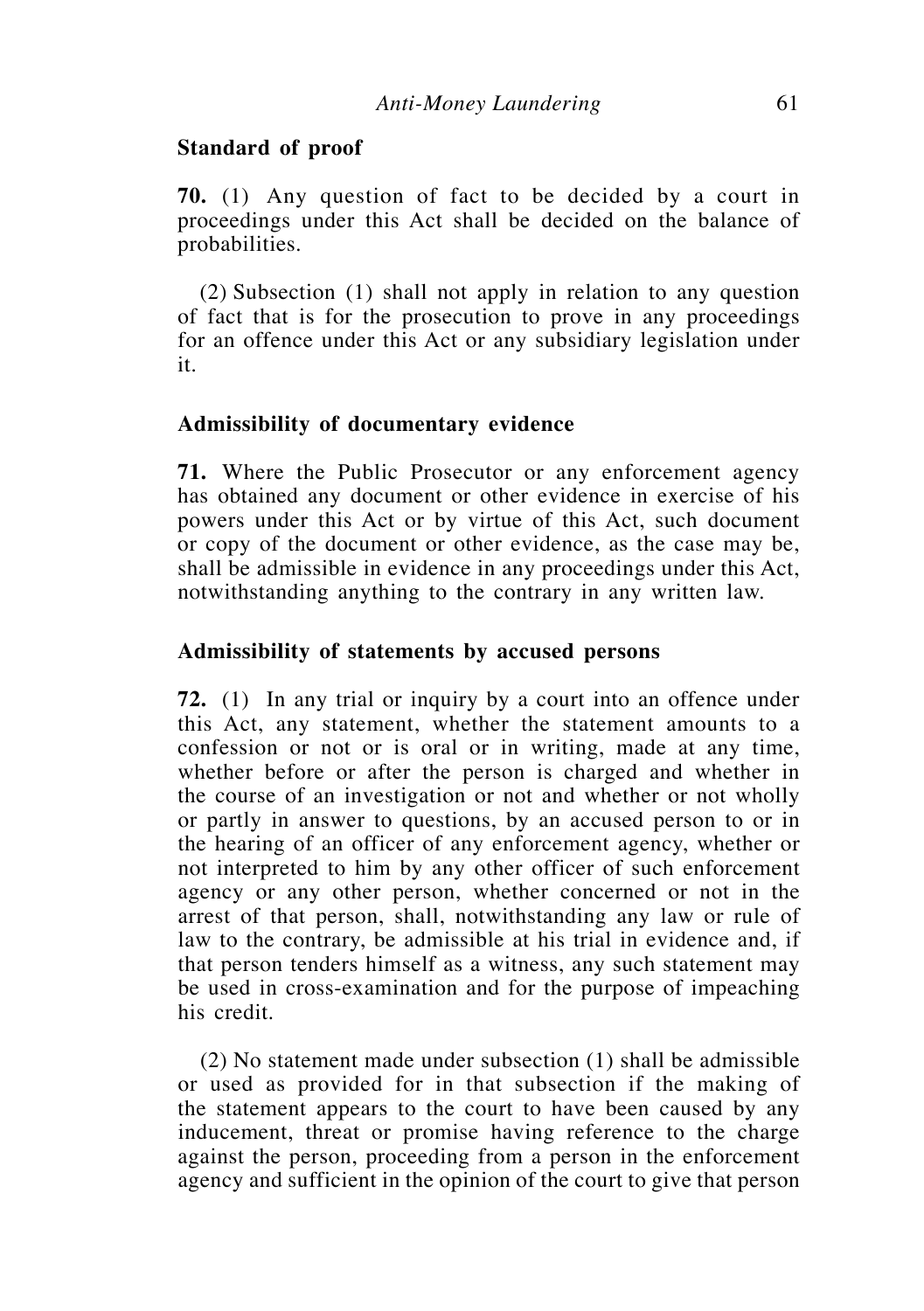**Standard of proof**

**70.** (1) Any question of fact to be decided by a court in proceedings under this Act shall be decided on the balance of probabilities.

(2) Subsection (1) shall not apply in relation to any question of fact that is for the prosecution to prove in any proceedings for an offence under this Act or any subsidiary legislation under it.

**Admissibility of documentary evidence**

**71.** Where the Public Prosecutor or any enforcement agency has obtained any document or other evidence in exercise of his powers under this Act or by virtue of this Act, such document or copy of the document or other evidence, as the case may be, shall be admissible in evidence in any proceedings under this Act, notwithstanding anything to the contrary in any written law.

**Admissibility of statements by accused persons**

**72.** (1) In any trial or inquiry by a court into an offence under this Act, any statement, whether the statement amounts to a confession or not or is oral or in writing, made at any time, whether before or after the person is charged and whether in the course of an investigation or not and whether or not wholly or partly in answer to questions, by an accused person to or in the hearing of an officer of any enforcement agency, whether or not interpreted to him by any other officer of such enforcement agency or any other person, whether concerned or not in the arrest of that person, shall, notwithstanding any law or rule of law to the contrary, be admissible at his trial in evidence and, if that person tenders himself as a witness, any such statement may be used in cross-examination and for the purpose of impeaching his credit.

(2) No statement made under subsection (1) shall be admissible or used as provided for in that subsection if the making of the statement appears to the court to have been caused by any inducement, threat or promise having reference to the charge against the person, proceeding from a person in the enforcement agency and sufficient in the opinion of the court to give that person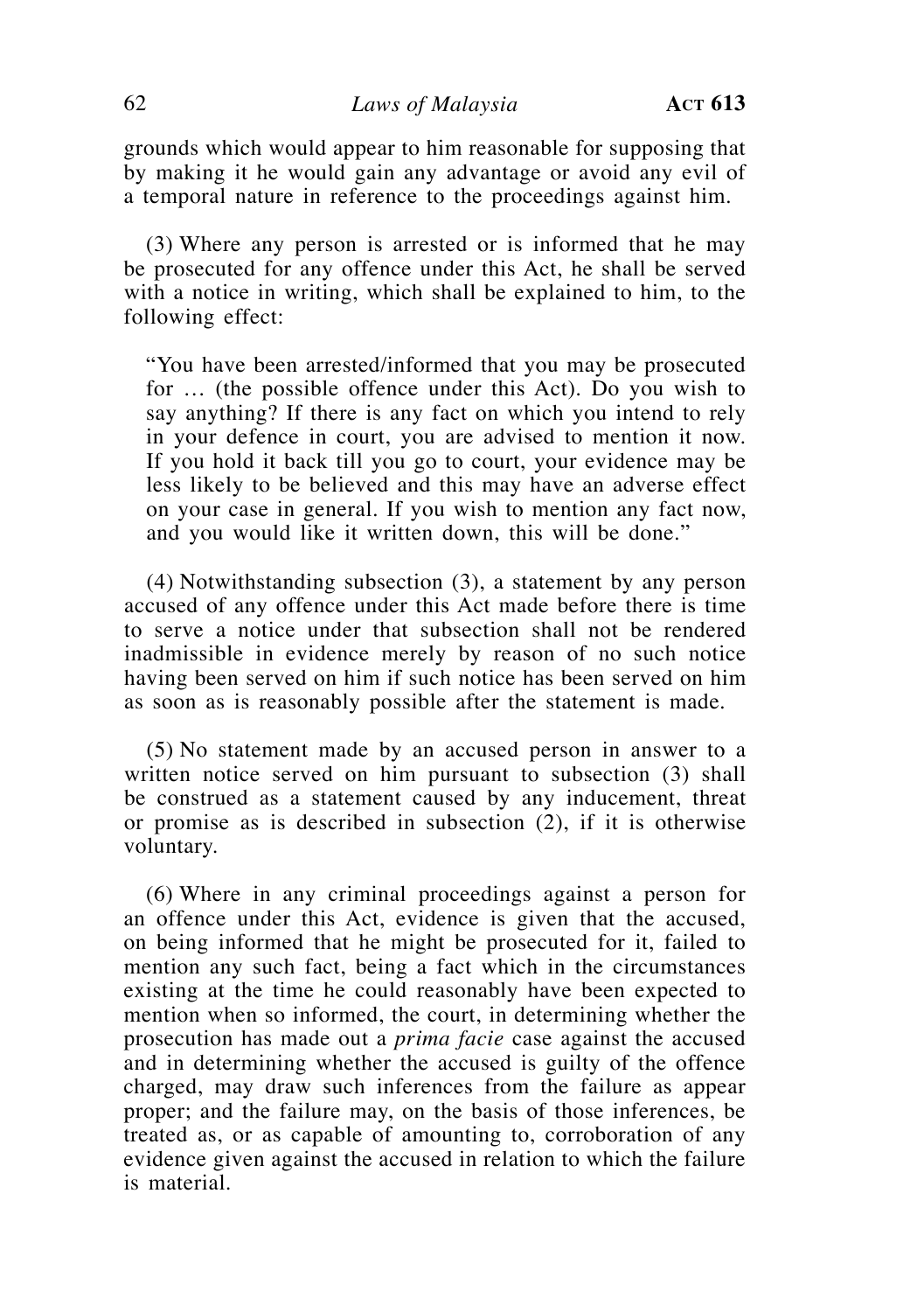grounds which would appear to him reasonable for supposing that by making it he would gain any advantage or avoid any evil of a temporal nature in reference to the proceedings against him.

(3) Where any person is arrested or is informed that he may be prosecuted for any offence under this Act, he shall be served with a notice in writing, which shall be explained to him, to the following effect:

> "You have been arrested/informed that you may be prosecuted for … (the possible offence under this Act). Do you wish to say anything? If there is any fact on which you intend to rely in your defence in court, you are advised to mention it now. If you hold it back till you go to court, your evidence may be less likely to be believed and this may have an adverse effect on your case in general. If you wish to mention any fact now, and you would like it written down, this will be done."

(4) Notwithstanding subsection (3), a statement by any person accused of any offence under this Act made before there is time to serve a notice under that subsection shall not be rendered inadmissible in evidence merely by reason of no such notice having been served on him if such notice has been served on him as soon as is reasonably possible after the statement is made.

(5) No statement made by an accused person in answer to a written notice served on him pursuant to subsection (3) shall be construed as a statement caused by any inducement, threat or promise as is described in subsection (2), if it is otherwise voluntary.

(6) Where in any criminal proceedings against a person for an offence under this Act, evidence is given that the accused, on being informed that he might be prosecuted for it, failed to mention any such fact, being a fact which in the circumstances existing at the time he could reasonably have been expected to mention when so informed, the court, in determining whether the prosecution has made out a *prima facie* case against the accused and in determining whether the accused is guilty of the offence charged, may draw such inferences from the failure as appear proper; and the failure may, on the basis of those inferences, be treated as, or as capable of amounting to, corroboration of any evidence given against the accused in relation to which the failure is material.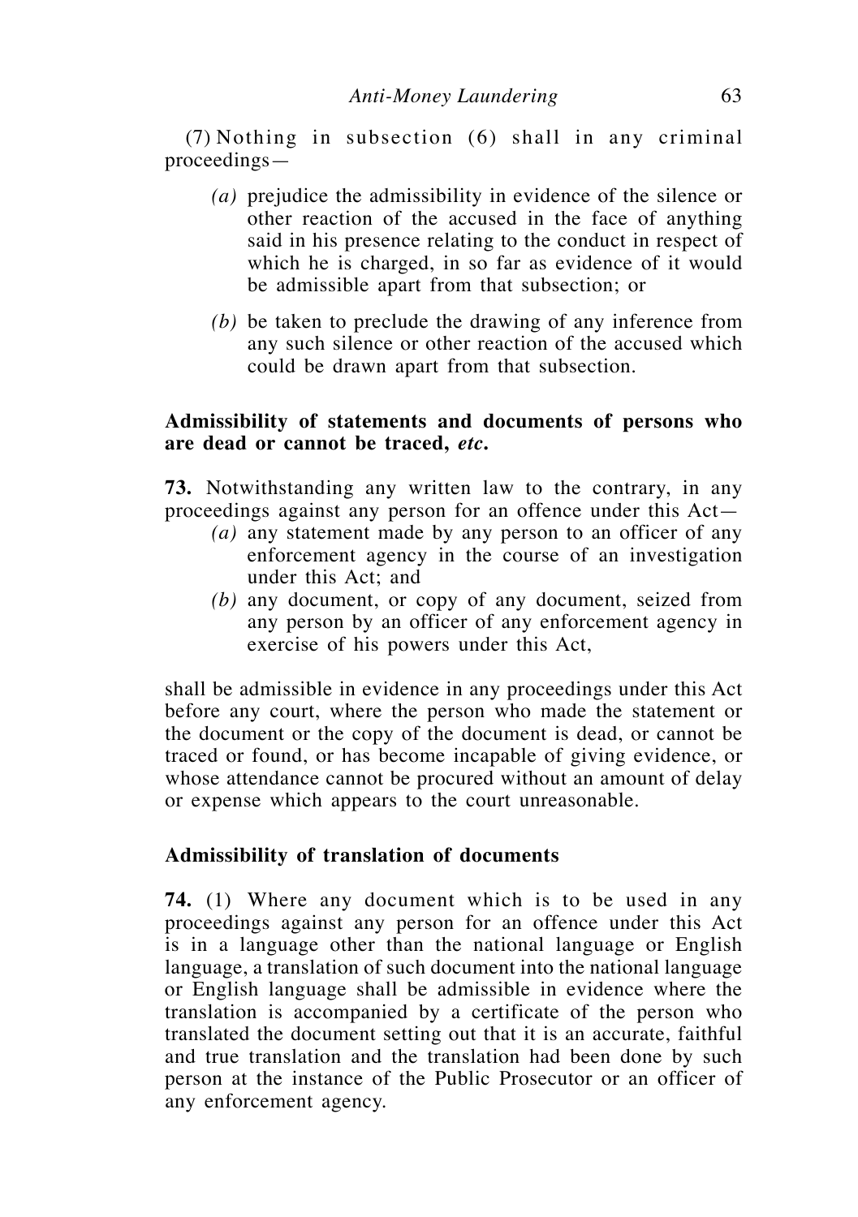(7) Nothing in subsection (6) shall in any criminal proceedings—

- *(a)* prejudice the admissibility in evidence of the silence or other reaction of the accused in the face of anything said in his presence relating to the conduct in respect of which he is charged, in so far as evidence of it would be admissible apart from that subsection; or
- *(b)* be taken to preclude the drawing of any inference from any such silence or other reaction of the accused which could be drawn apart from that subsection.

**Admissibility of statements and documents of persons who are dead or cannot be traced, *etc*.**

**73.** Notwithstanding any written law to the contrary, in any proceedings against any person for an offence under this Act—

- *(a)* any statement made by any person to an officer of any enforcement agency in the course of an investigation under this Act; and
- *(b)* any document, or copy of any document, seized from any person by an officer of any enforcement agency in exercise of his powers under this Act,

shall be admissible in evidence in any proceedings under this Act before any court, where the person who made the statement or the document or the copy of the document is dead, or cannot be traced or found, or has become incapable of giving evidence, or whose attendance cannot be procured without an amount of delay or expense which appears to the court unreasonable.

**Admissibility of translation of documents**

**74.** (1) Where any document which is to be used in any proceedings against any person for an offence under this Act is in a language other than the national language or English language, a translation of such document into the national language or English language shall be admissible in evidence where the translation is accompanied by a certificate of the person who translated the document setting out that it is an accurate, faithful and true translation and the translation had been done by such person at the instance of the Public Prosecutor or an officer of any enforcement agency.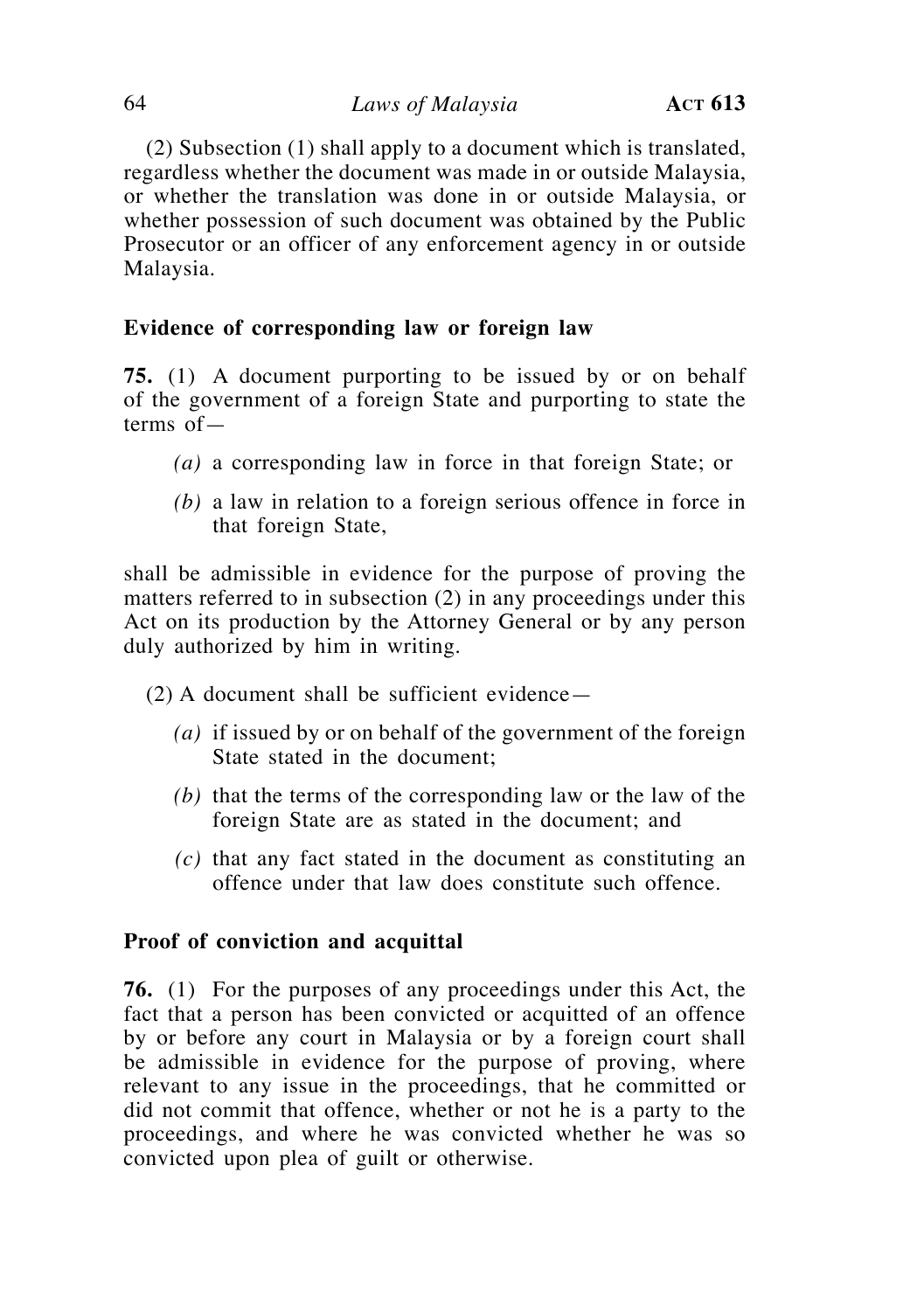(2) Subsection (1) shall apply to a document which is translated, regardless whether the document was made in or outside Malaysia, or whether the translation was done in or outside Malaysia, or whether possession of such document was obtained by the Public Prosecutor or an officer of any enforcement agency in or outside Malaysia.

**Evidence of corresponding law or foreign law**

**75.** (1) A document purporting to be issued by or on behalf of the government of a foreign State and purporting to state the terms of—

*(a)* a corresponding law in force in that foreign State; or

*(b)* a law in relation to a foreign serious offence in force in that foreign State,

shall be admissible in evidence for the purpose of proving the matters referred to in subsection (2) in any proceedings under this Act on its production by the Attorney General or by any person duly authorized by him in writing.

(2) A document shall be sufficient evidence—

*(a)* if issued by or on behalf of the government of the foreign State stated in the document;

*(b)* that the terms of the corresponding law or the law of the foreign State are as stated in the document; and

*(c)* that any fact stated in the document as constituting an offence under that law does constitute such offence.

**Proof of conviction and acquittal**

**76.** (1) For the purposes of any proceedings under this Act, the fact that a person has been convicted or acquitted of an offence by or before any court in Malaysia or by a foreign court shall be admissible in evidence for the purpose of proving, where relevant to any issue in the proceedings, that he committed or did not commit that offence, whether or not he is a party to the proceedings, and where he was convicted whether he was so convicted upon plea of guilt or otherwise.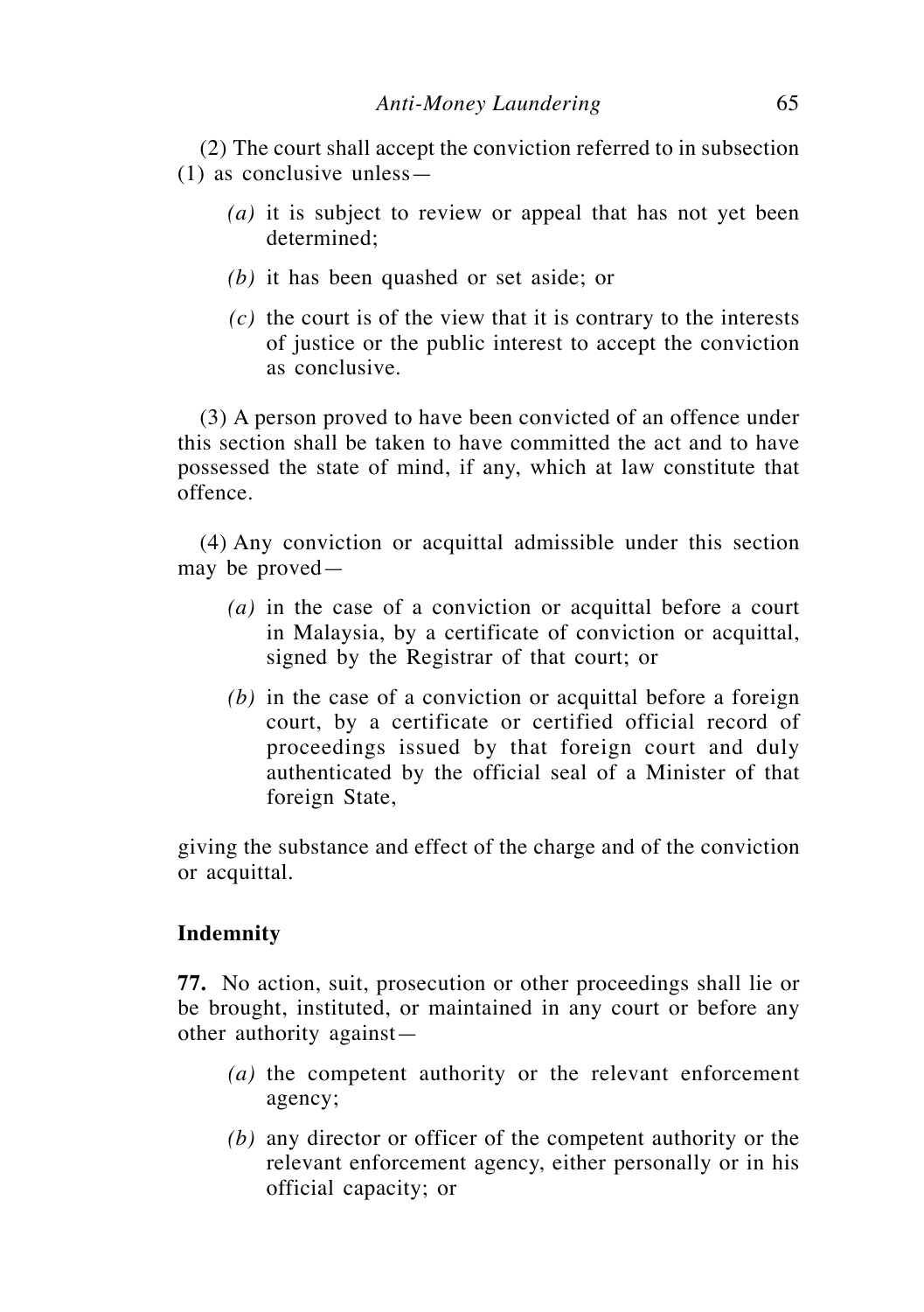(2) The court shall accept the conviction referred to in subsection (1) as conclusive unless—

*(a)* it is subject to review or appeal that has not yet been determined;

*(b)* it has been quashed or set aside; or

*(c)* the court is of the view that it is contrary to the interests of justice or the public interest to accept the conviction as conclusive.

(3) A person proved to have been convicted of an offence under this section shall be taken to have committed the act and to have possessed the state of mind, if any, which at law constitute that offence.

(4) Any conviction or acquittal admissible under this section may be proved—

*(a)* in the case of a conviction or acquittal before a court in Malaysia, by a certificate of conviction or acquittal, signed by the Registrar of that court; or

*(b)* in the case of a conviction or acquittal before a foreign court, by a certificate or certified official record of proceedings issued by that foreign court and duly authenticated by the official seal of a Minister of that foreign State,

giving the substance and effect of the charge and of the conviction or acquittal.

**Indemnity**

**77.** No action, suit, prosecution or other proceedings shall lie or be brought, instituted, or maintained in any court or before any other authority against—

*(a)* the competent authority or the relevant enforcement agency;

*(b)* any director or officer of the competent authority or the relevant enforcement agency, either personally or in his official capacity; or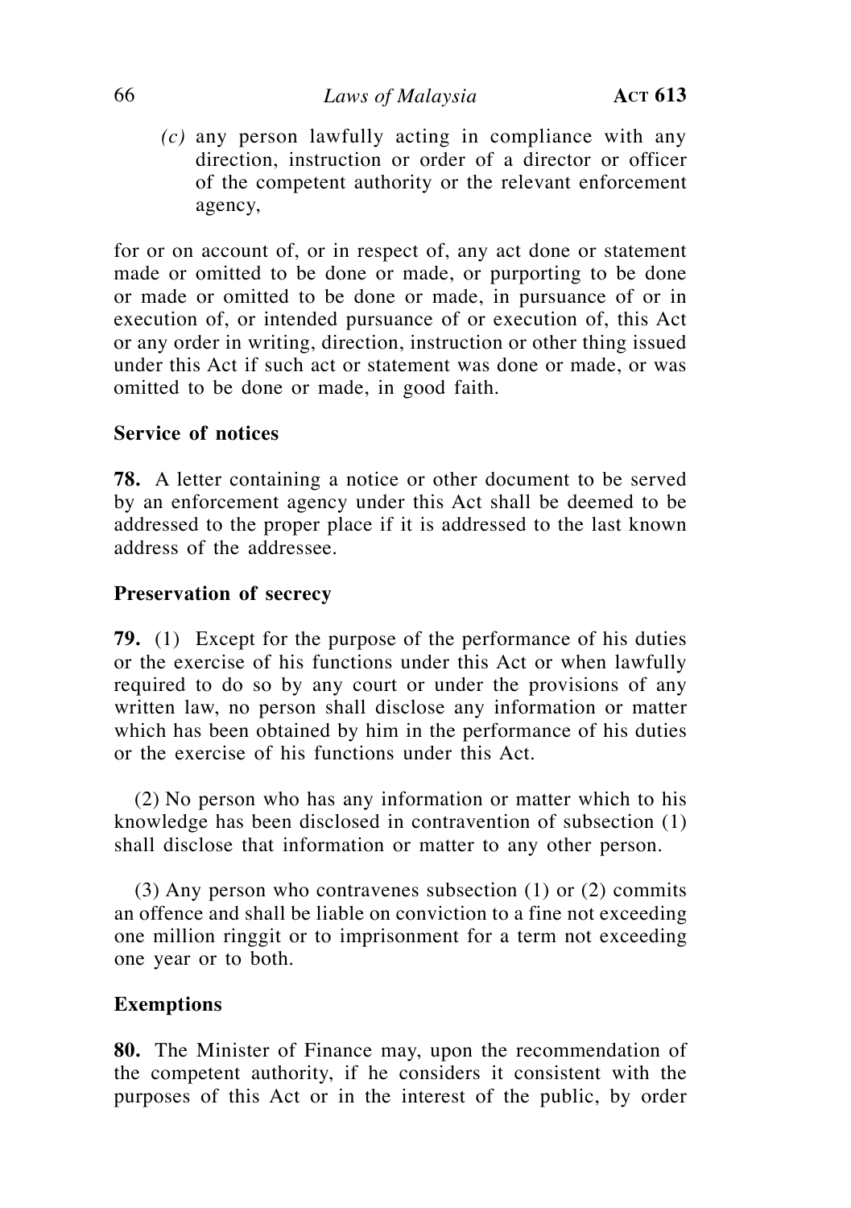*(c)* any person lawfully acting in compliance with any direction, instruction or order of a director or officer of the competent authority or the relevant enforcement agency,

for or on account of, or in respect of, any act done or statement made or omitted to be done or made, purporting to be done or made or omitted to be done or made, in pursuance of or in execution of, or intended pursuance of or execution of, this Act or any order in writing, direction, instruction or other thing issued under this Act if such act or statement was done or made, or was omitted to be done or made, in good faith.

### Service of notices

**78.** A letter containing a notice or other document to be served by an enforcement agency under this Act shall be deemed to be addressed to the proper place if it is addressed to the last known address of the addressee.

### Preservation of secrecy

**79.** (1) Except for the purpose of the performance of his duties or the exercise of his functions under this Act or when lawfully required to do so by any court or under the provisions of any written law, no person shall disclose any information or matter which has been obtained by him in the performance of his duties or the exercise of his functions under this Act.

(2) No person who has any information or matter which to his knowledge has been disclosed in contravention of subsection (1) shall disclose that information or matter to any other person.

(3) Any person who contravenes subsection (1) or (2) commits an offence and shall be liable on conviction to a fine not exceeding one million ringgit or to imprisonment for a term not exceeding one year or to both.

### Exemptions

**80.** The Minister of Finance may, upon the recommendation of the competent authority, if he considers it consistent with the purposes of this Act or in the interest of the public, by order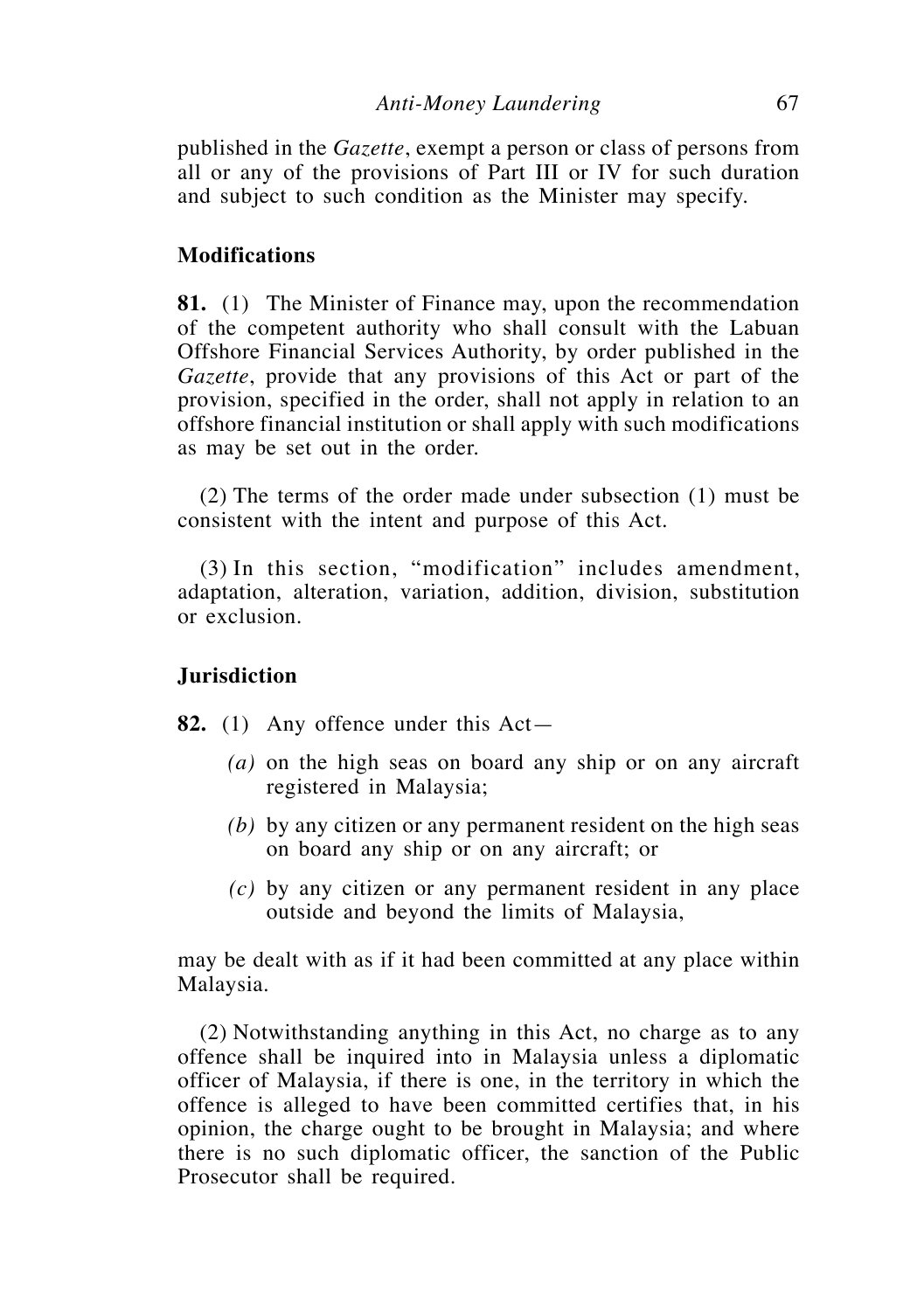published in the *Gazette*, exempt a person or class of persons from all or any of the provisions of Part III or IV for such duration and subject to such condition as the Minister may specify.

### Modifications

**81.** (1) The Minister of Finance may, upon the recommendation of the competent authority who shall consult with the Labuan Offshore Financial Services Authority, by order published in the *Gazette*, provide that any provisions of this Act or part of the provision, specified in the order, shall not apply in relation to an offshore financial institution or shall apply with such modifications as may be set out in the order.

(2) The terms of the order made under subsection (1) must be consistent with the intent and purpose of this Act.

(3) In this section, "modification" includes amendment, adaptation, alteration, variation, addition, division, substitution or exclusion.

### Jurisdiction

**82.** (1) Any offence under this Act—

- *(a)* on the high seas on board any ship or on any aircraft registered in Malaysia;
- *(b)* by any citizen or any permanent resident on the high seas on board any ship or on any aircraft; or
- *(c)* by any citizen or any permanent resident in any place outside and beyond the limits of Malaysia,

may be dealt with as if it had been committed at any place within Malaysia.

(2) Notwithstanding anything in this Act, no charge as to any offence shall be inquired into in Malaysia unless a diplomatic officer of Malaysia, if there is one, in the territory in which the offence is alleged to have been committed certifies that, in his opinion, the charge ought to be brought in Malaysia; and where there is no such diplomatic officer, the sanction of the Public Prosecutor shall be required.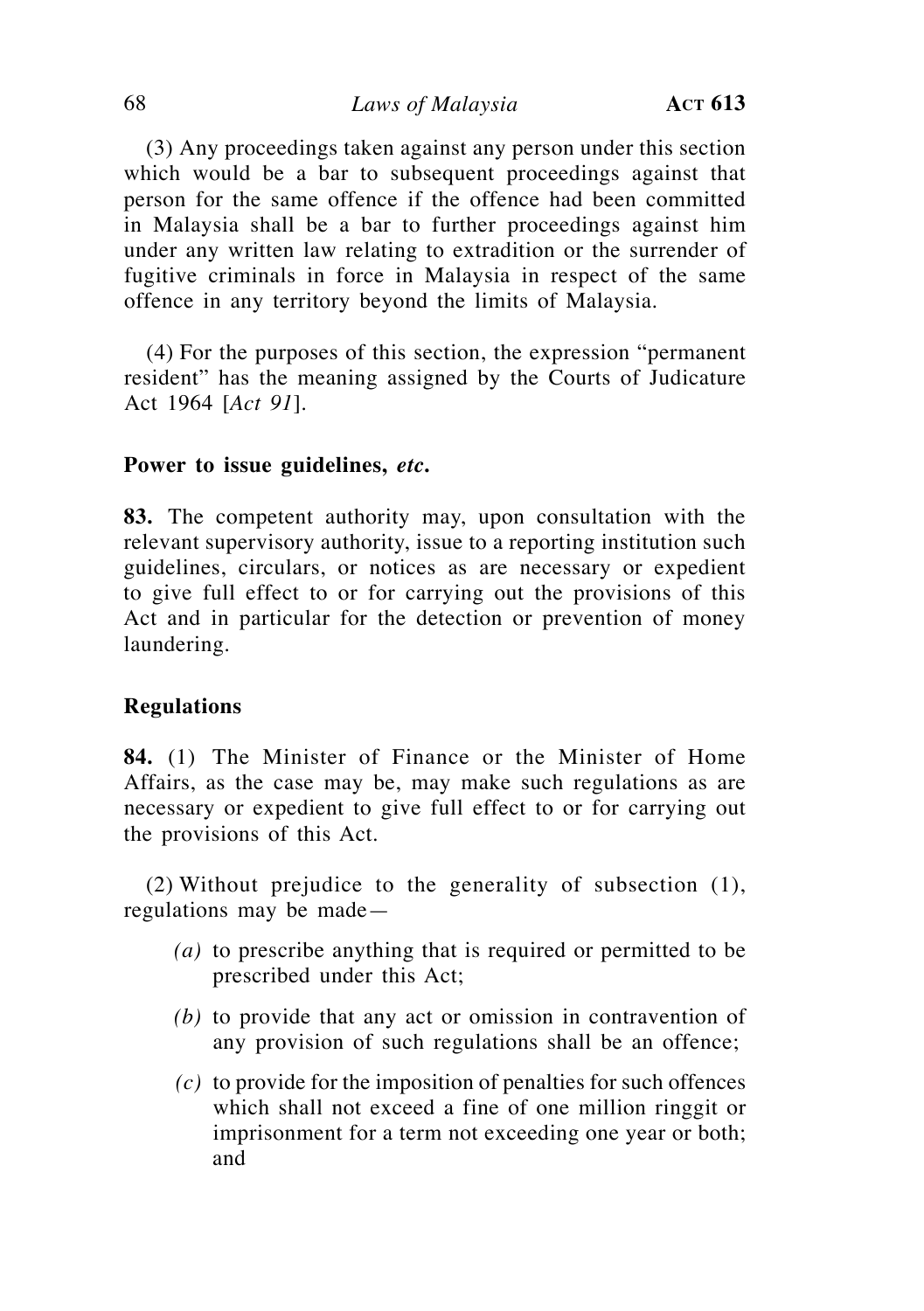(3) Any proceedings taken against any person under this section which would be a bar to subsequent proceedings against that person for the same offence if the offence had been committed in Malaysia shall be a bar to further proceedings against him under any written law relating to extradition or the surrender of fugitive criminals in force in Malaysia in respect of the same offence in any territory beyond the limits of Malaysia.

(4) For the purposes of this section, the expression "permanent resident" has the meaning assigned by the Courts of Judicature Act 1964 [*Act 91*].

**Power to issue guidelines, *etc.***

**83.** The competent authority may, upon consultation with the relevant supervisory authority, issue to a reporting institution such guidelines, circulars, or notices as are necessary or expedient to give full effect to or for carrying out the provisions of this Act and in particular for the detection or prevention of money laundering.

**Regulations**

**84.** (1) The Minister of Finance or the Minister of Home Affairs, as the case may be, may make such regulations as are necessary or expedient to give full effect to or for carrying out the provisions of this Act.

(2) Without prejudice to the generality of subsection (1), regulations may be made—

*(a)* to prescribe anything that is required or permitted to be prescribed under this Act;

*(b)* to provide that any act or omission in contravention of any provision of such regulations shall be an offence;

*(c)* to provide for the imposition of penalties for such offences which shall not exceed a fine of one million ringgit or imprisonment for a term not exceeding one year or both; and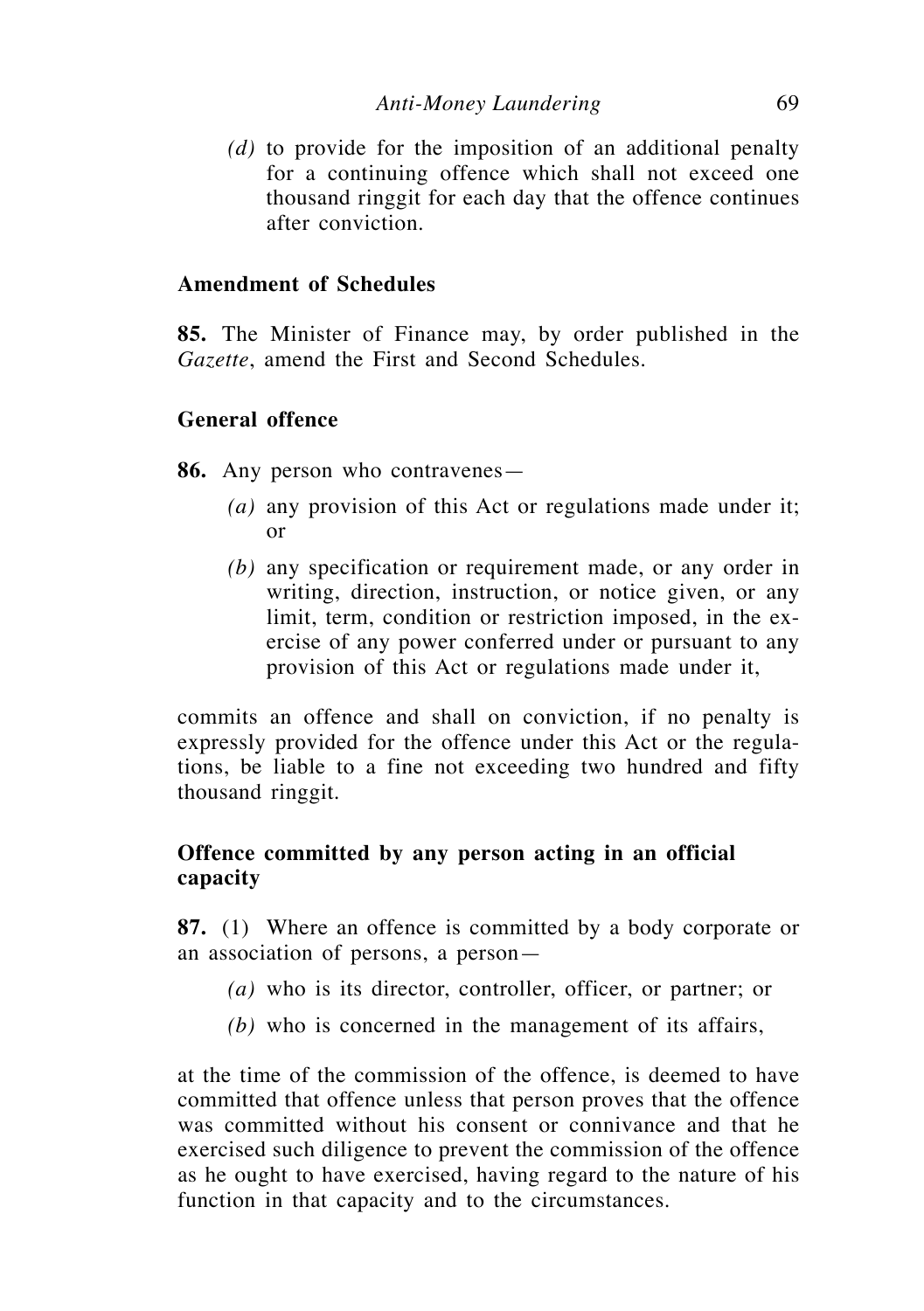*(d)* to provide for the imposition of an additional penalty for a continuing offence which shall not exceed one thousand ringgit for each day that the offence continues after conviction.

**Amendment of Schedules**

**85.** The Minister of Finance may, by order published in the *Gazette*, amend the First and Second Schedules.

**General offence**

**86.** Any person who contravenes—

*(a)* any provision of this Act or regulations made under it; or

*(b)* any specification or requirement made, or any order in writing, direction, instruction, or notice given, or any limit, term, condition or restriction imposed, in the exercise of any power conferred under or pursuant to any provision of this Act or regulations made under it,

commits an offence and shall on conviction, if no penalty is expressly provided for the offence under this Act or the regulations, be liable to a fine not exceeding two hundred and fifty thousand ringgit.

**Offence committed by any person acting in an official capacity**

**87.** (1) Where an offence is committed by a body corporate or an association of persons, a person—

*(a)* who is its director, controller, officer, or partner; or

*(b)* who is concerned in the management of its affairs,

at the time of the commission of the offence, is deemed to have committed that offence unless that person proves that the offence was committed without his consent or connivance and that he exercised such diligence to prevent the commission of the offence as he ought to have exercised, having regard to the nature of his function in that capacity and to the circumstances.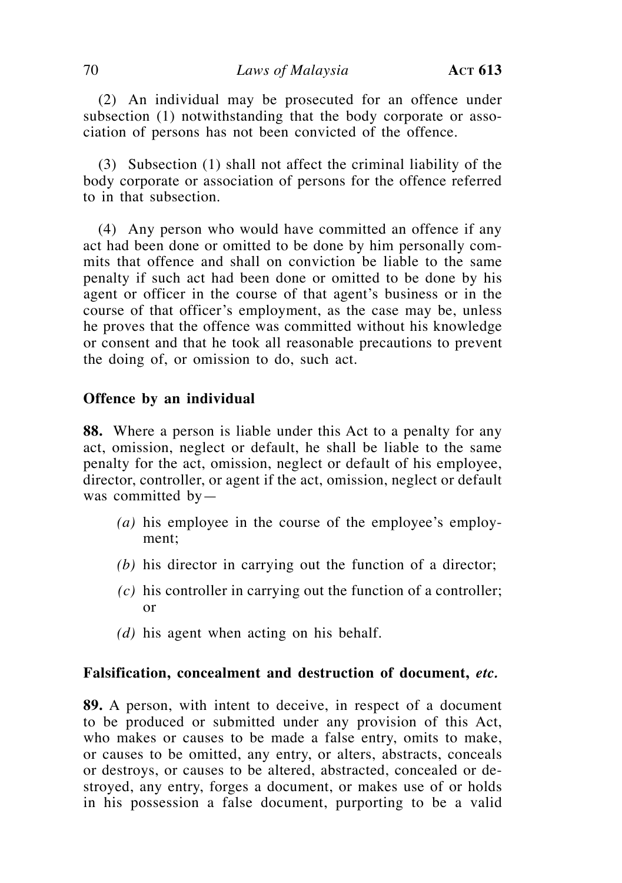(2) An individual may be prosecuted for an offence under subsection (1) notwithstanding that the body corporate or association of persons has not been convicted of the offence.

(3) Subsection (1) shall not affect the criminal liability of the body corporate or association of persons for the offence referred to in that subsection.

(4) Any person who would have committed an offence if any act had been done or omitted to be done by him personally commits that offence and shall on conviction be liable to the same penalty if such act had been done or omitted to be done by his agent or officer in the course of that agent's business or in the course of that officer's employment, as the case may be, unless he proves that the offence was committed without his knowledge or consent and that he took all reasonable precautions to prevent the doing of, or omission to do, such act.

### Offence by an individual

**88.** Where a person is liable under this Act to a penalty for any act, omission, neglect or default, he shall be liable to the same penalty for the act, omission, neglect or default of his employee, director, controller, or agent if the act, omission, neglect or default was committed by—

- *(a)* his employee in the course of the employee's employment;
- *(b)* his director in carrying out the function of a director;
- *(c)* his controller in carrying out the function of a controller; or
- *(d)* his agent when acting on his behalf.

### Falsification, concealment and destruction of document, *etc.*

**89.** A person, with intent to deceive, in respect of a document to be produced or submitted under any provision of this Act, who makes or causes to be made a false entry, omits to make, or causes to be omitted, any entry, or alters, abstracts, conceals or destroys, or causes to be altered, abstracted, concealed or destroyed, any entry, forges a document, or makes use of or holds in his possession a false document, purporting to be a valid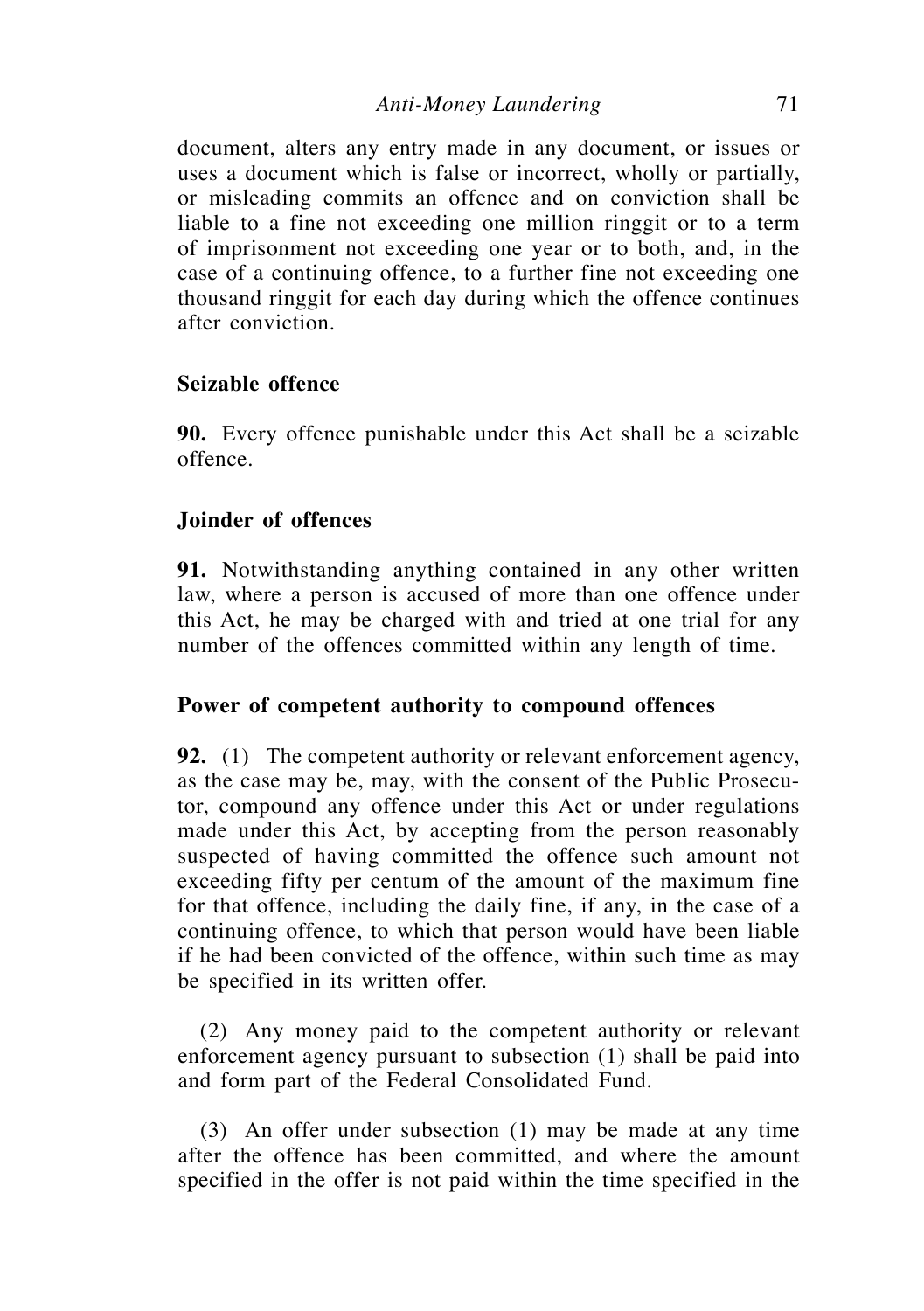document, alters any entry made in any document, or issues or uses a document which is false or incorrect, wholly or partially, or misleading commits an offence and on conviction shall be liable to a fine not exceeding one million ringgit or to a term of imprisonment not exceeding one year or to both, and, in the case of a continuing offence, to a further fine not exceeding one thousand ringgit for each day during which the offence continues after conviction.

### Seizable offence

**90.** Every offence punishable under this Act shall be a seizable offence.

### Joinder of offences

**91.** Notwithstanding anything contained in any other written law, where a person is accused of more than one offence under this Act, he may be charged with and tried at one trial for any number of the offences committed within any length of time.

### Power of competent authority to compound offences

**92.** (1) The competent authority or relevant enforcement agency, as the case may be, may, with the consent of the Public Prosecutor, compound any offence under this Act or under regulations made under this Act, by accepting from the person reasonably suspected of having committed the offence such amount not exceeding fifty per centum of the amount of the maximum fine for that offence, including the daily fine, if any, in the case of a continuing offence, to which that person would have been liable if he had been convicted of the offence, within such time as may be specified in its written offer.

(2) Any money paid to the competent authority or relevant enforcement agency pursuant to subsection (1) shall be paid into and form part of the Federal Consolidated Fund.

(3) An offer under subsection (1) may be made at any time after the offence has been committed, and where the amount specified in the offer is not paid within the time specified in the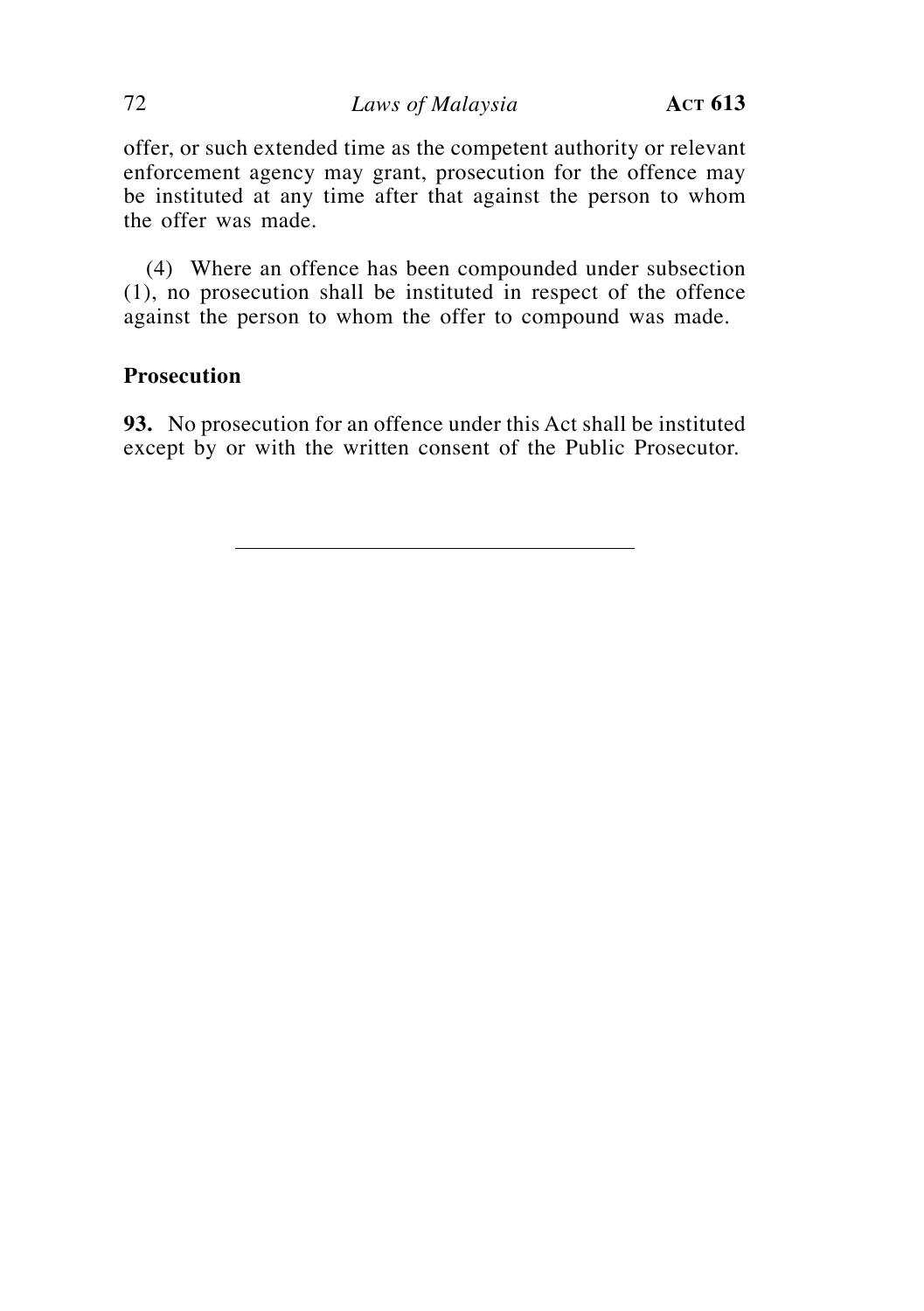offer, or such extended time as the competent authority or relevant enforcement agency may grant, prosecution for the offence may be instituted at any time after that against the person to whom the offer was made.

(4) Where an offence has been compounded under subsection (1), no prosecution shall be instituted in respect of the offence against the person to whom the offer to compound was made.

**Prosecution**

**93.** No prosecution for an offence under this Act shall be instituted except by or with the written consent of the Public Prosecutor.

---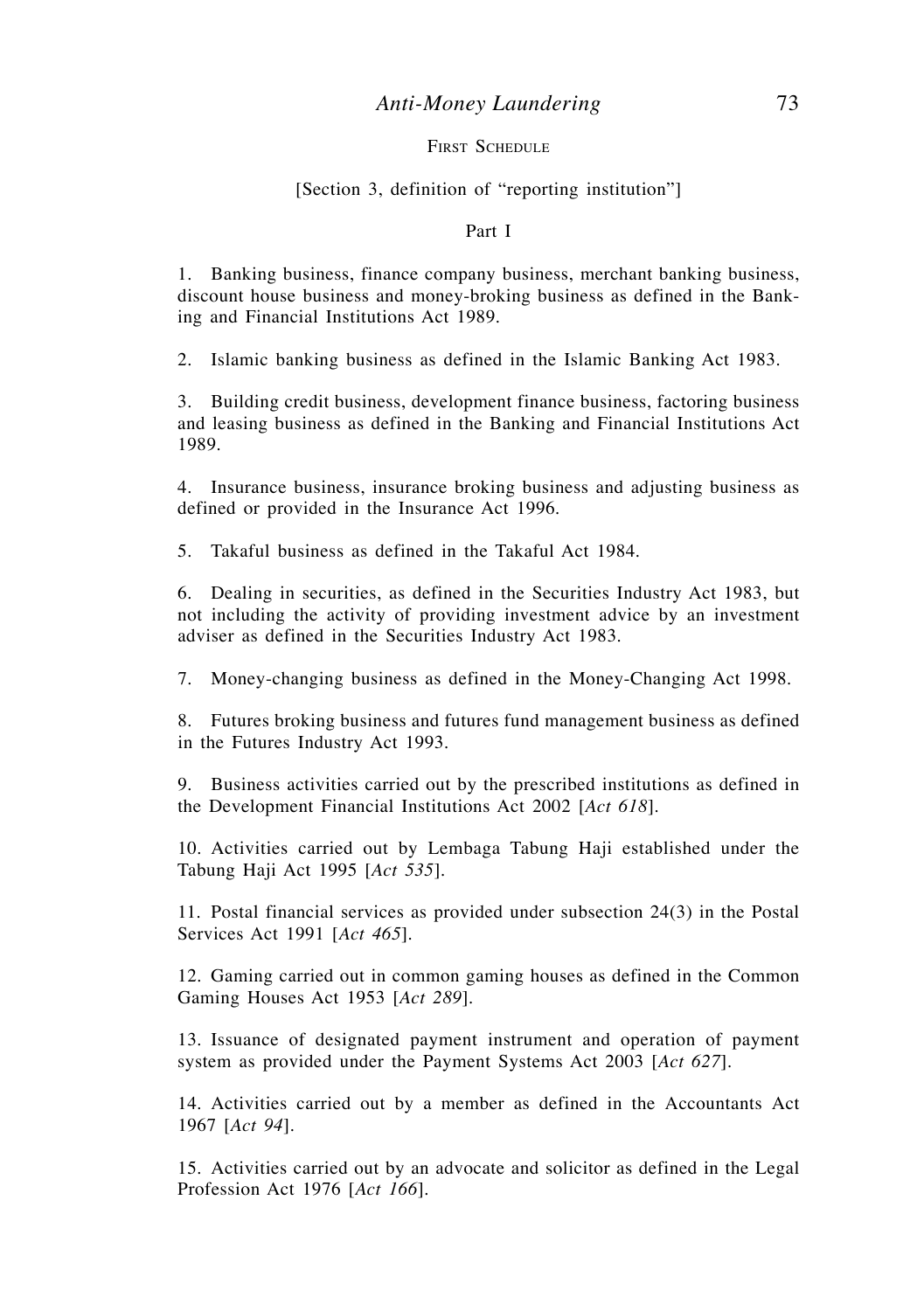## FIRST SCHEDULE

[Section 3, definition of "reporting institution"]

### Part I

1. Banking business, finance company business, merchant banking business, discount house business and money-broking business as defined in the Banking and Financial Institutions Act 1989.

2. Islamic banking business as defined in the Islamic Banking Act 1983.

3. Building credit business, development finance business, factoring business and leasing business as defined in the Banking and Financial Institutions Act 1989.

4. Insurance business, insurance broking business and adjusting business as defined or provided in the Insurance Act 1996.

5. Takaful business as defined in the Takaful Act 1984.

6. Dealing in securities, as defined in the Securities Industry Act 1983, but not including the activity of providing investment advice by an investment adviser as defined in the Securities Industry Act 1983.

7. Money-changing business as defined in the Money-Changing Act 1998.

8. Futures broking business and futures fund management business as defined in the Futures Industry Act 1993.

9. Business activities carried out by the prescribed institutions as defined in the Development Financial Institutions Act 2002 [*Act 618*].

10. Activities carried out by Lembaga Tabung Haji established under the Tabung Haji Act 1995 [*Act 535*].

11. Postal financial services as provided under subsection 24(3) in the Postal Services Act 1991 [*Act 465*].

12. Gaming carried out in common gaming houses as defined in the Common Gaming Houses Act 1953 [*Act 289*].

13. Issuance of designated payment instrument and operation of payment system as provided under the Payment Systems Act 2003 [*Act 627*].

14. Activities carried out by a member as defined in the Accountants Act 1967 [*Act 94*].

15. Activities carried out by an advocate and solicitor as defined in the Legal Profession Act 1976 [*Act 166*].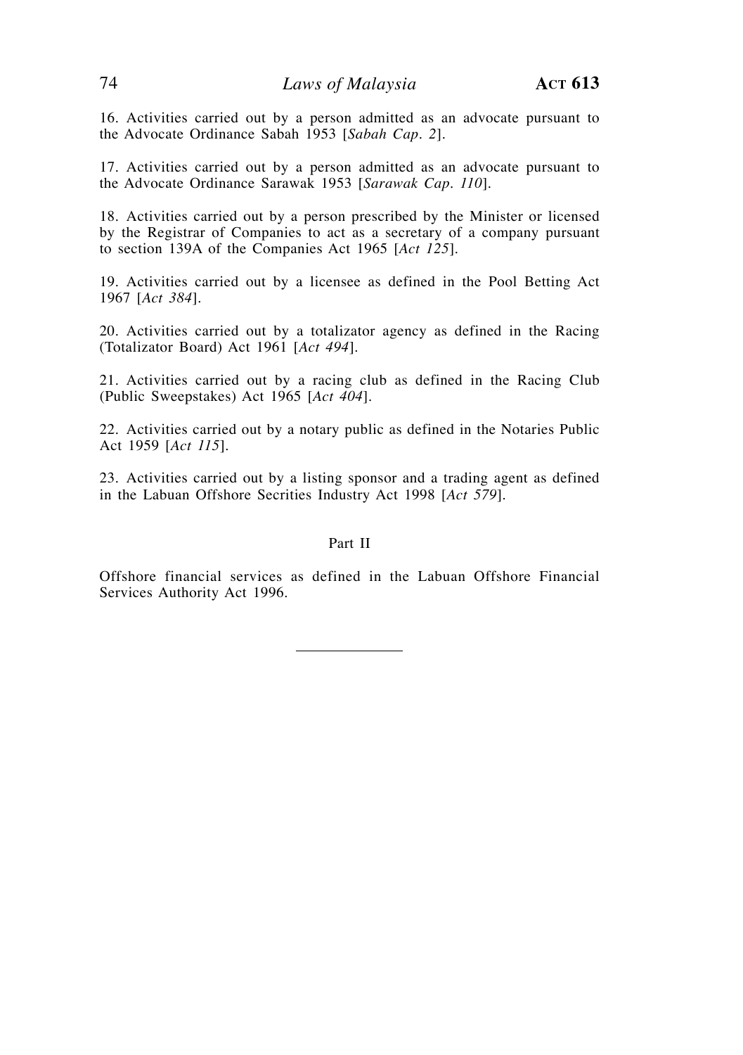16. Activities carried out by a person admitted as an advocate pursuant to the Advocate Ordinance Sabah 1953 [*Sabah Cap. 2*].

17. Activities carried out by a person admitted as an advocate pursuant to the Advocate Ordinance Sarawak 1953 [*Sarawak Cap. 110*].

18. Activities carried out by a person prescribed by the Minister or licensed by the Registrar of Companies to act as a secretary of a company pursuant to section 139A of the Companies Act 1965 [*Act 125*].

19. Activities carried out by a licensee as defined in the Pool Betting Act 1967 [*Act 384*].

20. Activities carried out by a totalizator agency as defined in the Racing (Totalizator Board) Act 1961 [*Act 494*].

21. Activities carried out by a racing club as defined in the Racing Club (Public Sweepstakes) Act 1965 [*Act 404*].

22. Activities carried out by a notary public as defined in the Notaries Public Act 1959 [*Act 115*].

23. Activities carried out by a listing sponsor and a trading agent as defined in the Labuan Offshore Secrities Industry Act 1998 [*Act 579*].

## Part II

Offshore financial services as defined in the Labuan Offshore Financial Services Authority Act 1996.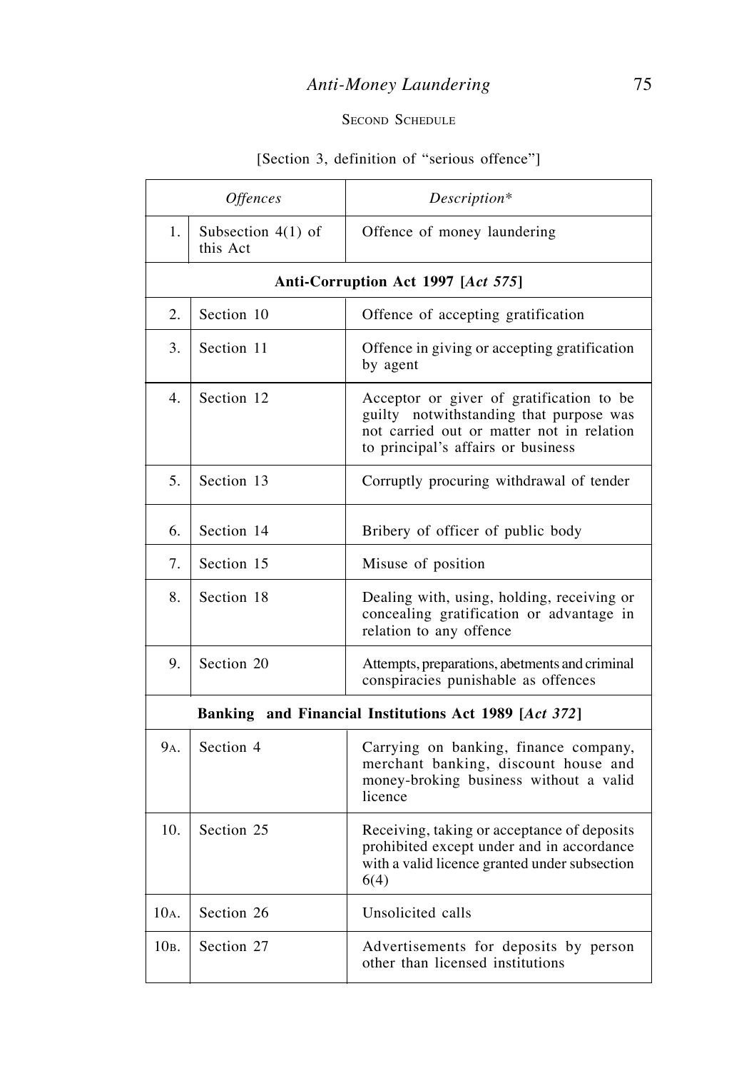SECOND SCHEDULE

[Section 3, definition of "serious offence"]

| *Offences* | | *Description** |
|---|---|---|
| 1. | Subsection 4(1) of this Act | Offence of money laundering |
| **Anti-Corruption Act 1997 [*Act 575*]** | | |
| 2. | Section 10 | Offence of accepting gratification |
| 3. | Section 11 | Offence in giving or accepting gratification by agent |
| 4. | Section 12 | Acceptor or giver of gratification to be guilty notwithstanding that purpose was not carried out or matter not in relation to principal's affairs or business |
| 5. | Section 13 | Corruptly procuring withdrawal of tender |
| 6. | Section 14 | Bribery of officer of public body |
| 7. | Section 15 | Misuse of position |
| 8. | Section 18 | Dealing with, using, holding, receiving or concealing gratification or advantage in relation to any offence |
| 9. | Section 20 | Attempts, preparations, abetments and criminal conspiracies punishable as offences |
| **Banking and Financial Institutions Act 1989 [*Act 372*]** | | |
| 9A. | Section 4 | Carrying on banking, finance company, merchant banking, discount house and money-broking business without a valid licence |
| 10. | Section 25 | Receiving, taking or acceptance of deposits prohibited except under and in accordance with a valid licence granted under subsection 6(4) |
| 10A. | Section 26 | Unsolicited calls |
| 10B. | Section 27 | Advertisements for deposits by person other than licensed institutions |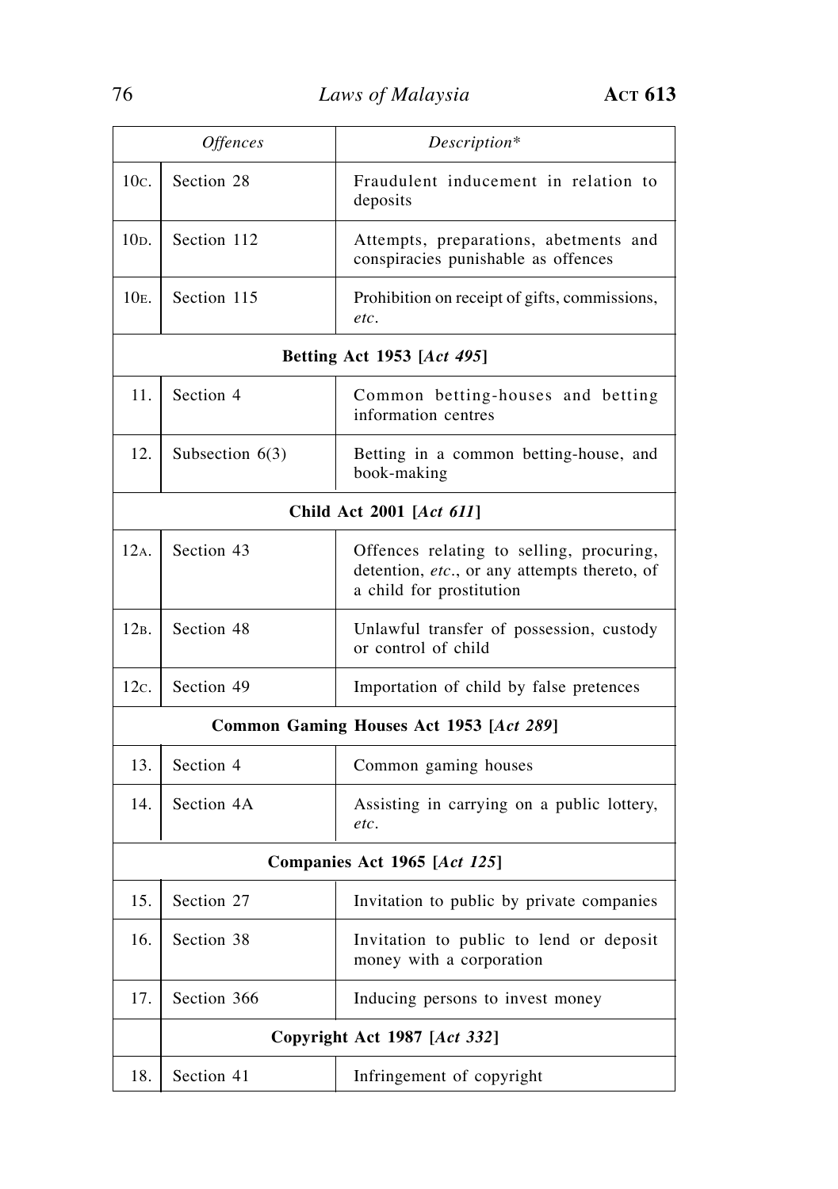| *Offences* | | *Description\** |
|---|---|---|
| 10C. | Section 28 | Fraudulent inducement in relation to deposits |
| 10D. | Section 112 | Attempts, preparations, abetments and conspiracies punishable as offences |
| 10E. | Section 115 | Prohibition on receipt of gifts, commissions, *etc*. |
| | **Betting Act 1953 [*Act 495*]** | |
| 11. | Section 4 | Common betting-houses and betting information centres |
| 12. | Subsection 6(3) | Betting in a common betting-house, and book-making |
| | **Child Act 2001 [*Act 611*]** | |
| 12A. | Section 43 | Offences relating to selling, procuring, detention, *etc*., or any attempts thereto, of a child for prostitution |
| 12B. | Section 48 | Unlawful transfer of possession, custody or control of child |
| 12C. | Section 49 | Importation of child by false pretences |
| | **Common Gaming Houses Act 1953 [*Act 289*]** | |
| 13. | Section 4 | Common gaming houses |
| 14. | Section 4A | Assisting in carrying on a public lottery, *etc*. |
| | **Companies Act 1965 [*Act 125*]** | |
| 15. | Section 27 | Invitation to public by private companies |
| 16. | Section 38 | Invitation to public to lend or deposit money with a corporation |
| 17. | Section 366 | Inducing persons to invest money |
| | **Copyright Act 1987 [*Act 332*]** | |
| 18. | Section 41 | Infringement of copyright |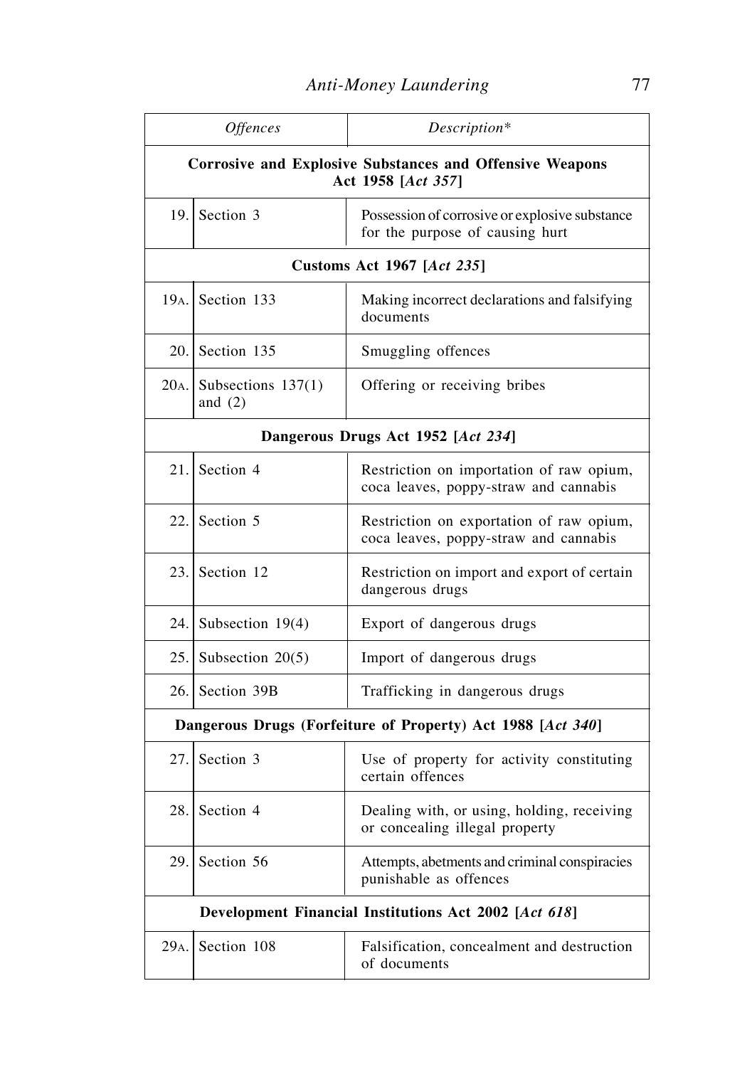| | *Offences* | *Description\** |
|---|---|---|
| **Corrosive and Explosive Substances and Offensive Weapons Act 1958 [*Act 357*]** | | |
| 19. | Section 3 | Possession of corrosive or explosive substance for the purpose of causing hurt |
| **Customs Act 1967 [*Act 235*]** | | |
| 19A. | Section 133 | Making incorrect declarations and falsifying documents |
| 20. | Section 135 | Smuggling offences |
| 20A. | Subsections 137(1) and (2) | Offering or receiving bribes |
| **Dangerous Drugs Act 1952 [*Act 234*]** | | |
| 21. | Section 4 | Restriction on importation of raw opium, coca leaves, poppy-straw and cannabis |
| 22. | Section 5 | Restriction on exportation of raw opium, coca leaves, poppy-straw and cannabis |
| 23. | Section 12 | Restriction on import and export of certain dangerous drugs |
| 24. | Subsection 19(4) | Export of dangerous drugs |
| 25. | Subsection 20(5) | Import of dangerous drugs |
| 26. | Section 39B | Trafficking in dangerous drugs |
| **Dangerous Drugs (Forfeiture of Property) Act 1988 [*Act 340*]** | | |
| 27. | Section 3 | Use of property for activity constituting certain offences |
| 28. | Section 4 | Dealing with, or using, holding, receiving or concealing illegal property |
| 29. | Section 56 | Attempts, abetments and criminal conspiracies punishable as offences |
| **Development Financial Institutions Act 2002 [*Act 618*]** | | |
| 29A. | Section 108 | Falsification, concealment and destruction of documents |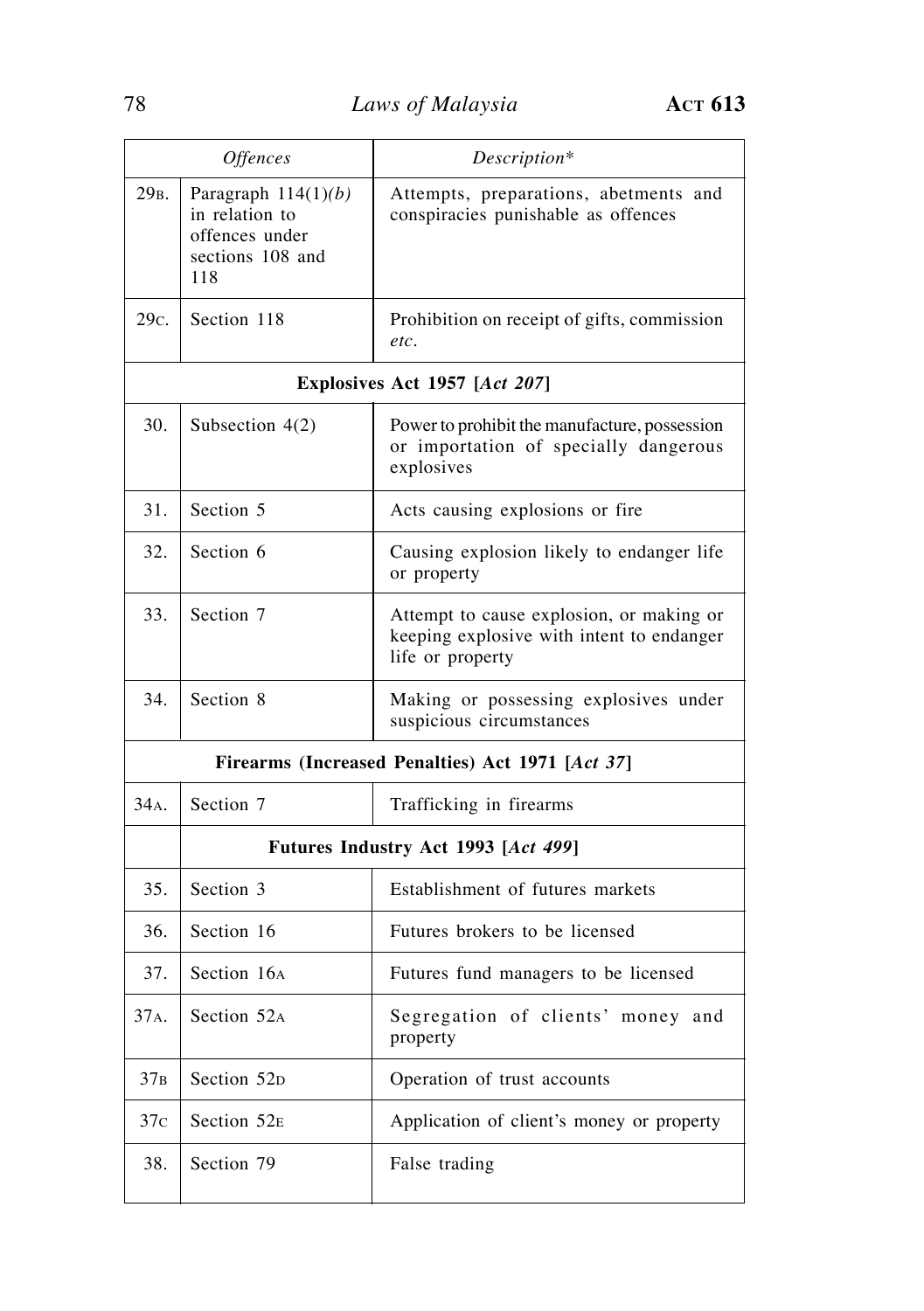| | *Offences* | *Description\** |
|---|---|---|
| 29B. | Paragraph 114(1)*(b)* in relation to offences under sections 108 and 118 | Attempts, preparations, abetments and conspiracies punishable as offences |
| 29C. | Section 118 | Prohibition on receipt of gifts, commission *etc*. |
| | **Explosives Act 1957 [*Act 207*]** | |
| 30. | Subsection 4(2) | Power to prohibit the manufacture, possession or importation of specially dangerous explosives |
| 31. | Section 5 | Acts causing explosions or fire |
| 32. | Section 6 | Causing explosion likely to endanger life or property |
| 33. | Section 7 | Attempt to cause explosion, or making or keeping explosive with intent to endanger life or property |
| 34. | Section 8 | Making or possessing explosives under suspicious circumstances |
| | **Firearms (Increased Penalties) Act 1971 [*Act 37*]** | |
| 34A. | Section 7 | Trafficking in firearms |
| | **Futures Industry Act 1993 [*Act 499*]** | |
| 35. | Section 3 | Establishment of futures markets |
| 36. | Section 16 | Futures brokers to be licensed |
| 37. | Section 16A | Futures fund managers to be licensed |
| 37A. | Section 52A | Segregation of clients' money and property |
| 37B | Section 52D | Operation of trust accounts |
| 37C | Section 52E | Application of client's money or property |
| 38. | Section 79 | False trading |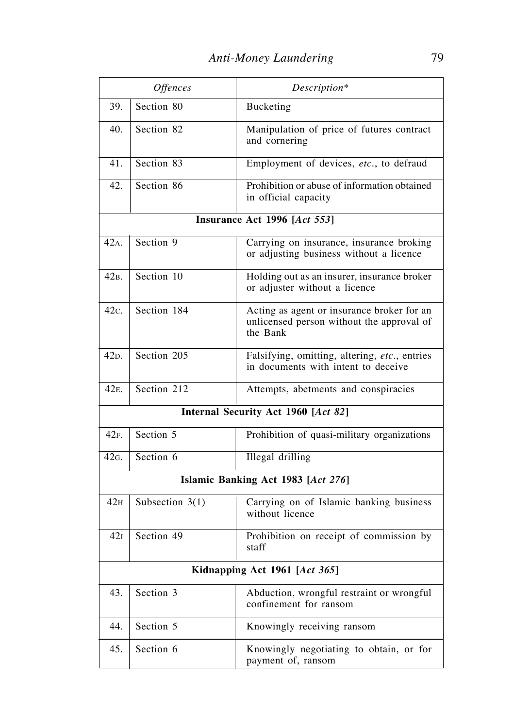| *Offences* | | *Description\** |
|---|---|---|
| 39. | Section 80 | Bucketing |
| 40. | Section 82 | Manipulation of price of futures contract and cornering |
| 41. | Section 83 | Employment of devices, *etc*., to defraud |
| 42. | Section 86 | Prohibition or abuse of information obtained in official capacity |
| | **Insurance Act 1996 [*Act 553*]** | |
| 42A. | Section 9 | Carrying on insurance, insurance broking or adjusting business without a licence |
| 42B. | Section 10 | Holding out as an insurer, insurance broker or adjuster without a licence |
| 42C. | Section 184 | Acting as agent or insurance broker for an unlicensed person without the approval of the Bank |
| 42D. | Section 205 | Falsifying, omitting, altering, *etc*., entries in documents with intent to deceive |
| 42E. | Section 212 | Attempts, abetments and conspiracies |
| | **Internal Security Act 1960 [*Act 82*]** | |
| 42F. | Section 5 | Prohibition of quasi-military organizations |
| 42G. | Section 6 | Illegal drilling |
| | **Islamic Banking Act 1983 [*Act 276*]** | |
| 42H | Subsection 3(1) | Carrying on of Islamic banking business without licence |
| 42I | Section 49 | Prohibition on receipt of commission by staff |
| | **Kidnapping Act 1961 [*Act 365*]** | |
| 43. | Section 3 | Abduction, wrongful restraint or wrongful confinement for ransom |
| 44. | Section 5 | Knowingly receiving ransom |
| 45. | Section 6 | Knowingly negotiating to obtain, or for payment of, ransom |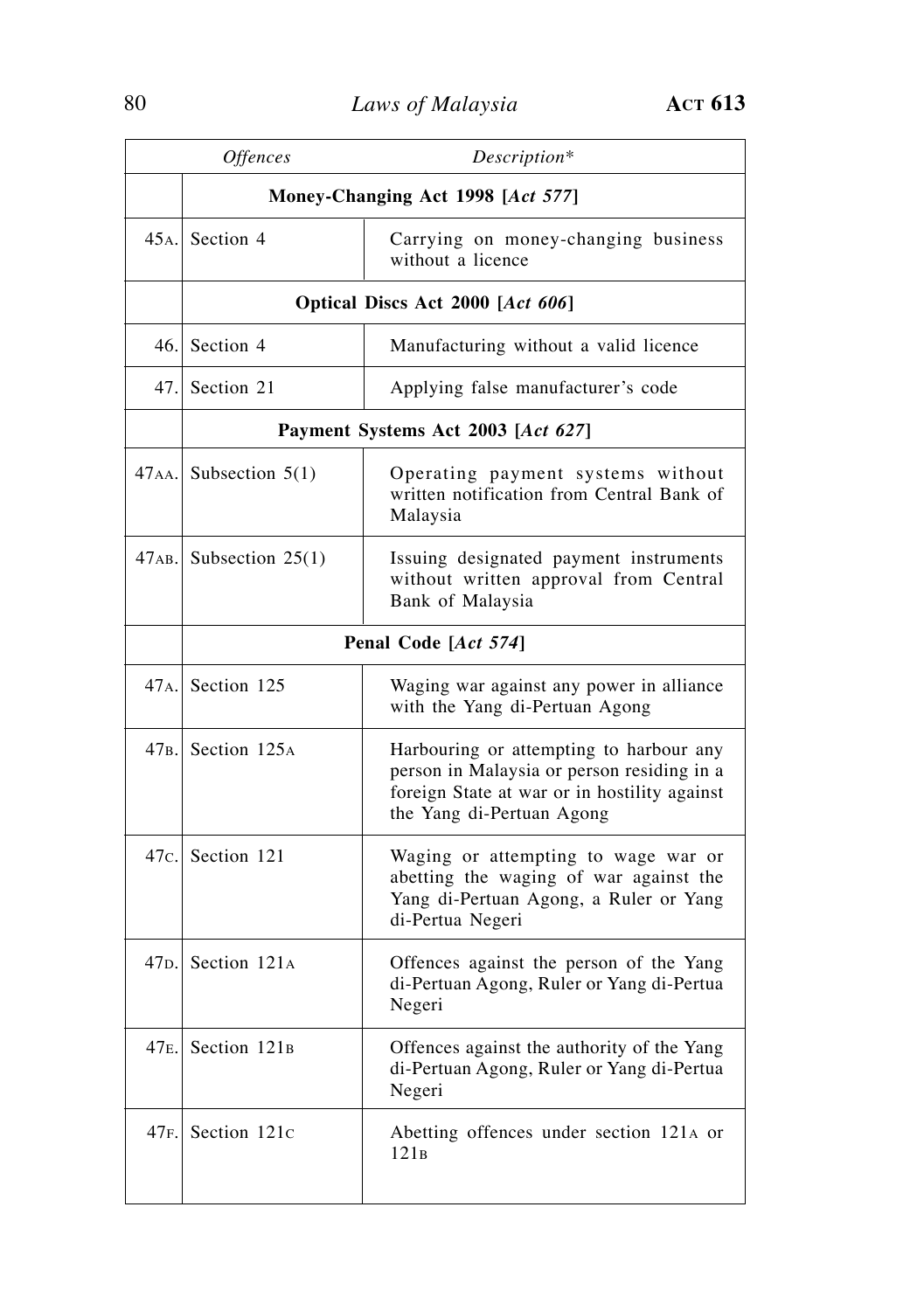| | *Offences* | *Description\** |
|---|---|---|
| | **Money-Changing Act 1998 [*Act 577*]** | |
| 45A. | Section 4 | Carrying on money-changing business without a licence |
| | **Optical Discs Act 2000 [*Act 606*]** | |
| 46. | Section 4 | Manufacturing without a valid licence |
| 47. | Section 21 | Applying false manufacturer's code |
| | **Payment Systems Act 2003 [*Act 627*]** | |
| 47AA. | Subsection 5(1) | Operating payment systems without written notification from Central Bank of Malaysia |
| 47AB. | Subsection 25(1) | Issuing designated payment instruments without written approval from Central Bank of Malaysia |
| | **Penal Code [*Act 574*]** | |
| 47A. | Section 125 | Waging war against any power in alliance with the Yang di-Pertuan Agong |
| 47B. | Section 125A | Harbouring or attempting to harbour any person in Malaysia or person residing in a foreign State at war or in hostility against the Yang di-Pertuan Agong |
| 47C. | Section 121 | Waging or attempting to wage war or abetting the waging of war against the Yang di-Pertuan Agong, a Ruler or Yang di-Pertua Negeri |
| 47D. | Section 121A | Offences against the person of the Yang di-Pertuan Agong, Ruler or Yang di-Pertua Negeri |
| 47E. | Section 121B | Offences against the authority of the Yang di-Pertuan Agong, Ruler or Yang di-Pertua Negeri |
| 47F. | Section 121C | Abetting offences under section 121A or 121B |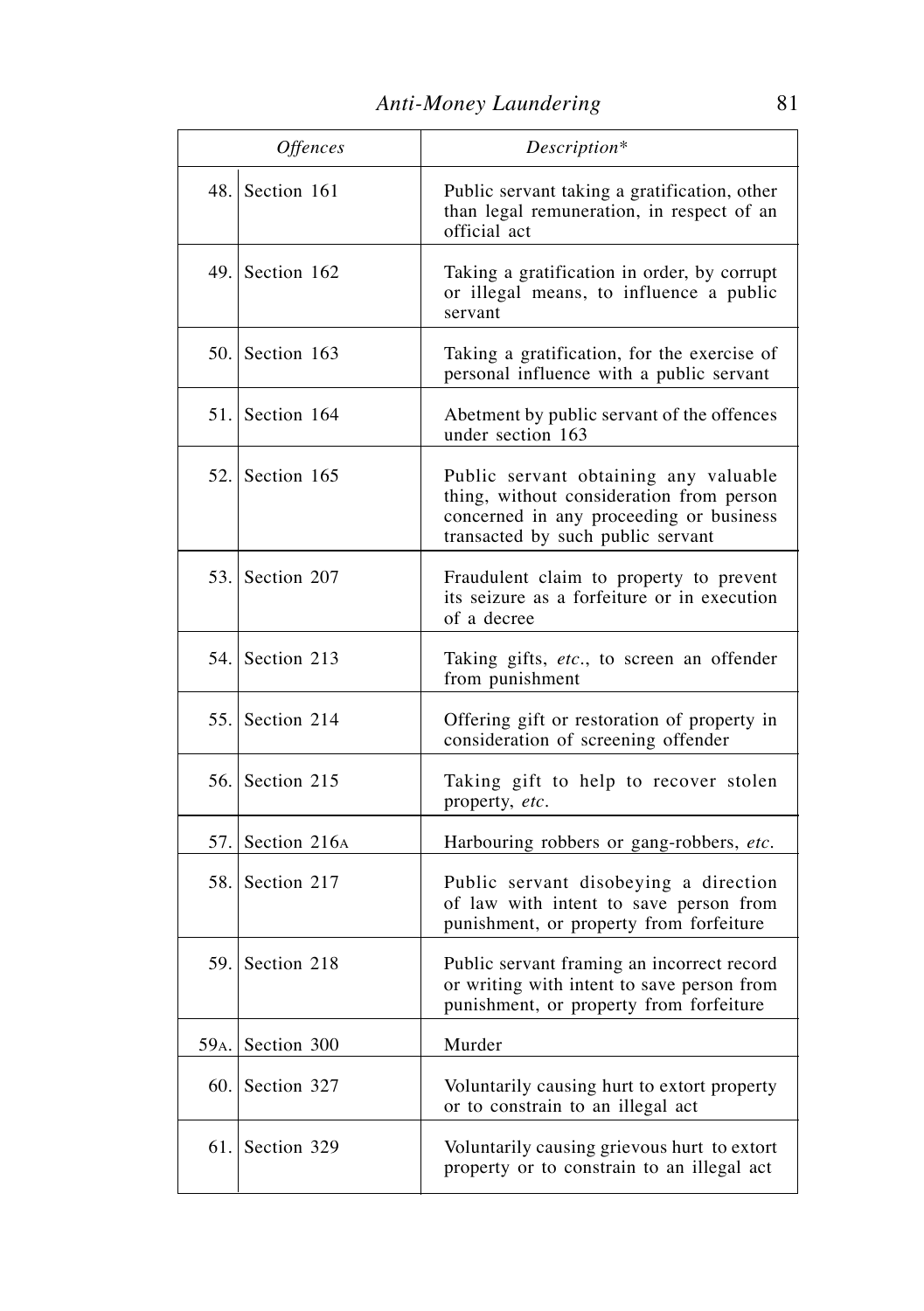| | *Offences* | *Description** |
|---|---|---|
| 48. | Section 161 | Public servant taking a gratification, other than legal remuneration, in respect of an official act |
| 49. | Section 162 | Taking a gratification in order, by corrupt or illegal means, to influence a public servant |
| 50. | Section 163 | Taking a gratification, for the exercise of personal influence with a public servant |
| 51. | Section 164 | Abetment by public servant of the offences under section 163 |
| 52. | Section 165 | Public servant obtaining any valuable thing, without consideration from person concerned in any proceeding or business transacted by such public servant |
| 53. | Section 207 | Fraudulent claim to property to prevent its seizure as a forfeiture or in execution of a decree |
| 54. | Section 213 | Taking gifts, *etc*., to screen an offender from punishment |
| 55. | Section 214 | Offering gift or restoration of property in consideration of screening offender |
| 56. | Section 215 | Taking gift to help to recover stolen property, *etc*. |
| 57. | Section 216A | Harbouring robbers or gang-robbers, *etc*. |
| 58. | Section 217 | Public servant disobeying a direction of law with intent to save person from punishment, or property from forfeiture |
| 59. | Section 218 | Public servant framing an incorrect record or writing with intent to save person from punishment, or property from forfeiture |
| 59A. | Section 300 | Murder |
| 60. | Section 327 | Voluntarily causing hurt to extort property or to constrain to an illegal act |
| 61. | Section 329 | Voluntarily causing grievous hurt to extort property or to constrain to an illegal act |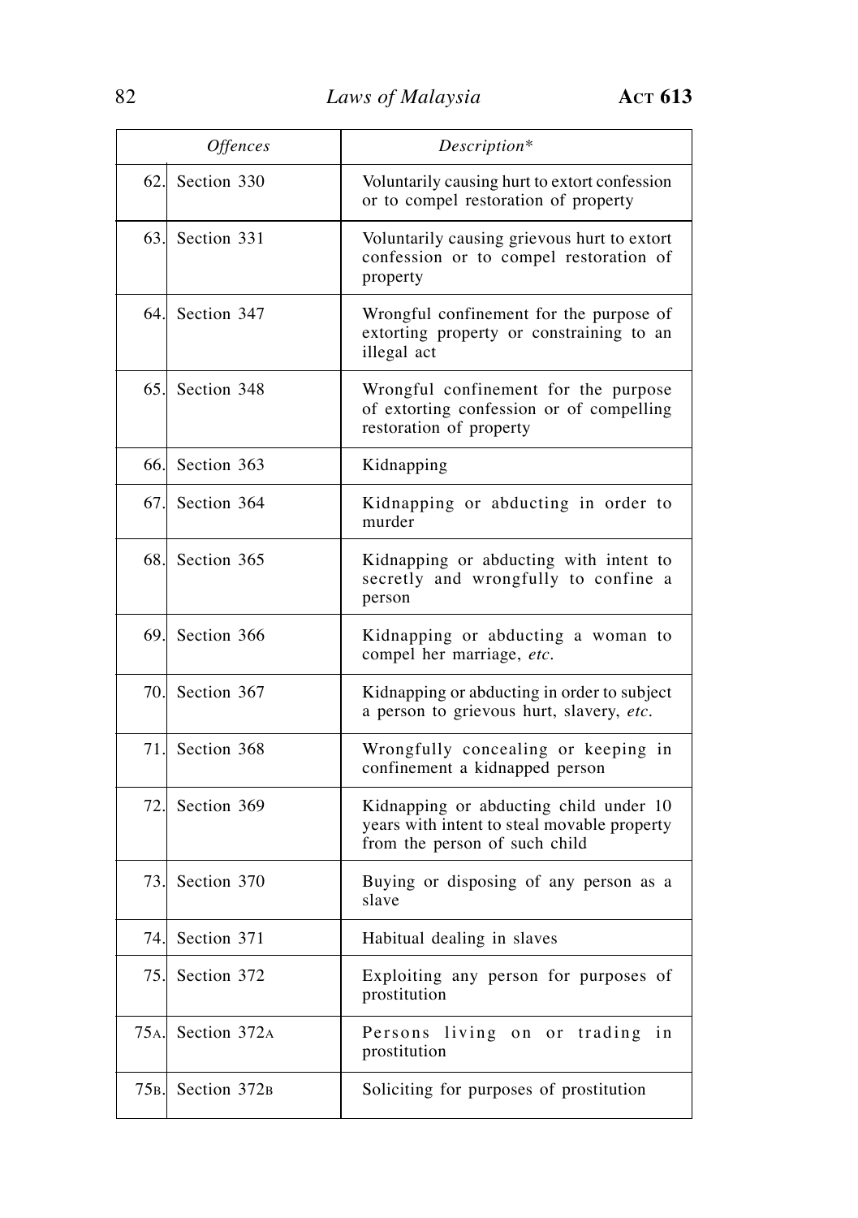| *Offences* | | *Description** |
|---|---|---|
| 62. | Section 330 | Voluntarily causing hurt to extort confession or to compel restoration of property |
| 63. | Section 331 | Voluntarily causing grievous hurt to extort confession or to compel restoration of property |
| 64. | Section 347 | Wrongful confinement for the purpose of extorting property or constraining to an illegal act |
| 65. | Section 348 | Wrongful confinement for the purpose of extorting confession or of compelling restoration of property |
| 66. | Section 363 | Kidnapping |
| 67. | Section 364 | Kidnapping or abducting in order to murder |
| 68. | Section 365 | Kidnapping or abducting with intent to secretly and wrongfully to confine a person |
| 69. | Section 366 | Kidnapping or abducting a woman to compel her marriage, *etc.* |
| 70. | Section 367 | Kidnapping or abducting in order to subject a person to grievous hurt, slavery, *etc.* |
| 71. | Section 368 | Wrongfully concealing or keeping in confinement a kidnapped person |
| 72. | Section 369 | Kidnapping or abducting child under 10 years with intent to steal movable property from the person of such child |
| 73. | Section 370 | Buying or disposing of any person as a slave |
| 74. | Section 371 | Habitual dealing in slaves |
| 75. | Section 372 | Exploiting any person for purposes of prostitution |
| 75A. | Section 372A | Persons living on or trading in prostitution |
| 75B. | Section 372B | Soliciting for purposes of prostitution |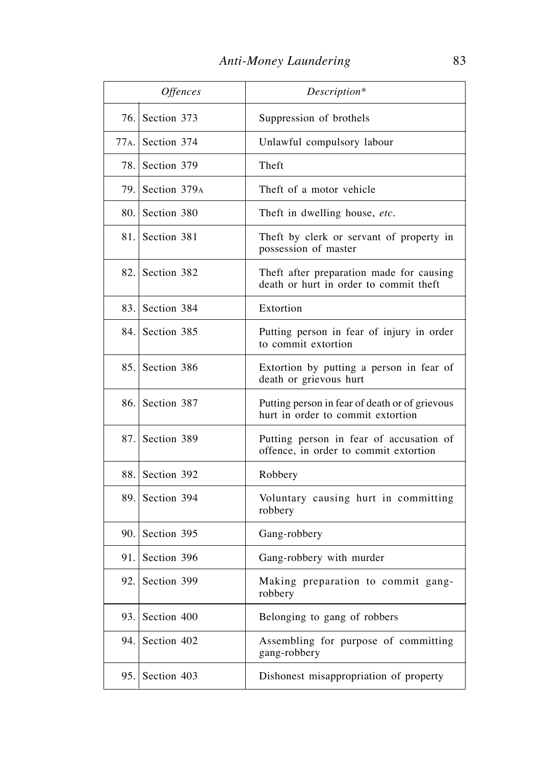| | *Offences* | *Description\** |
|---|---|---|
| 76. | Section 373 | Suppression of brothels |
| 77A. | Section 374 | Unlawful compulsory labour |
| 78. | Section 379 | Theft |
| 79. | Section 379A | Theft of a motor vehicle |
| 80. | Section 380 | Theft in dwelling house, *etc*. |
| 81. | Section 381 | Theft by clerk or servant of property in possession of master |
| 82. | Section 382 | Theft after preparation made for causing death or hurt in order to commit theft |
| 83. | Section 384 | Extortion |
| 84. | Section 385 | Putting person in fear of injury in order to commit extortion |
| 85. | Section 386 | Extortion by putting a person in fear of death or grievous hurt |
| 86. | Section 387 | Putting person in fear of death or of grievous hurt in order to commit extortion |
| 87. | Section 389 | Putting person in fear of accusation of offence, in order to commit extortion |
| 88. | Section 392 | Robbery |
| 89. | Section 394 | Voluntary causing hurt in committing robbery |
| 90. | Section 395 | Gang-robbery |
| 91. | Section 396 | Gang-robbery with murder |
| 92. | Section 399 | Making preparation to commit gang-robbery |
| 93. | Section 400 | Belonging to gang of robbers |
| 94. | Section 402 | Assembling for purpose of committing gang-robbery |
| 95. | Section 403 | Dishonest misappropriation of property |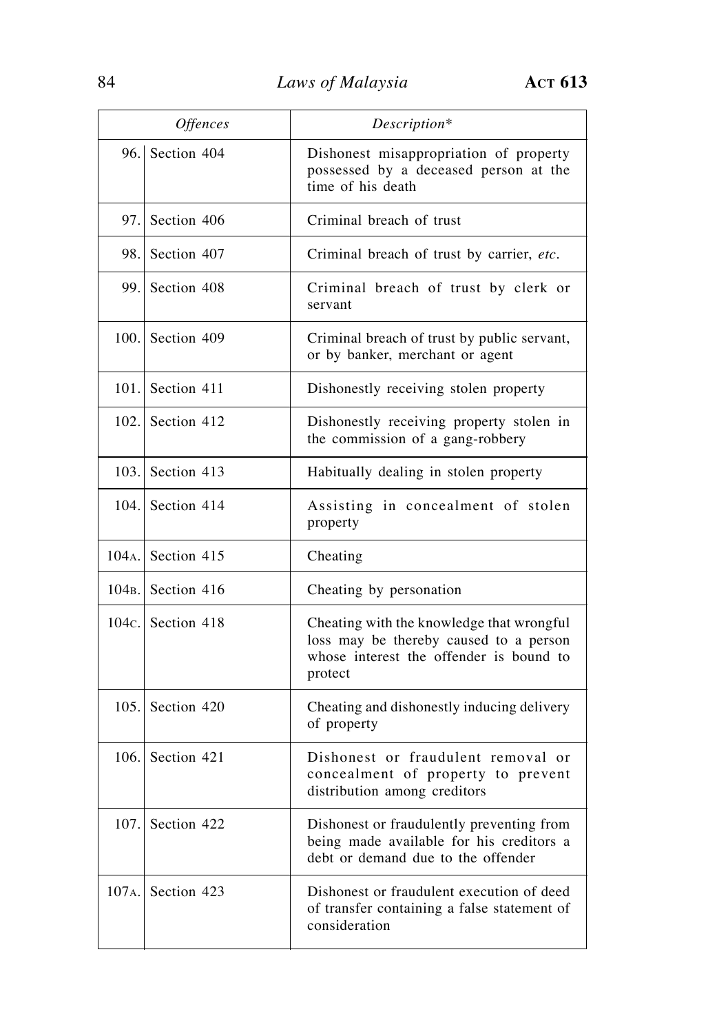| | *Offences* | *Description\** |
|---|---|---|
| 96. | Section 404 | Dishonest misappropriation of property possessed by a deceased person at the time of his death |
| 97. | Section 406 | Criminal breach of trust |
| 98. | Section 407 | Criminal breach of trust by carrier, *etc*. |
| 99. | Section 408 | Criminal breach of trust by clerk or servant |
| 100. | Section 409 | Criminal breach of trust by public servant, or by banker, merchant or agent |
| 101. | Section 411 | Dishonestly receiving stolen property |
| 102. | Section 412 | Dishonestly receiving property stolen in the commission of a gang-robbery |
| 103. | Section 413 | Habitually dealing in stolen property |
| 104. | Section 414 | Assisting in concealment of stolen property |
| 104A. | Section 415 | Cheating |
| 104B. | Section 416 | Cheating by personation |
| 104C. | Section 418 | Cheating with the knowledge that wrongful loss may be thereby caused to a person whose interest the offender is bound to protect |
| 105. | Section 420 | Cheating and dishonestly inducing delivery of property |
| 106. | Section 421 | Dishonest or fraudulent removal or concealment of property to prevent distribution among creditors |
| 107. | Section 422 | Dishonest or fraudulently preventing from being made available for his creditors a debt or demand due to the offender |
| 107A. | Section 423 | Dishonest or fraudulent execution of deed of transfer containing a false statement of consideration |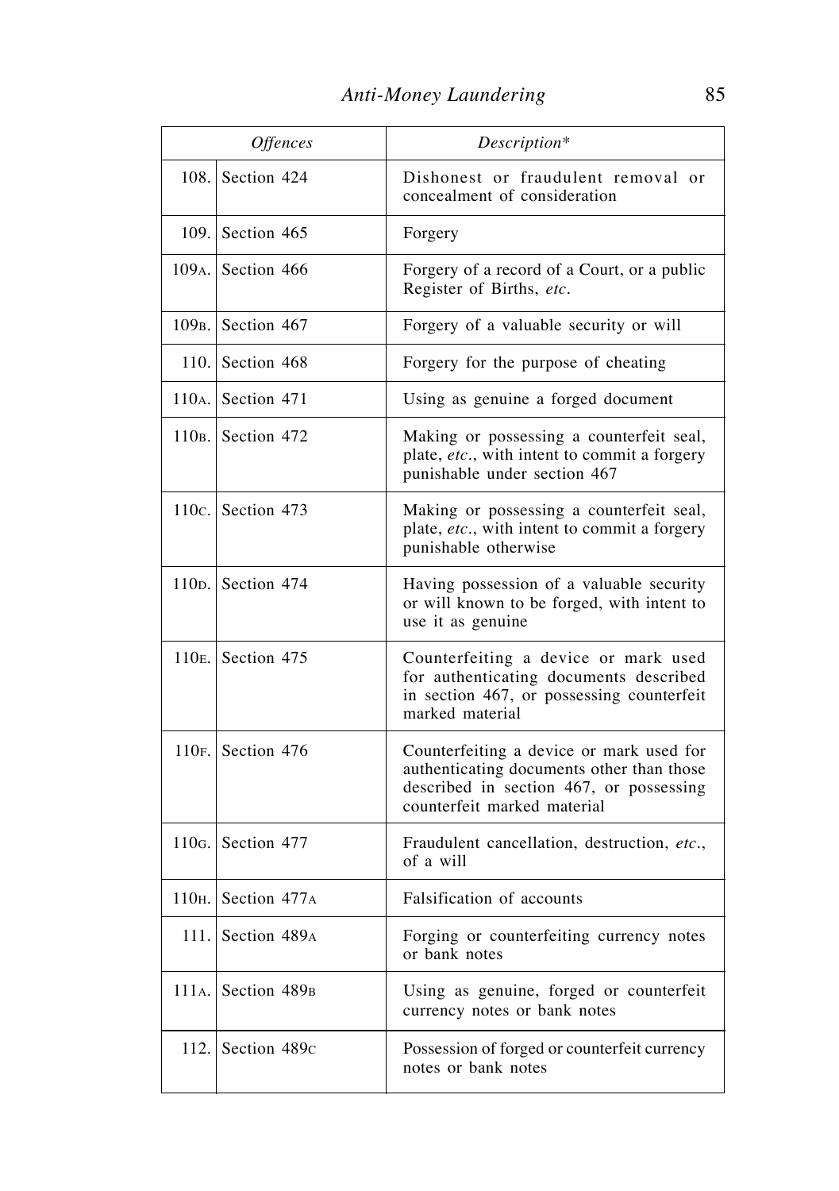| | *Offences* | *Description\** |
|---|---|---|
| 108. | Section 424 | Dishonest or fraudulent removal or concealment of consideration |
| 109. | Section 465 | Forgery |
| 109A. | Section 466 | Forgery of a record of a Court, or a public Register of Births, *etc.* |
| 109B. | Section 467 | Forgery of a valuable security or will |
| 110. | Section 468 | Forgery for the purpose of cheating |
| 110A. | Section 471 | Using as genuine a forged document |
| 110B. | Section 472 | Making or possessing a counterfeit seal, plate, *etc.*, with intent to commit a forgery punishable under section 467 |
| 110C. | Section 473 | Making or possessing a counterfeit seal, plate, *etc.*, with intent to commit a forgery punishable otherwise |
| 110D. | Section 474 | Having possession of a valuable security or will known to be forged, with intent to use it as genuine |
| 110E. | Section 475 | Counterfeiting a device or mark used for authenticating documents described in section 467, or possessing counterfeit marked material |
| 110F. | Section 476 | Counterfeiting a device or mark used for authenticating documents other than those described in section 467, or possessing counterfeit marked material |
| 110G. | Section 477 | Fraudulent cancellation, destruction, *etc.*, of a will |
| 110H. | Section 477A | Falsification of accounts |
| 111. | Section 489A | Forging or counterfeiting currency notes or bank notes |
| 111A. | Section 489B | Using as genuine, forged or counterfeit currency notes or bank notes |
| 112. | Section 489C | Possession of forged or counterfeit currency notes or bank notes |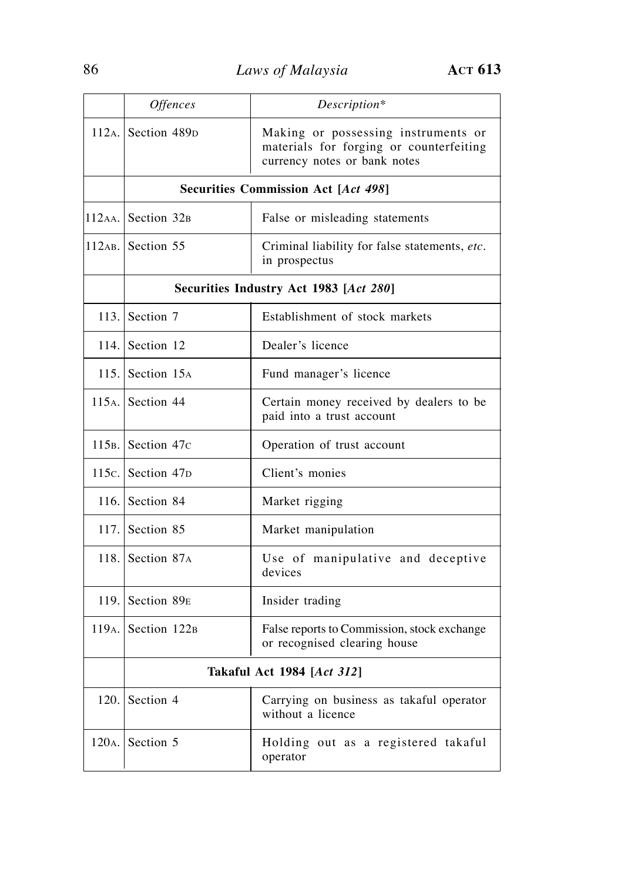| | *Offences* | *Description\** |
|---|---|---|
| 112A. | Section 489D | Making or possessing instruments or materials for forging or counterfeiting currency notes or bank notes |
| | **Securities Commission Act [*Act 498*]** | |
| 112AA. | Section 32B | False or misleading statements |
| 112AB. | Section 55 | Criminal liability for false statements, *etc.* in prospectus |
| | **Securities Industry Act 1983 [*Act 280*]** | |
| 113. | Section 7 | Establishment of stock markets |
| 114. | Section 12 | Dealer's licence |
| 115. | Section 15A | Fund manager's licence |
| 115A. | Section 44 | Certain money received by dealers to be paid into a trust account |
| 115B. | Section 47C | Operation of trust account |
| 115C. | Section 47D | Client's monies |
| 116. | Section 84 | Market rigging |
| 117. | Section 85 | Market manipulation |
| 118. | Section 87A | Use of manipulative and deceptive devices |
| 119. | Section 89E | Insider trading |
| 119A. | Section 122B | False reports to Commission, stock exchange or recognised clearing house |
| | **Takaful Act 1984 [*Act 312*]** | |
| 120. | Section 4 | Carrying on business as takaful operator without a licence |
| 120A. | Section 5 | Holding out as a registered takaful operator |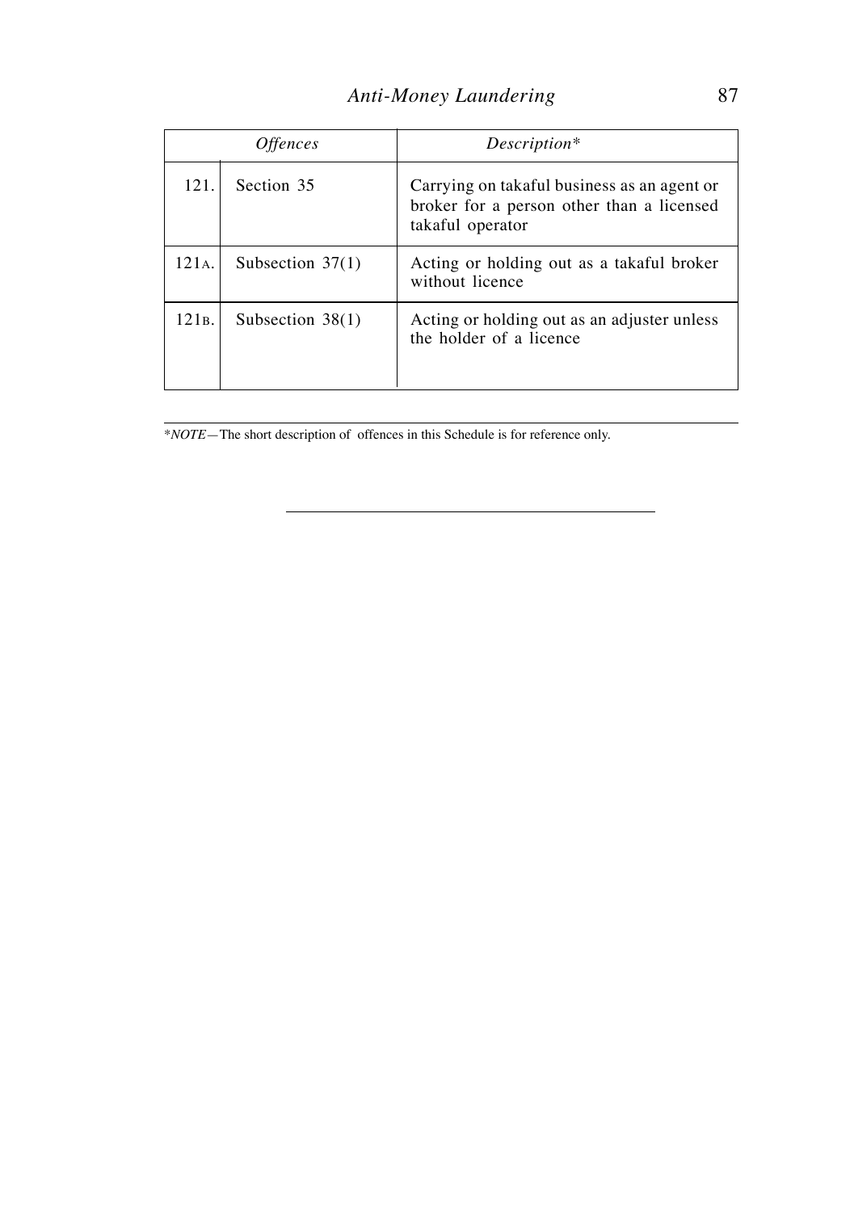| *Offences* | | *Description\** |
|---|---|---|
| 121. | Section 35 | Carrying on takaful business as an agent or broker for a person other than a licensed takaful operator |
| 121A. | Subsection 37(1) | Acting or holding out as a takaful broker without licence |
| 121B. | Subsection 38(1) | Acting or holding out as an adjuster unless the holder of a licence |

\**NOTE*—The short description of offences in this Schedule is for reference only.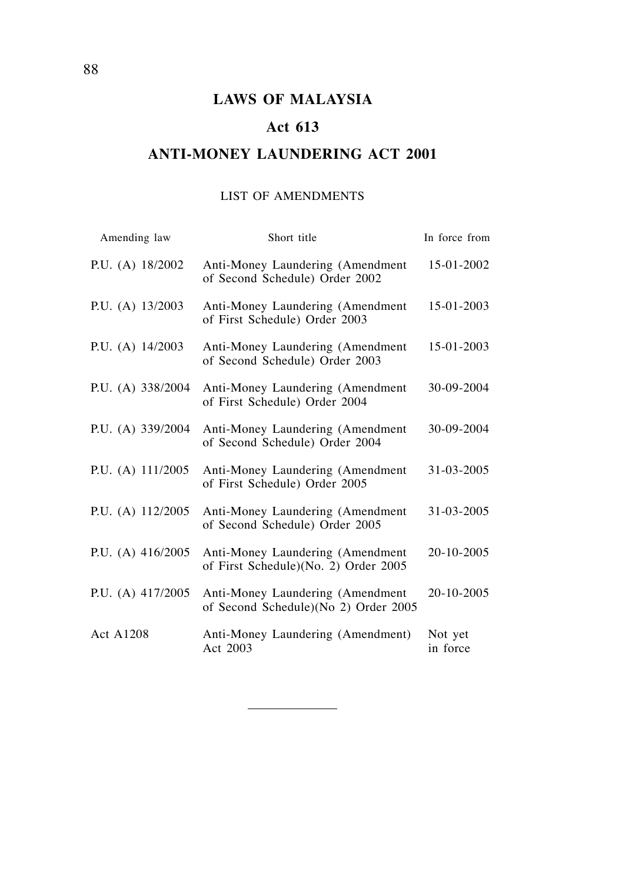# LAWS OF MALAYSIA

## Act 613

## ANTI-MONEY LAUNDERING ACT 2001

LIST OF AMENDMENTS

| Amending law | Short title | In force from |
|---|---|---|
| P.U. (A) 18/2002 | Anti-Money Laundering (Amendment of Second Schedule) Order 2002 | 15-01-2002 |
| P.U. (A) 13/2003 | Anti-Money Laundering (Amendment of First Schedule) Order 2003 | 15-01-2003 |
| P.U. (A) 14/2003 | Anti-Money Laundering (Amendment of Second Schedule) Order 2003 | 15-01-2003 |
| P.U. (A) 338/2004 | Anti-Money Laundering (Amendment of First Schedule) Order 2004 | 30-09-2004 |
| P.U. (A) 339/2004 | Anti-Money Laundering (Amendment of Second Schedule) Order 2004 | 30-09-2004 |
| P.U. (A) 111/2005 | Anti-Money Laundering (Amendment of First Schedule) Order 2005 | 31-03-2005 |
| P.U. (A) 112/2005 | Anti-Money Laundering (Amendment of Second Schedule) Order 2005 | 31-03-2005 |
| P.U. (A) 416/2005 | Anti-Money Laundering (Amendment of First Schedule)(No. 2) Order 2005 | 20-10-2005 |
| P.U. (A) 417/2005 | Anti-Money Laundering (Amendment of Second Schedule)(No 2) Order 2005 | 20-10-2005 |
| Act A1208 | Anti-Money Laundering (Amendment) Act 2003 | Not yet in force |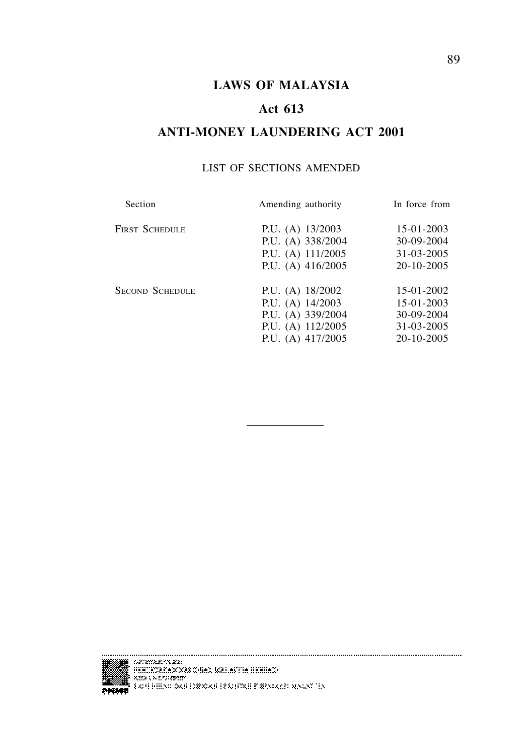# LAWS OF MALAYSIA

## Act 613

## ANTI-MONEY LAUNDERING ACT 2001

LIST OF SECTIONS AMENDED

| Section | Amending authority | In force from |
|---|---|---|
| FIRST SCHEDULE | P.U. (A) 13/2003 | 15-01-2003 |
| | P.U. (A) 338/2004 | 30-09-2004 |
| | P.U. (A) 111/2005 | 31-03-2005 |
| | P.U. (A) 416/2005 | 20-10-2005 |
| SECOND SCHEDULE | P.U. (A) 18/2002 | 15-01-2002 |
| | P.U. (A) 14/2003 | 15-01-2003 |
| | P.U. (A) 339/2004 | 30-09-2004 |
| | P.U. (A) 112/2005 | 31-03-2005 |
| | P.U. (A) 417/2005 | 20-10-2005 |